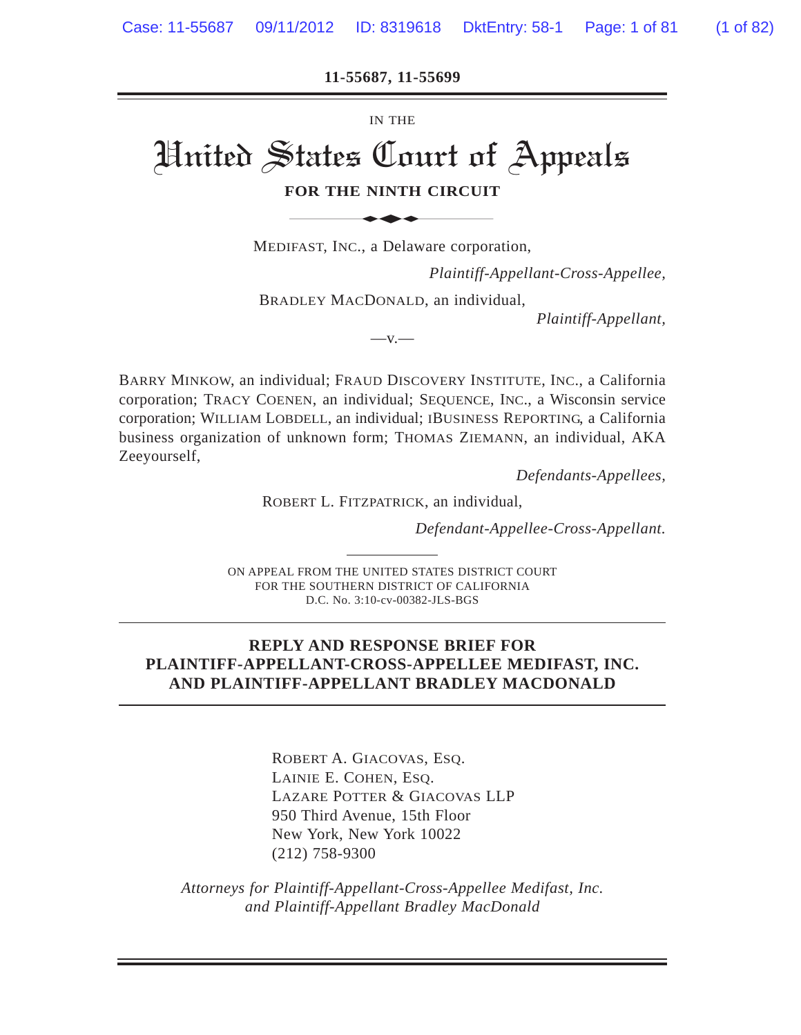**11-55687, 11-55699**

IN THE

# United States Court of Appeals

**FOR THE NINTH CIRCUIT**

MEDIFAST, INC., a Delaware corporation,

*Plaintiff-Appellant-Cross-Appellee,*

BRADLEY MACDONALD, an individual,

*Plaintiff-Appellant,*

—v.—

BARRY MINKOW, an individual; FRAUD DISCOVERY INSTITUTE, INC., a California corporation; TRACY COENEN, an individual; SEQUENCE, INC., a Wisconsin service corporation; WILLIAM LOBDELL, an individual; IBUSINESS REPORTING, a California business organization of unknown form; THOMAS ZIEMANN, an individual, AKA Zeeyourself,

*Defendants-Appellees,*

ROBERT L. FITZPATRICK, an individual,

*Defendant-Appellee-Cross-Appellant.*

ON APPEAL FROM THE UNITED STATES DISTRICT COURT
FOR THE SOUTHERN DISTRICT OF CALIFORNIA
D.C. No. 3:10-cv-00382-JLS-BGS

**REPLY AND RESPONSE BRIEF FOR PLAINTIFF-APPELLANT-CROSS-APPELLEE MEDIFAST, INC. AND PLAINTIFF-APPELLANT BRADLEY MACDONALD**

ROBERT A. GIACOVAS, ESQ.
LAINIE E. COHEN, ESQ.
LAZARE POTTER & GIACOVAS LLP
950 Third Avenue, 15th Floor
New York, New York 10022
(212) 758-9300

*Attorneys for Plaintiff-Appellant-Cross-Appellee Medifast, Inc. and Plaintiff-Appellant Bradley MacDonald*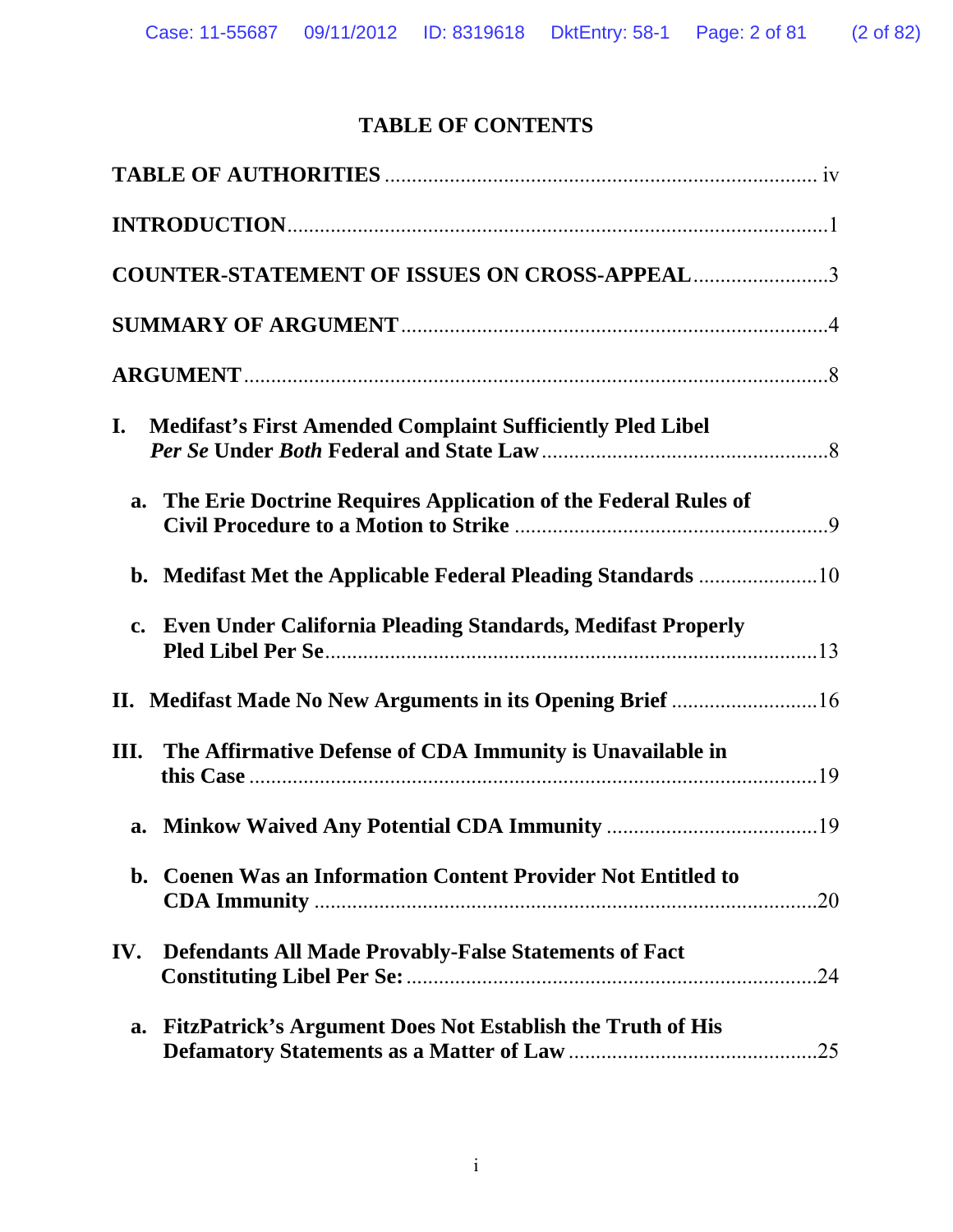# TABLE OF CONTENTS

**TABLE OF AUTHORITIES** ................................................................................ iv

**INTRODUCTION** ..................................................................................................1

**COUNTER-STATEMENT OF ISSUES ON CROSS-APPEAL** ..........................3

**SUMMARY OF ARGUMENT** ..............................................................................4

**ARGUMENT** ..........................................................................................................8

**I. Medifast's First Amended Complaint Sufficiently Pled Libel *Per Se* Under *Both* Federal and State Law** ......................................................8

**a. The Erie Doctrine Requires Application of the Federal Rules of Civil Procedure to a Motion to Strike** ..........................................................9

**b. Medifast Met the Applicable Federal Pleading Standards** ......................10

**c. Even Under California Pleading Standards, Medifast Properly Pled Libel Per Se** ..........................................................................................13

**II. Medifast Made No New Arguments in its Opening Brief** ...........................16

**III. The Affirmative Defense of CDA Immunity is Unavailable in this Case** ..........................................................................................................19

**a. Minkow Waived Any Potential CDA Immunity** .......................................19

**b. Coenen Was an Information Content Provider Not Entitled to CDA Immunity** ...........................................................................................20

**IV. Defendants All Made Provably-False Statements of Fact Constituting Libel Per Se:** ...........................................................................24

**a. FitzPatrick's Argument Does Not Establish the Truth of His Defamatory Statements as a Matter of Law** ..............................................25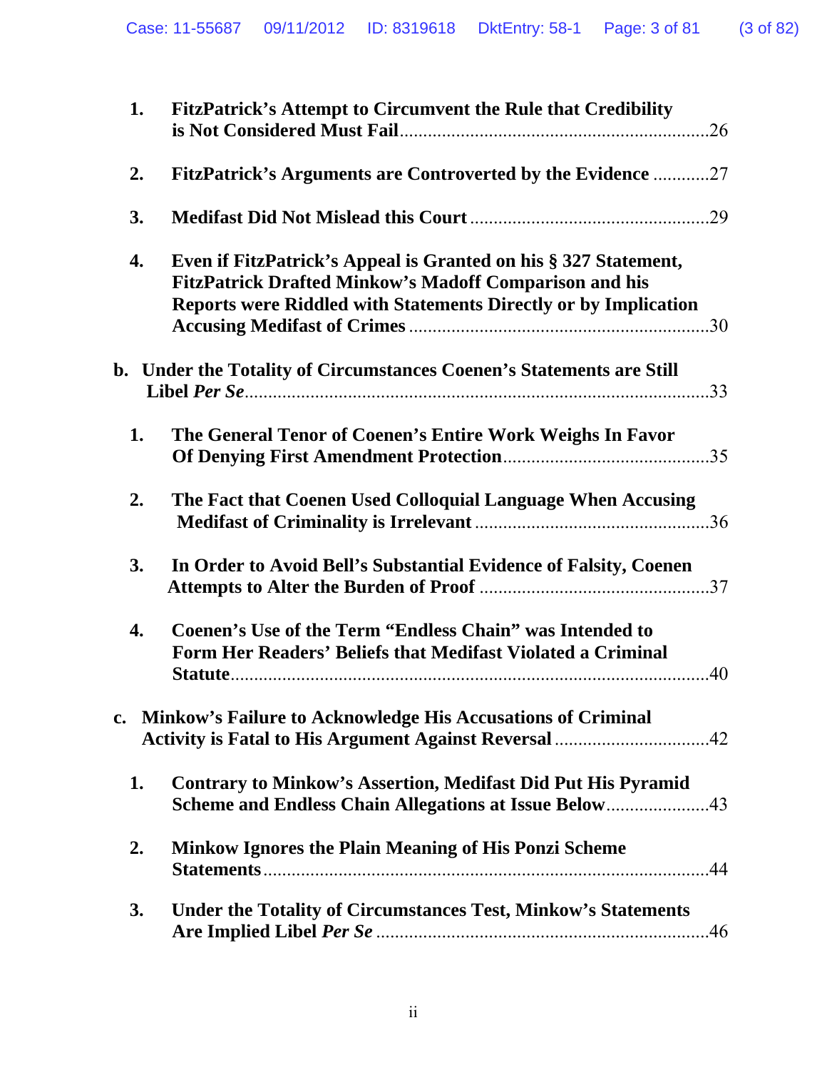1. **FitzPatrick's Attempt to Circumvent the Rule that Credibility is Not Considered Must Fail** .......... 26

2. **FitzPatrick's Arguments are Controverted by the Evidence** .......... 27

3. **Medifast Did Not Mislead this Court** .......... 29

4. **Even if FitzPatrick's Appeal is Granted on his § 327 Statement, FitzPatrick Drafted Minkow's Madoff Comparison and his Reports were Riddled with Statements Directly or by Implication Accusing Medifast of Crimes** .......... 30

b. **Under the Totality of Circumstances Coenen's Statements are Still Libel *Per Se*** .......... 33

1. **The General Tenor of Coenen's Entire Work Weighs In Favor Of Denying First Amendment Protection** .......... 35

2. **The Fact that Coenen Used Colloquial Language When Accusing Medifast of Criminality is Irrelevant** .......... 36

3. **In Order to Avoid Bell's Substantial Evidence of Falsity, Coenen Attempts to Alter the Burden of Proof** .......... 37

4. **Coenen's Use of the Term "Endless Chain" was Intended to Form Her Readers' Beliefs that Medifast Violated a Criminal Statute** .......... 40

c. **Minkow's Failure to Acknowledge His Accusations of Criminal Activity is Fatal to His Argument Against Reversal** .......... 42

1. **Contrary to Minkow's Assertion, Medifast Did Put His Pyramid Scheme and Endless Chain Allegations at Issue Below** .......... 43

2. **Minkow Ignores the Plain Meaning of His Ponzi Scheme Statements** .......... 44

3. **Under the Totality of Circumstances Test, Minkow's Statements Are Implied Libel *Per Se*** .......... 46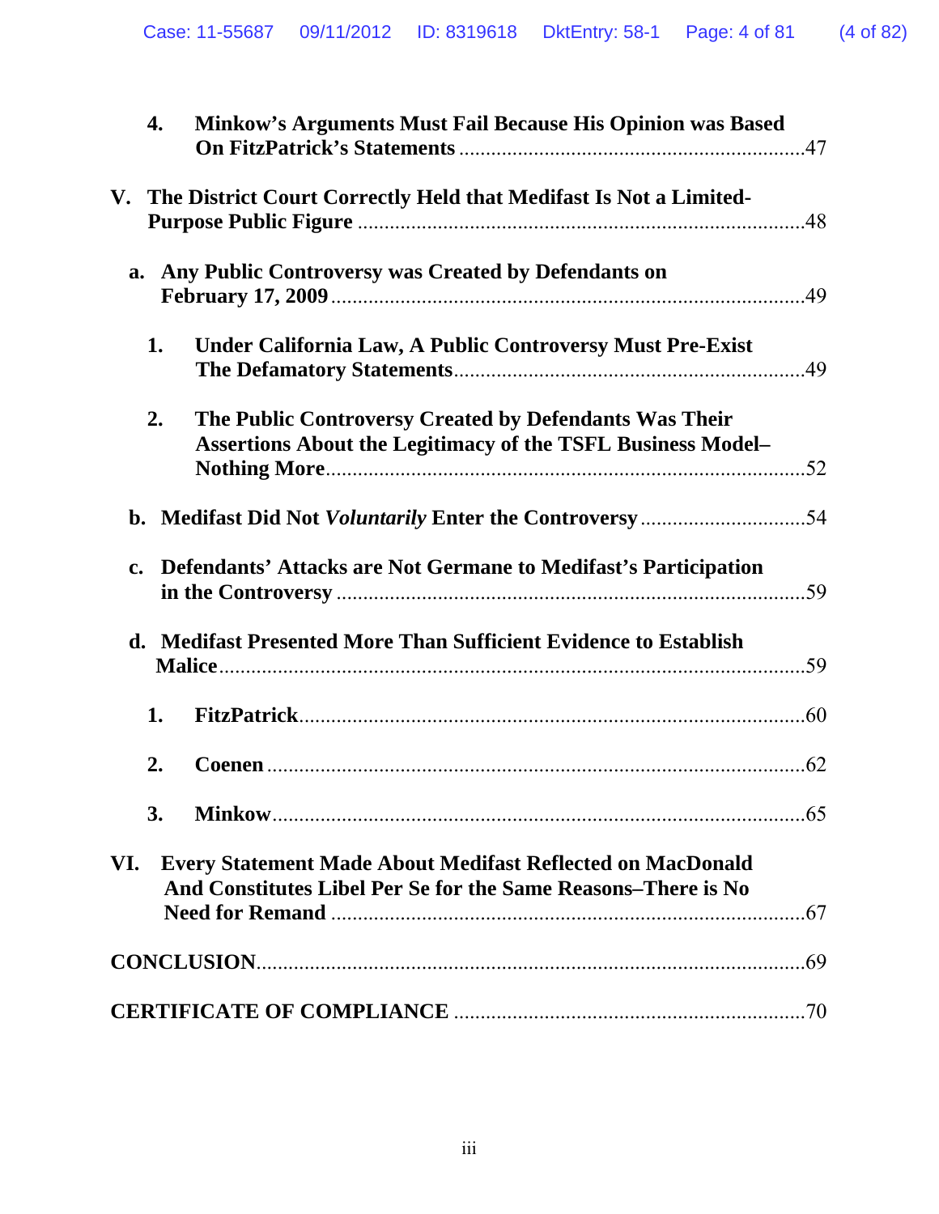**4. Minkow's Arguments Must Fail Because His Opinion was Based On FitzPatrick's Statements** ........................................ 47

**V. The District Court Correctly Held that Medifast Is Not a Limited-Purpose Public Figure** ........................................ 48

**a. Any Public Controversy was Created by Defendants on February 17, 2009** ........................................ 49

**1. Under California Law, A Public Controversy Must Pre-Exist The Defamatory Statements** ........................................ 49

**2. The Public Controversy Created by Defendants Was Their Assertions About the Legitimacy of the TSFL Business Model–Nothing More** ........................................ 52

**b. Medifast Did Not *Voluntarily* Enter the Controversy** ........................................ 54

**c. Defendants' Attacks are Not Germane to Medifast's Participation in the Controversy** ........................................ 59

**d. Medifast Presented More Than Sufficient Evidence to Establish Malice** ........................................ 59

**1. FitzPatrick** ........................................ 60

**2. Coenen** ........................................ 62

**3. Minkow** ........................................ 65

**VI. Every Statement Made About Medifast Reflected on MacDonald And Constitutes Libel Per Se for the Same Reasons–There is No Need for Remand** ........................................ 67

**CONCLUSION** ........................................ 69

**CERTIFICATE OF COMPLIANCE** ........................................ 70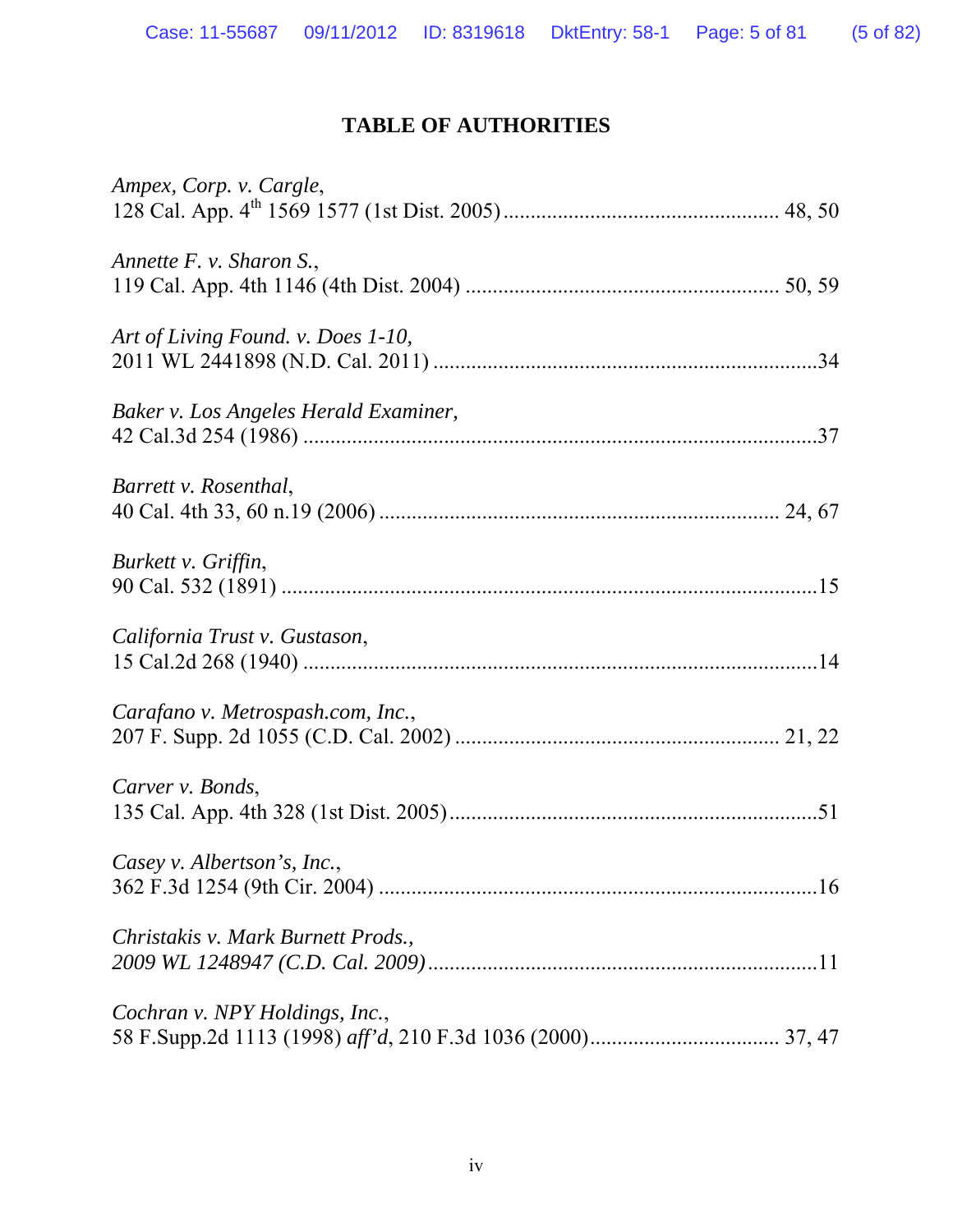# TABLE OF AUTHORITIES

*Ampex, Corp. v. Cargle*,
128 Cal. App. 4th 1569 1577 (1st Dist. 2005) .................................................. 48, 50

*Annette F. v. Sharon S.*,
119 Cal. App. 4th 1146 (4th Dist. 2004) ......................................................... 50, 59

*Art of Living Found. v. Does 1-10,*
2011 WL 2441898 (N.D. Cal. 2011) .......................................................................34

*Baker v. Los Angeles Herald Examiner,*
42 Cal.3d 254 (1986) ...............................................................................................37

*Barrett v. Rosenthal*,
40 Cal. 4th 33, 60 n.19 (2006) ......................................................................... 24, 67

*Burkett v. Griffin*,
90 Cal. 532 (1891) ...................................................................................................15

*California Trust v. Gustason*,
15 Cal.2d 268 (1940) ...............................................................................................14

*Carafano v. Metrospash.com, Inc.*,
207 F. Supp. 2d 1055 (C.D. Cal. 2002) ........................................................... 21, 22

*Carver v. Bonds*,
135 Cal. App. 4th 328 (1st Dist. 2005) ....................................................................51

*Casey v. Albertson's, Inc.*,
362 F.3d 1254 (9th Cir. 2004) .................................................................................16

*Christakis v. Mark Burnett Prods.,*
*2009 WL 1248947 (C.D. Cal. 2009)*.......................................................................11

*Cochran v. NPY Holdings, Inc.*,
58 F.Supp.2d 1113 (1998) *aff'd*, 210 F.3d 1036 (2000).................................. 37, 47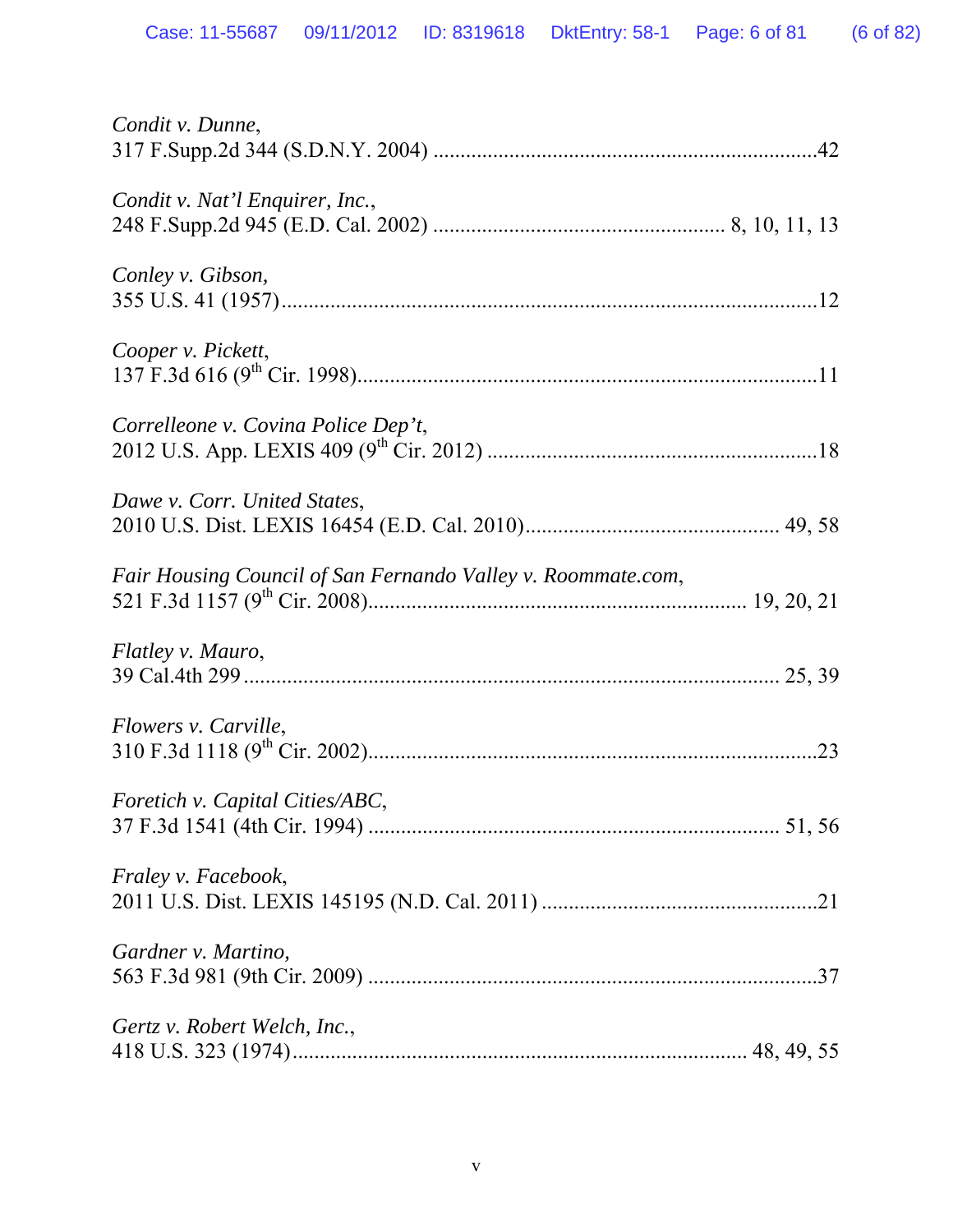*Condit v. Dunne*,
317 F.Supp.2d 344 (S.D.N.Y. 2004) ....................................................................42

*Condit v. Nat'l Enquirer, Inc.*,
248 F.Supp.2d 945 (E.D. Cal. 2002) .................................................... 8, 10, 11, 13

*Conley v. Gibson*,
355 U.S. 41 (1957)..................................................................................................12

*Cooper v. Pickett*,
137 F.3d 616 (9th Cir. 1998)....................................................................................11

*Correlleone v. Covina Police Dep't*,
2012 U.S. App. LEXIS 409 (9th Cir. 2012) ............................................................18

*Dawe v. Corr. United States*,
2010 U.S. Dist. LEXIS 16454 (E.D. Cal. 2010).............................................. 49, 58

*Fair Housing Council of San Fernando Valley v. Roommate.com*,
521 F.3d 1157 (9th Cir. 2008)..................................................................... 19, 20, 21

*Flatley v. Mauro*,
39 Cal.4th 299 ................................................................................................ 25, 39

*Flowers v. Carville*,
310 F.3d 1118 (9th Cir. 2002)..................................................................................23

*Foretich v. Capital Cities/ABC*,
37 F.3d 1541 (4th Cir. 1994) ......................................................................... 51, 56

*Fraley v. Facebook*,
2011 U.S. Dist. LEXIS 145195 (N.D. Cal. 2011) ..................................................21

*Gardner v. Martino*,
563 F.3d 981 (9th Cir. 2009) ..................................................................................37

*Gertz v. Robert Welch, Inc.*,
418 U.S. 323 (1974)................................................................................... 48, 49, 55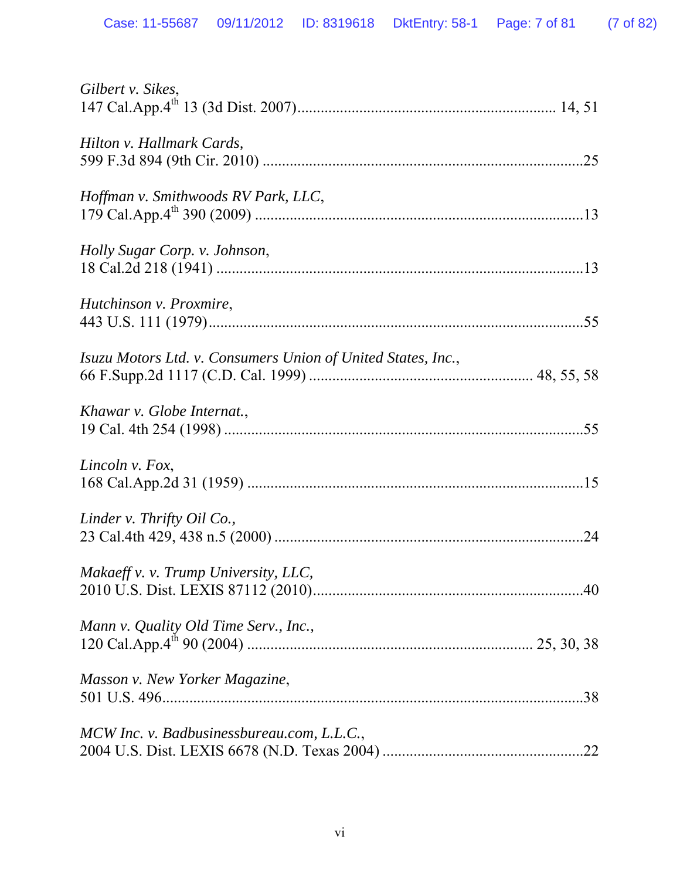*Gilbert v. Sikes*,
147 Cal.App.4th 13 (3d Dist. 2007)................................................................. 14, 51

*Hilton v. Hallmark Cards,*
599 F.3d 894 (9th Cir. 2010) ..................................................................................25

*Hoffman v. Smithwoods RV Park, LLC*,
179 Cal.App.4th 390 (2009) ....................................................................................13

*Holly Sugar Corp. v. Johnson*,
18 Cal.2d 218 (1941) ..............................................................................................13

*Hutchinson v. Proxmire*,
443 U.S. 111 (1979)................................................................................................55

*Isuzu Motors Ltd. v. Consumers Union of United States, Inc.*,
66 F.Supp.2d 1117 (C.D. Cal. 1999) ........................................................ 48, 55, 58

*Khawar v. Globe Internat.*,
19 Cal. 4th 254 (1998) ............................................................................................55

*Lincoln v. Fox*,
168 Cal.App.2d 31 (1959) ......................................................................................15

*Linder v. Thrifty Oil Co.,*
23 Cal.4th 429, 438 n.5 (2000) ...............................................................................24

*Makaeff v. v. Trump University, LLC,*
2010 U.S. Dist. LEXIS 87112 (2010).....................................................................40

*Mann v. Quality Old Time Serv., Inc.*,
120 Cal.App.4th 90 (2004) ........................................................................ 25, 30, 38

*Masson v. New Yorker Magazine*,
501 U.S. 496...........................................................................................................38

*MCW Inc. v. Badbusinessbureau.com, L.L.C.*,
2004 U.S. Dist. LEXIS 6678 (N.D. Texas 2004) ...................................................22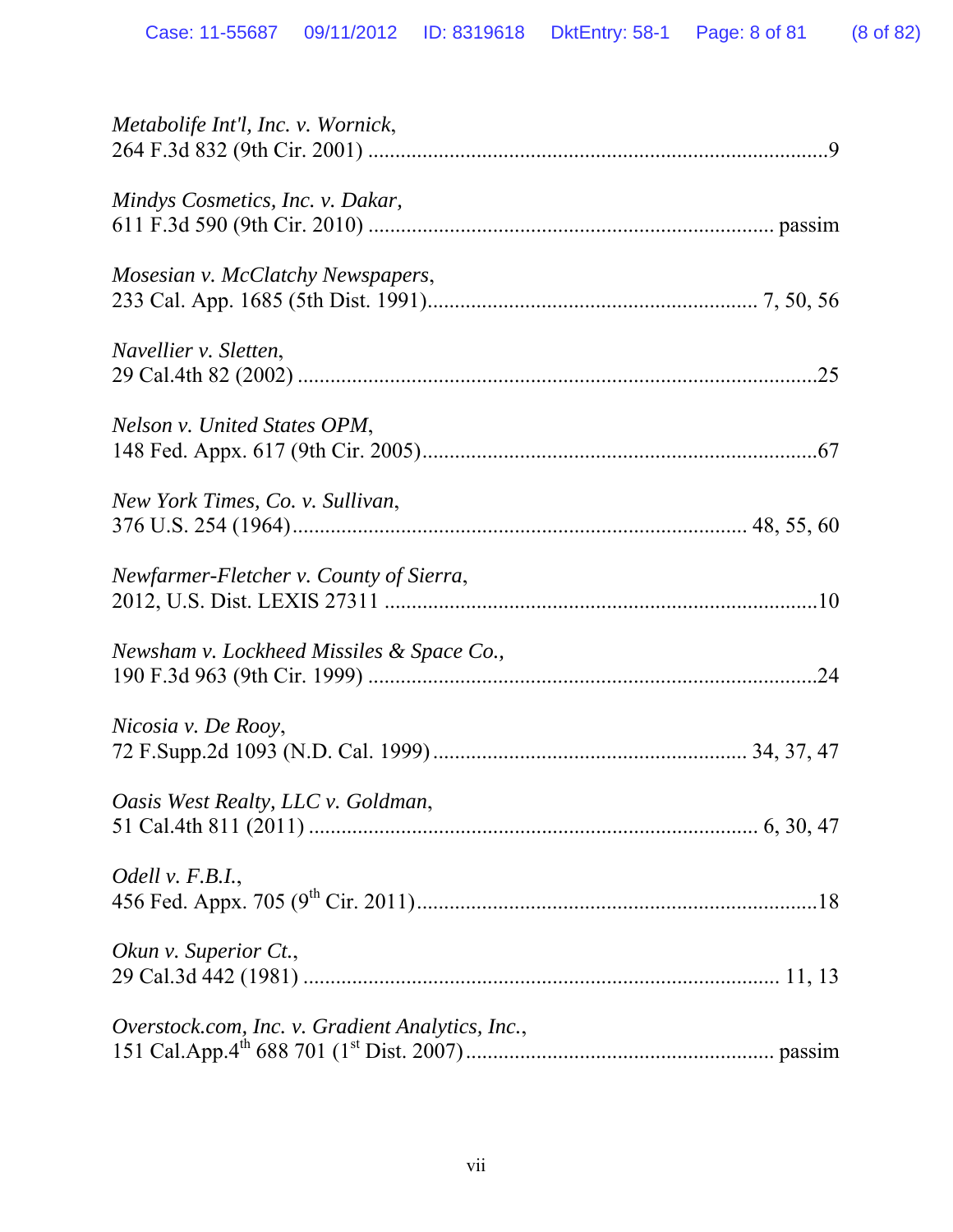*Metabolife Int'l, Inc. v. Wornick*,
264 F.3d 832 (9th Cir. 2001) ....................................................................................9

*Mindys Cosmetics, Inc. v. Dakar*,
611 F.3d 590 (9th Cir. 2010) ......................................................................... passim

*Mosesian v. McClatchy Newspapers*,
233 Cal. App. 1685 (5th Dist. 1991)........................................................... 7, 50, 56

*Navellier v. Sletten*,
29 Cal.4th 82 (2002) ...............................................................................................25

*Nelson v. United States OPM*,
148 Fed. Appx. 617 (9th Cir. 2005)........................................................................67

*New York Times, Co. v. Sullivan*,
376 U.S. 254 (1964)................................................................................. 48, 55, 60

*Newfarmer-Fletcher v. County of Sierra*,
2012, U.S. Dist. LEXIS 27311 ...............................................................................10

*Newsham v. Lockheed Missiles & Space Co.*,
190 F.3d 963 (9th Cir. 1999) ..................................................................................24

*Nicosia v. De Rooy*,
72 F.Supp.2d 1093 (N.D. Cal. 1999) ........................................................ 34, 37, 47

*Oasis West Realty, LLC v. Goldman*,
51 Cal.4th 811 (2011) ................................................................................ 6, 30, 47

*Odell v. F.B.I.*,
456 Fed. Appx. 705 (9th Cir. 2011).........................................................................18

*Okun v. Superior Ct.*,
29 Cal.3d 442 (1981) .................................................................................... 11, 13

*Overstock.com, Inc. v. Gradient Analytics, Inc.*,
151 Cal.App.4th 688 701 (1st Dist. 2007)........................................................ passim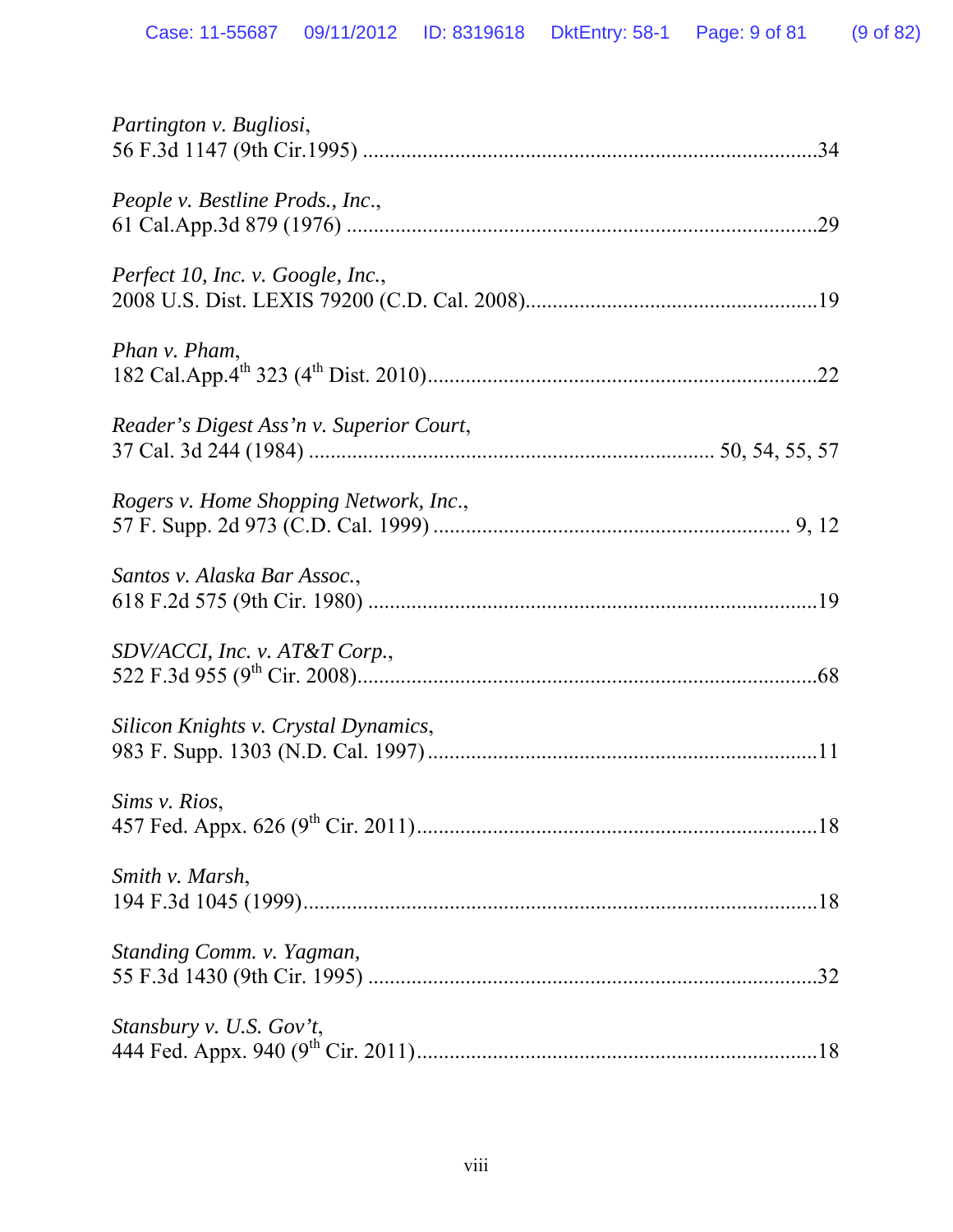*Partington v. Bugliosi*,
56 F.3d 1147 (9th Cir.1995) ....................................................................................34

*People v. Bestline Prods., Inc.*,
61 Cal.App.3d 879 (1976) .......................................................................................29

*Perfect 10, Inc. v. Google, Inc.*,
2008 U.S. Dist. LEXIS 79200 (C.D. Cal. 2008)......................................................19

*Phan v. Pham*,
182 Cal.App.4th 323 (4th Dist. 2010).......................................................................22

*Reader's Digest Ass'n v. Superior Court*,
37 Cal. 3d 244 (1984) .......................................................................... 50, 54, 55, 57

*Rogers v. Home Shopping Network, Inc.*,
57 F. Supp. 2d 973 (C.D. Cal. 1999) ................................................................. 9, 12

*Santos v. Alaska Bar Assoc.*,
618 F.2d 575 (9th Cir. 1980) ...................................................................................19

*SDV/ACCI, Inc. v. AT&T Corp.*,
522 F.3d 955 (9th Cir. 2008)....................................................................................68

*Silicon Knights v. Crystal Dynamics*,
983 F. Supp. 1303 (N.D. Cal. 1997) .......................................................................11

*Sims v. Rios*,
457 Fed. Appx. 626 (9th Cir. 2011).........................................................................18

*Smith v. Marsh*,
194 F.3d 1045 (1999)...............................................................................................18

*Standing Comm. v. Yagman,*
55 F.3d 1430 (9th Cir. 1995) ...................................................................................32

*Stansbury v. U.S. Gov't*,
444 Fed. Appx. 940 (9th Cir. 2011).........................................................................18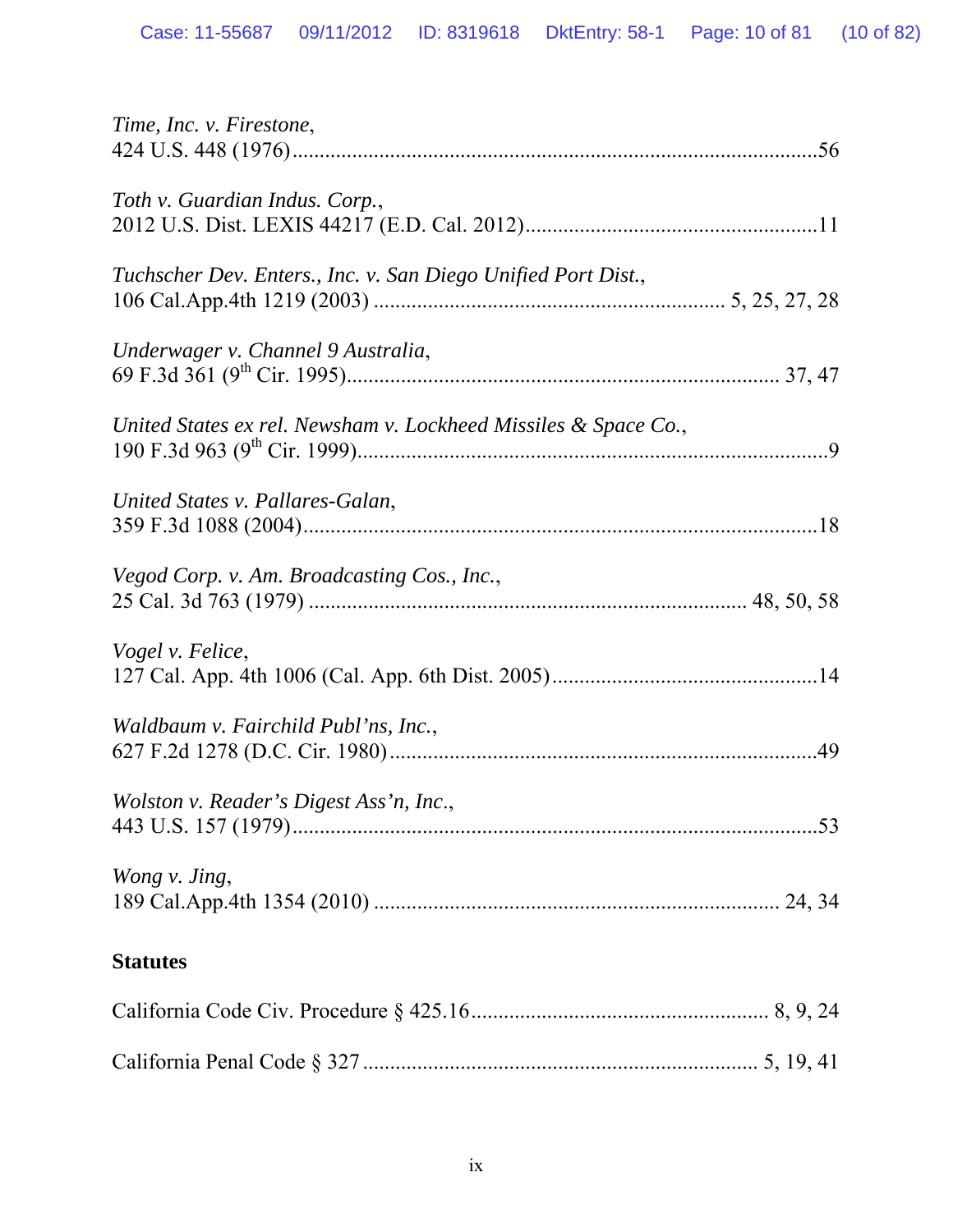*Time, Inc. v. Firestone*,
424 U.S. 448 (1976) ......................................................................................56

*Toth v. Guardian Indus. Corp.*,
2012 U.S. Dist. LEXIS 44217 (E.D. Cal. 2012) ..........................................11

*Tuchscher Dev. Enters., Inc. v. San Diego Unified Port Dist.*,
106 Cal.App.4th 1219 (2003) ........................................................ 5, 25, 27, 28

*Underwager v. Channel 9 Australia*,
69 F.3d 361 (9th Cir. 1995)...................................................................... 37, 47

*United States ex rel. Newsham v. Lockheed Missiles & Space Co.*,
190 F.3d 963 (9th Cir. 1999)...........................................................................9

*United States v. Pallares-Galan*,
359 F.3d 1088 (2004) ......................................................................................18

*Vegod Corp. v. Am. Broadcasting Cos., Inc.*,
25 Cal. 3d 763 (1979) ................................................................... 48, 50, 58

*Vogel v. Felice*,
127 Cal. App. 4th 1006 (Cal. App. 6th Dist. 2005) .....................................14

*Waldbaum v. Fairchild Publ'ns, Inc.*,
627 F.2d 1278 (D.C. Cir. 1980) ....................................................................49

*Wolston v. Reader's Digest Ass'n, Inc.*,
443 U.S. 157 (1979) ......................................................................................53

*Wong v. Jing*,
189 Cal.App.4th 1354 (2010) ................................................................ 24, 34

**Statutes**

California Code Civ. Procedure § 425.16 ........................................... 8, 9, 24

California Penal Code § 327 ............................................................. 5, 19, 41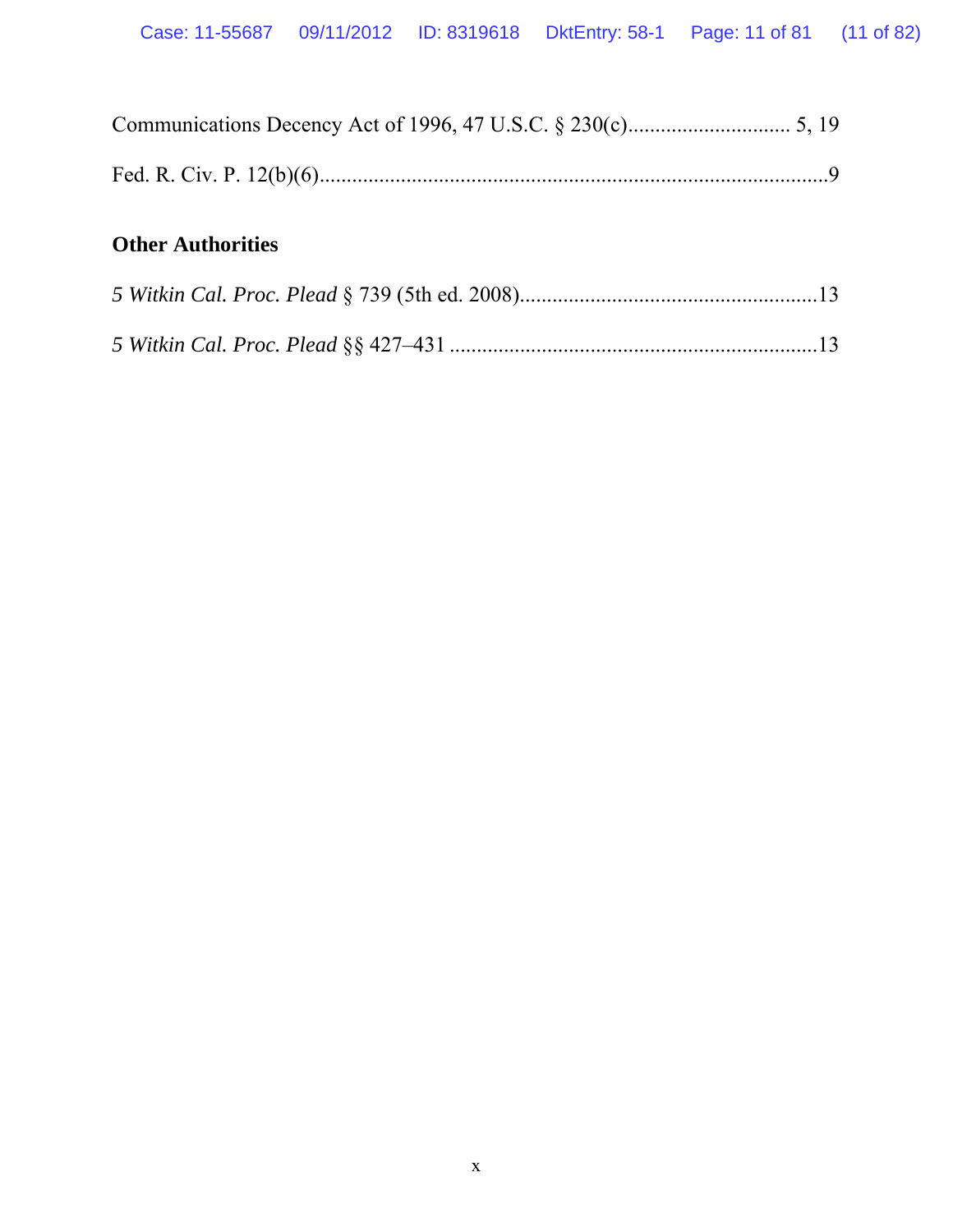Communications Decency Act of 1996, 47 U.S.C. § 230(c).............................. 5, 19

Fed. R. Civ. P. 12(b)(6).............................................................................................9

## Other Authorities

*5 Witkin Cal. Proc. Plead* § 739 (5th ed. 2008).......................................................13

*5 Witkin Cal. Proc. Plead* §§ 427–431 ....................................................................13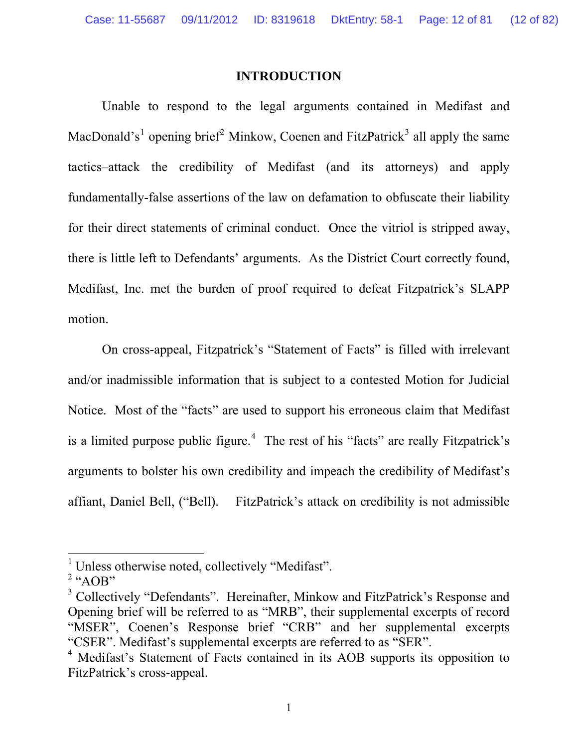# INTRODUCTION

Unable to respond to the legal arguments contained in Medifast and MacDonald's[1] opening brief[2] Minkow, Coenen and FitzPatrick[3] all apply the same tactics–attack the credibility of Medifast (and its attorneys) and apply fundamentally-false assertions of the law on defamation to obfuscate their liability for their direct statements of criminal conduct. Once the vitriol is stripped away, there is little left to Defendants' arguments. As the District Court correctly found, Medifast, Inc. met the burden of proof required to defeat Fitzpatrick's SLAPP motion.

On cross-appeal, Fitzpatrick's "Statement of Facts" is filled with irrelevant and/or inadmissible information that is subject to a contested Motion for Judicial Notice. Most of the "facts" are used to support his erroneous claim that Medifast is a limited purpose public figure.[4] The rest of his "facts" are really Fitzpatrick's arguments to bolster his own credibility and impeach the credibility of Medifast's affiant, Daniel Bell, ("Bell). FitzPatrick's attack on credibility is not admissible

---

[1] Unless otherwise noted, collectively "Medifast".

[2] "AOB"

[3] Collectively "Defendants". Hereinafter, Minkow and FitzPatrick's Response and Opening brief will be referred to as "MRB", their supplemental excerpts of record "MSER", Coenen's Response brief "CRB" and her supplemental excerpts "CSER". Medifast's supplemental excerpts are referred to as "SER".

[4] Medifast's Statement of Facts contained in its AOB supports its opposition to FitzPatrick's cross-appeal.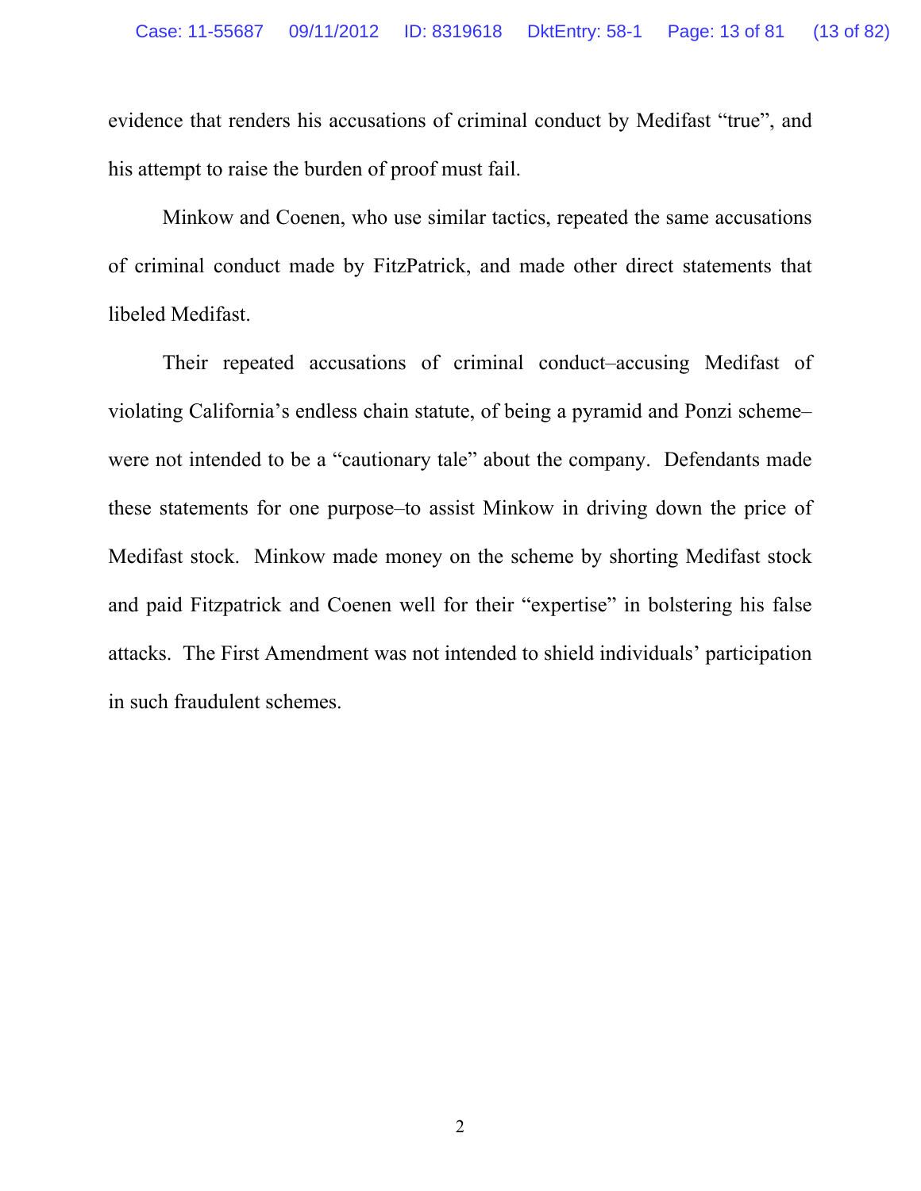evidence that renders his accusations of criminal conduct by Medifast "true", and his attempt to raise the burden of proof must fail.

Minkow and Coenen, who use similar tactics, repeated the same accusations of criminal conduct made by FitzPatrick, and made other direct statements that libeled Medifast.

Their repeated accusations of criminal conduct–accusing Medifast of violating California's endless chain statute, of being a pyramid and Ponzi scheme–were not intended to be a "cautionary tale" about the company. Defendants made these statements for one purpose–to assist Minkow in driving down the price of Medifast stock. Minkow made money on the scheme by shorting Medifast stock and paid Fitzpatrick and Coenen well for their "expertise" in bolstering his false attacks. The First Amendment was not intended to shield individuals' participation in such fraudulent schemes.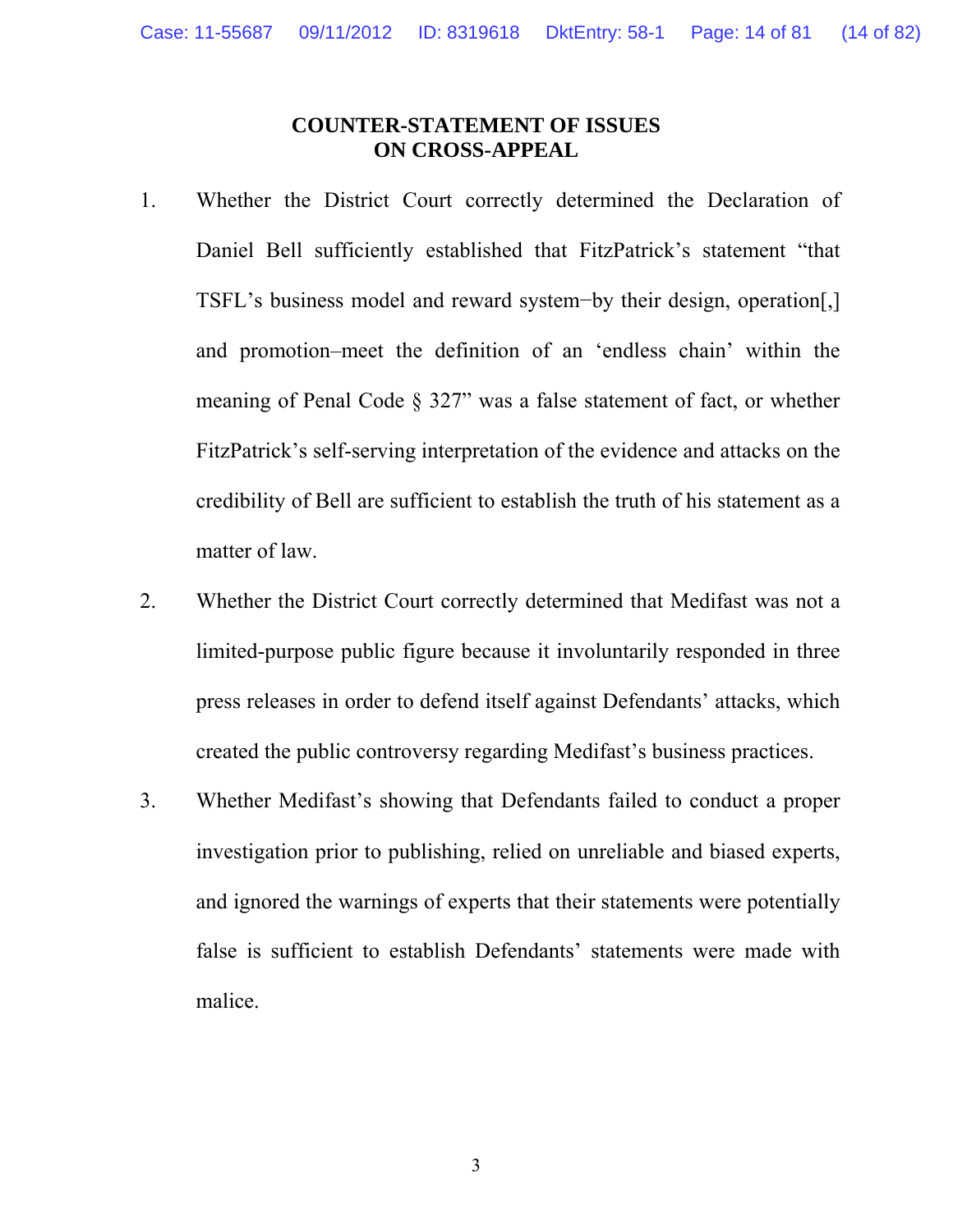# COUNTER-STATEMENT OF ISSUES ON CROSS-APPEAL

1. Whether the District Court correctly determined the Declaration of Daniel Bell sufficiently established that FitzPatrick's statement "that TSFL's business model and reward system–by their design, operation[,] and promotion–meet the definition of an 'endless chain' within the meaning of Penal Code § 327" was a false statement of fact, or whether FitzPatrick's self-serving interpretation of the evidence and attacks on the credibility of Bell are sufficient to establish the truth of his statement as a matter of law.

2. Whether the District Court correctly determined that Medifast was not a limited-purpose public figure because it involuntarily responded in three press releases in order to defend itself against Defendants' attacks, which created the public controversy regarding Medifast's business practices.

3. Whether Medifast's showing that Defendants failed to conduct a proper investigation prior to publishing, relied on unreliable and biased experts, and ignored the warnings of experts that their statements were potentially false is sufficient to establish Defendants' statements were made with malice.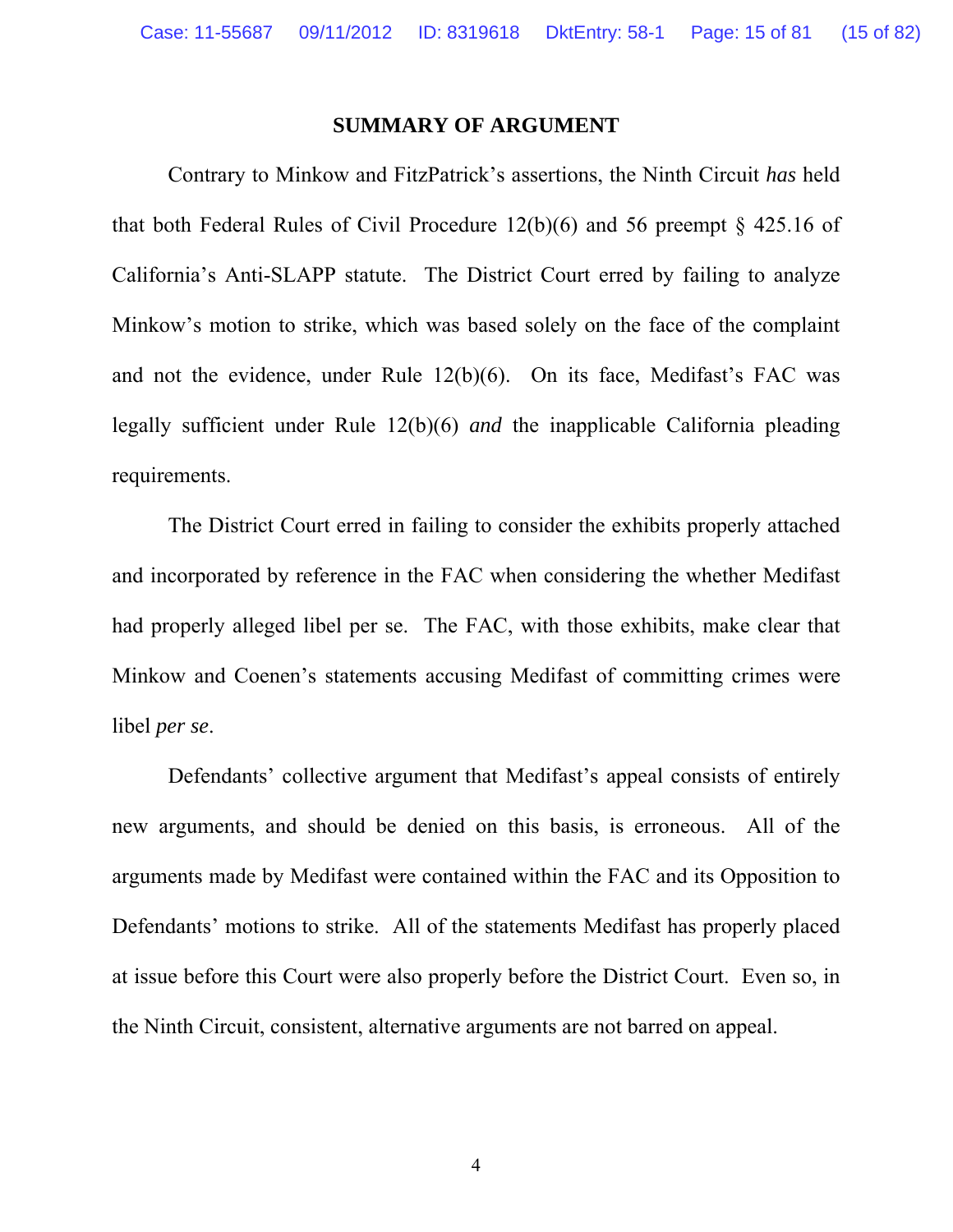## SUMMARY OF ARGUMENT

Contrary to Minkow and FitzPatrick's assertions, the Ninth Circuit *has* held that both Federal Rules of Civil Procedure 12(b)(6) and 56 preempt § 425.16 of California's Anti-SLAPP statute. The District Court erred by failing to analyze Minkow's motion to strike, which was based solely on the face of the complaint and not the evidence, under Rule 12(b)(6). On its face, Medifast's FAC was legally sufficient under Rule 12(b)(6) *and* the inapplicable California pleading requirements.

The District Court erred in failing to consider the exhibits properly attached and incorporated by reference in the FAC when considering the whether Medifast had properly alleged libel per se. The FAC, with those exhibits, make clear that Minkow and Coenen's statements accusing Medifast of committing crimes were libel *per se*.

Defendants' collective argument that Medifast's appeal consists of entirely new arguments, and should be denied on this basis, is erroneous. All of the arguments made by Medifast were contained within the FAC and its Opposition to Defendants' motions to strike. All of the statements Medifast has properly placed at issue before this Court were also properly before the District Court. Even so, in the Ninth Circuit, consistent, alternative arguments are not barred on appeal.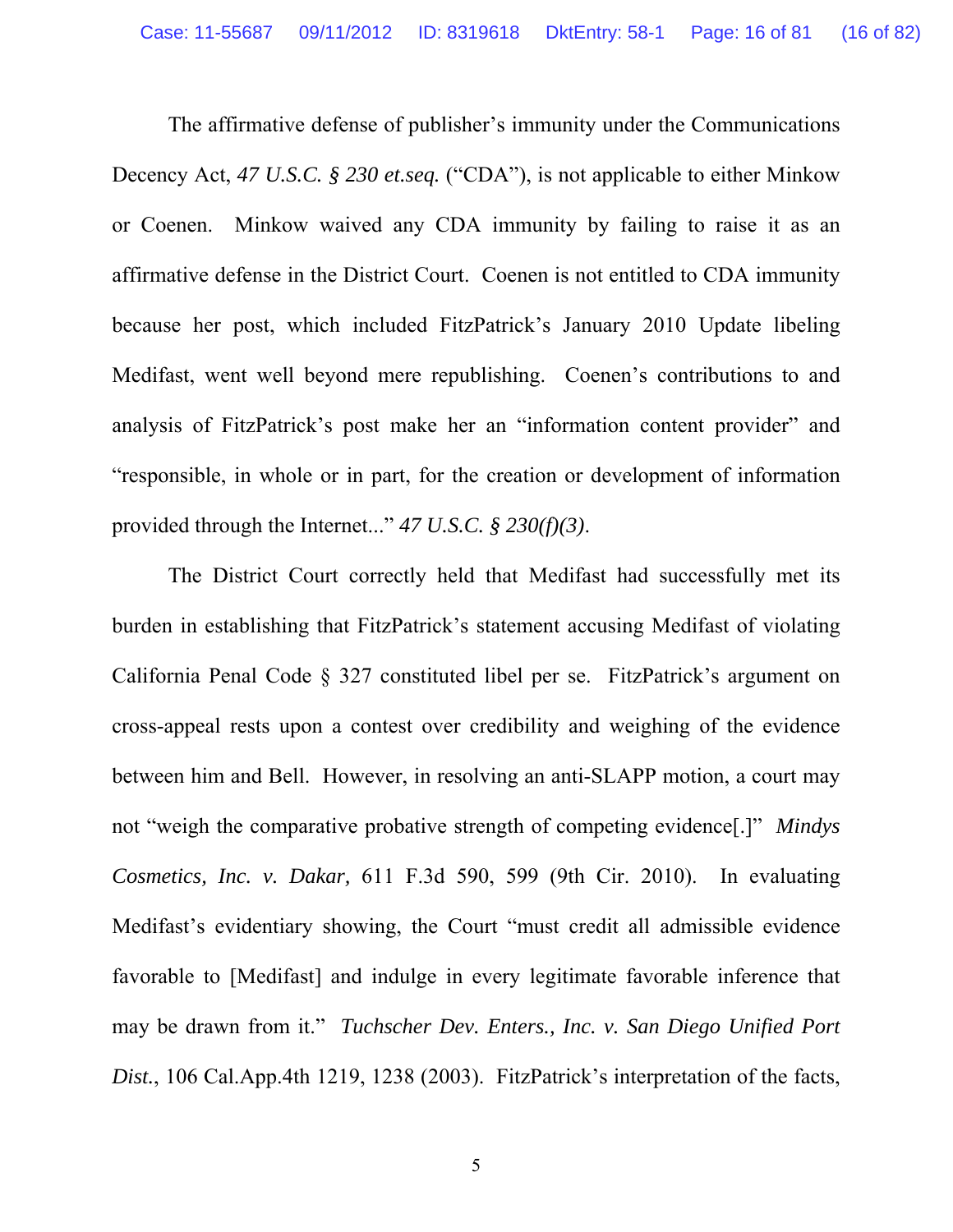The affirmative defense of publisher's immunity under the Communications Decency Act, *47 U.S.C. § 230 et.seq.* ("CDA"), is not applicable to either Minkow or Coenen. Minkow waived any CDA immunity by failing to raise it as an affirmative defense in the District Court. Coenen is not entitled to CDA immunity because her post, which included FitzPatrick's January 2010 Update libeling Medifast, went well beyond mere republishing. Coenen's contributions to and analysis of FitzPatrick's post make her an "information content provider" and "responsible, in whole or in part, for the creation or development of information provided through the Internet..." *47 U.S.C. § 230(f)(3)*.

The District Court correctly held that Medifast had successfully met its burden in establishing that FitzPatrick's statement accusing Medifast of violating California Penal Code § 327 constituted libel per se. FitzPatrick's argument on cross-appeal rests upon a contest over credibility and weighing of the evidence between him and Bell. However, in resolving an anti-SLAPP motion, a court may not "weigh the comparative probative strength of competing evidence[.]" *Mindys Cosmetics, Inc. v. Dakar,* 611 F.3d 590, 599 (9th Cir. 2010). In evaluating Medifast's evidentiary showing, the Court "must credit all admissible evidence favorable to [Medifast] and indulge in every legitimate favorable inference that may be drawn from it." *Tuchscher Dev. Enters., Inc. v. San Diego Unified Port Dist.*, 106 Cal.App.4th 1219, 1238 (2003). FitzPatrick's interpretation of the facts,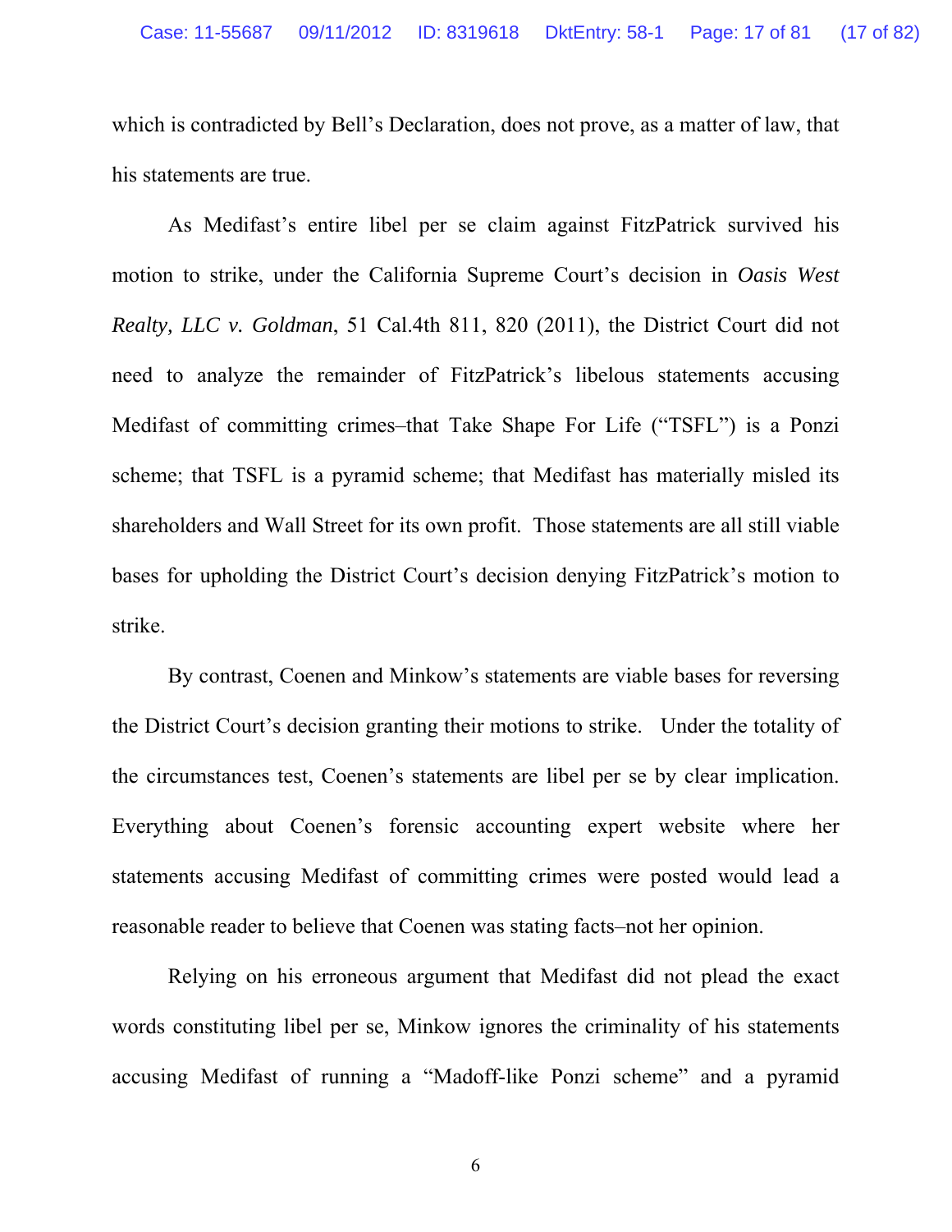which is contradicted by Bell's Declaration, does not prove, as a matter of law, that his statements are true.

As Medifast's entire libel per se claim against FitzPatrick survived his motion to strike, under the California Supreme Court's decision in *Oasis West Realty, LLC v. Goldman*, 51 Cal.4th 811, 820 (2011), the District Court did not need to analyze the remainder of FitzPatrick's libelous statements accusing Medifast of committing crimes–that Take Shape For Life ("TSFL") is a Ponzi scheme; that TSFL is a pyramid scheme; that Medifast has materially misled its shareholders and Wall Street for its own profit. Those statements are all still viable bases for upholding the District Court's decision denying FitzPatrick's motion to strike.

By contrast, Coenen and Minkow's statements are viable bases for reversing the District Court's decision granting their motions to strike. Under the totality of the circumstances test, Coenen's statements are libel per se by clear implication. Everything about Coenen's forensic accounting expert website where her statements accusing Medifast of committing crimes were posted would lead a reasonable reader to believe that Coenen was stating facts–not her opinion.

Relying on his erroneous argument that Medifast did not plead the exact words constituting libel per se, Minkow ignores the criminality of his statements accusing Medifast of running a "Madoff-like Ponzi scheme" and a pyramid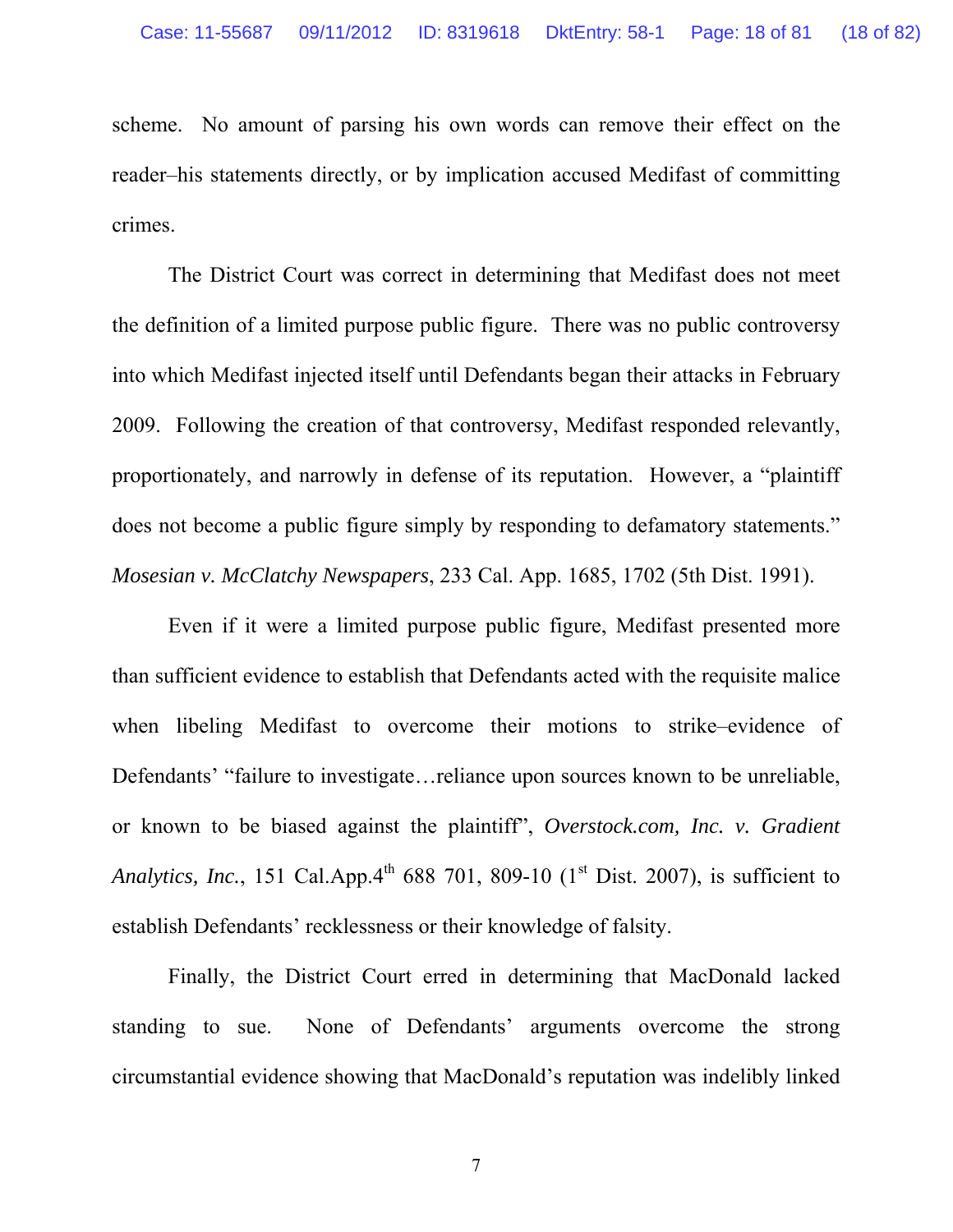scheme. No amount of parsing his own words can remove their effect on the reader–his statements directly, or by implication accused Medifast of committing crimes.

The District Court was correct in determining that Medifast does not meet the definition of a limited purpose public figure. There was no public controversy into which Medifast injected itself until Defendants began their attacks in February 2009. Following the creation of that controversy, Medifast responded relevantly, proportionately, and narrowly in defense of its reputation. However, a "plaintiff does not become a public figure simply by responding to defamatory statements." *Mosesian v. McClatchy Newspapers*, 233 Cal. App. 1685, 1702 (5th Dist. 1991).

Even if it were a limited purpose public figure, Medifast presented more than sufficient evidence to establish that Defendants acted with the requisite malice when libeling Medifast to overcome their motions to strike–evidence of Defendants' "failure to investigate…reliance upon sources known to be unreliable, or known to be biased against the plaintiff", *Overstock.com, Inc. v. Gradient Analytics, Inc.*, 151 Cal.App.4th 688 701, 809-10 (1st Dist. 2007), is sufficient to establish Defendants' recklessness or their knowledge of falsity.

Finally, the District Court erred in determining that MacDonald lacked standing to sue. None of Defendants' arguments overcome the strong circumstantial evidence showing that MacDonald's reputation was indelibly linked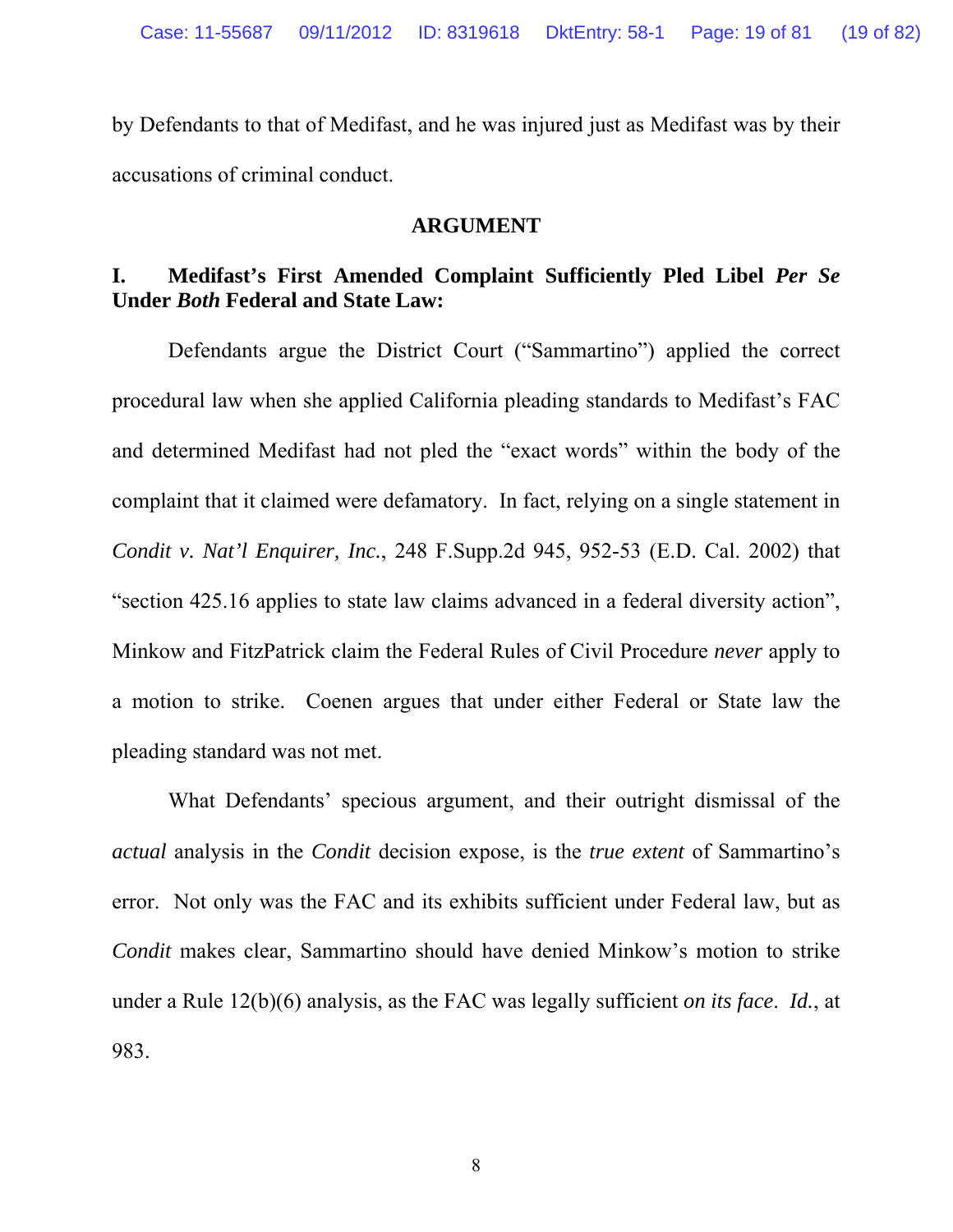by Defendants to that of Medifast, and he was injured just as Medifast was by their accusations of criminal conduct.

## ARGUMENT

### I. Medifast's First Amended Complaint Sufficiently Pled Libel *Per Se* Under *Both* Federal and State Law:

Defendants argue the District Court ("Sammartino") applied the correct procedural law when she applied California pleading standards to Medifast's FAC and determined Medifast had not pled the "exact words" within the body of the complaint that it claimed were defamatory. In fact, relying on a single statement in *Condit v. Nat'l Enquirer, Inc.*, 248 F.Supp.2d 945, 952-53 (E.D. Cal. 2002) that "section 425.16 applies to state law claims advanced in a federal diversity action", Minkow and FitzPatrick claim the Federal Rules of Civil Procedure *never* apply to a motion to strike. Coenen argues that under either Federal or State law the pleading standard was not met.

What Defendants' specious argument, and their outright dismissal of the *actual* analysis in the *Condit* decision expose, is the *true extent* of Sammartino's error. Not only was the FAC and its exhibits sufficient under Federal law, but as *Condit* makes clear, Sammartino should have denied Minkow's motion to strike under a Rule 12(b)(6) analysis, as the FAC was legally sufficient *on its face*. *Id.*, at 983.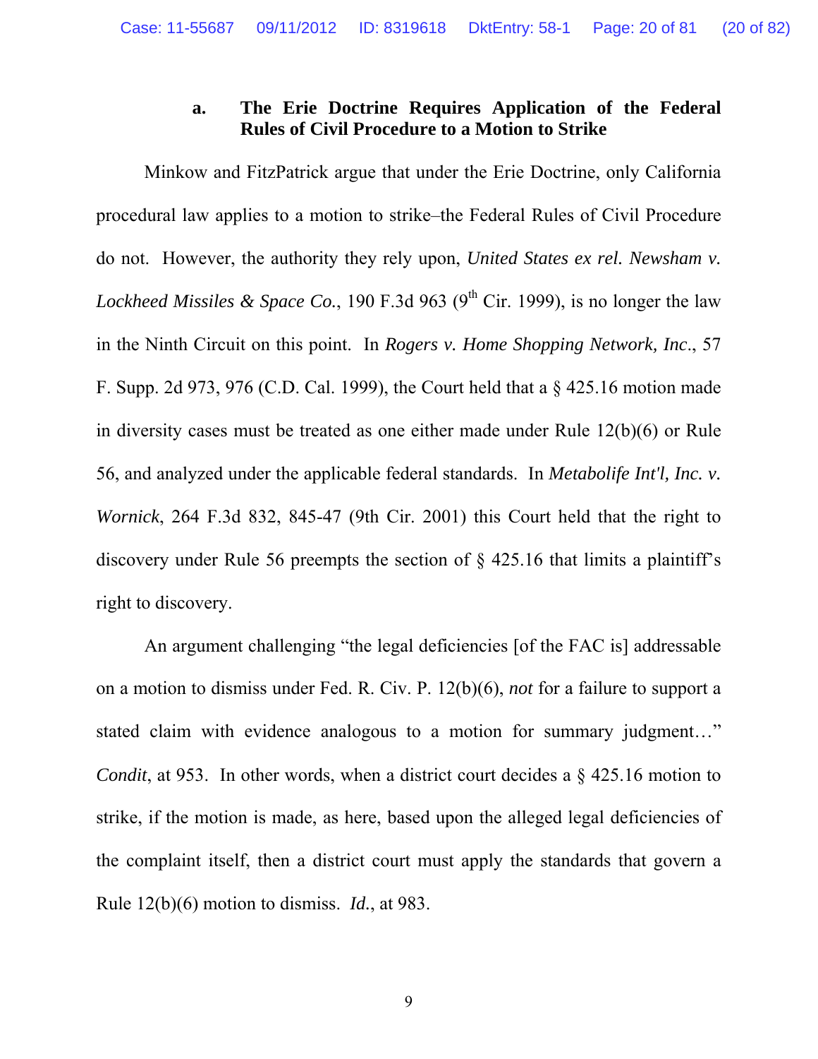### a. The Erie Doctrine Requires Application of the Federal Rules of Civil Procedure to a Motion to Strike

Minkow and FitzPatrick argue that under the Erie Doctrine, only California procedural law applies to a motion to strike–the Federal Rules of Civil Procedure do not. However, the authority they rely upon, *United States ex rel. Newsham v. Lockheed Missiles & Space Co.*, 190 F.3d 963 (9th Cir. 1999), is no longer the law in the Ninth Circuit on this point. In *Rogers v. Home Shopping Network, Inc*., 57 F. Supp. 2d 973, 976 (C.D. Cal. 1999), the Court held that a § 425.16 motion made in diversity cases must be treated as one either made under Rule 12(b)(6) or Rule 56, and analyzed under the applicable federal standards. In *Metabolife Int'l, Inc. v. Wornick*, 264 F.3d 832, 845-47 (9th Cir. 2001) this Court held that the right to discovery under Rule 56 preempts the section of § 425.16 that limits a plaintiff's right to discovery.

An argument challenging "the legal deficiencies [of the FAC is] addressable on a motion to dismiss under Fed. R. Civ. P. 12(b)(6), *not* for a failure to support a stated claim with evidence analogous to a motion for summary judgment…" *Condit*, at 953. In other words, when a district court decides a § 425.16 motion to strike, if the motion is made, as here, based upon the alleged legal deficiencies of the complaint itself, then a district court must apply the standards that govern a Rule 12(b)(6) motion to dismiss. *Id.*, at 983.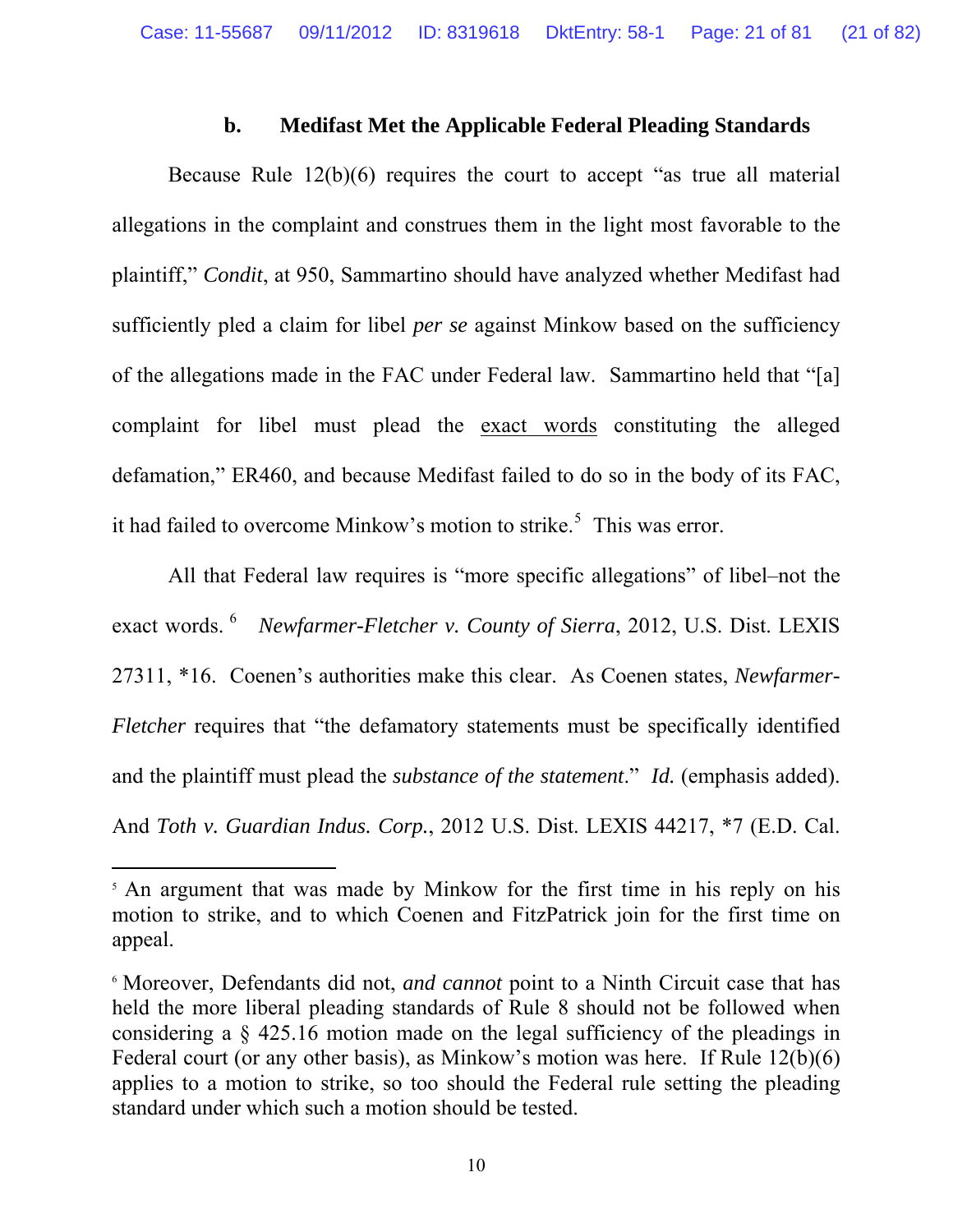### b. Medifast Met the Applicable Federal Pleading Standards

Because Rule 12(b)(6) requires the court to accept "as true all material allegations in the complaint and construes them in the light most favorable to the plaintiff," *Condit*, at 950, Sammartino should have analyzed whether Medifast had sufficiently pled a claim for libel *per se* against Minkow based on the sufficiency of the allegations made in the FAC under Federal law. Sammartino held that "[a] complaint for libel must plead the exact words constituting the alleged defamation," ER460, and because Medifast failed to do so in the body of its FAC, it had failed to overcome Minkow's motion to strike.[5] This was error.

All that Federal law requires is "more specific allegations" of libel–not the exact words.[6] *Newfarmer-Fletcher v. County of Sierra*, 2012, U.S. Dist. LEXIS 27311, *16. Coenen's authorities make this clear. As Coenen states, *Newfarmer-Fletcher* requires that "the defamatory statements must be specifically identified and the plaintiff must plead the *substance of the statement*." *Id.* (emphasis added). And *Toth v. Guardian Indus. Corp.*, 2012 U.S. Dist. LEXIS 44217, *7 (E.D. Cal.

---

[5] An argument that was made by Minkow for the first time in his reply on his motion to strike, and to which Coenen and FitzPatrick join for the first time on appeal.

[6] Moreover, Defendants did not, *and cannot* point to a Ninth Circuit case that has held the more liberal pleading standards of Rule 8 should not be followed when considering a § 425.16 motion made on the legal sufficiency of the pleadings in Federal court (or any other basis), as Minkow's motion was here. If Rule 12(b)(6) applies to a motion to strike, so too should the Federal rule setting the pleading standard under which such a motion should be tested.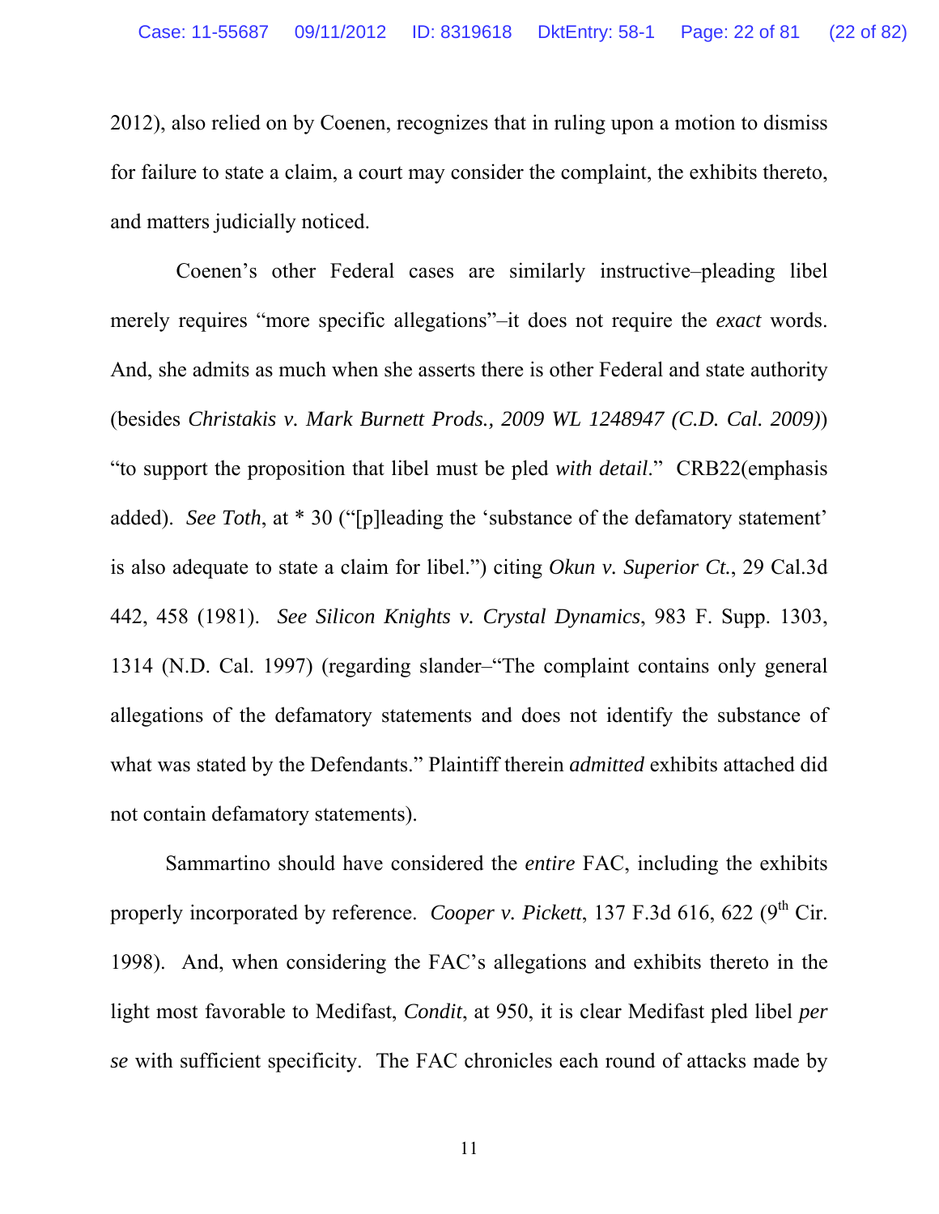2012), also relied on by Coenen, recognizes that in ruling upon a motion to dismiss for failure to state a claim, a court may consider the complaint, the exhibits thereto, and matters judicially noticed.

Coenen's other Federal cases are similarly instructive–pleading libel merely requires "more specific allegations"–it does not require the *exact* words. And, she admits as much when she asserts there is other Federal and state authority (besides *Christakis v. Mark Burnett Prods., 2009 WL 1248947 (C.D. Cal. 2009)*) "to support the proposition that libel must be pled *with detail*." CRB22(emphasis added). *See Toth*, at * 30 ("[p]leading the 'substance of the defamatory statement' is also adequate to state a claim for libel.") citing *Okun v. Superior Ct.*, 29 Cal.3d 442, 458 (1981). *See Silicon Knights v. Crystal Dynamics*, 983 F. Supp. 1303, 1314 (N.D. Cal. 1997) (regarding slander–"The complaint contains only general allegations of the defamatory statements and does not identify the substance of what was stated by the Defendants." Plaintiff therein *admitted* exhibits attached did not contain defamatory statements).

Sammartino should have considered the *entire* FAC, including the exhibits properly incorporated by reference. *Cooper v. Pickett*, 137 F.3d 616, 622 (9th Cir. 1998). And, when considering the FAC's allegations and exhibits thereto in the light most favorable to Medifast, *Condit*, at 950, it is clear Medifast pled libel *per se* with sufficient specificity. The FAC chronicles each round of attacks made by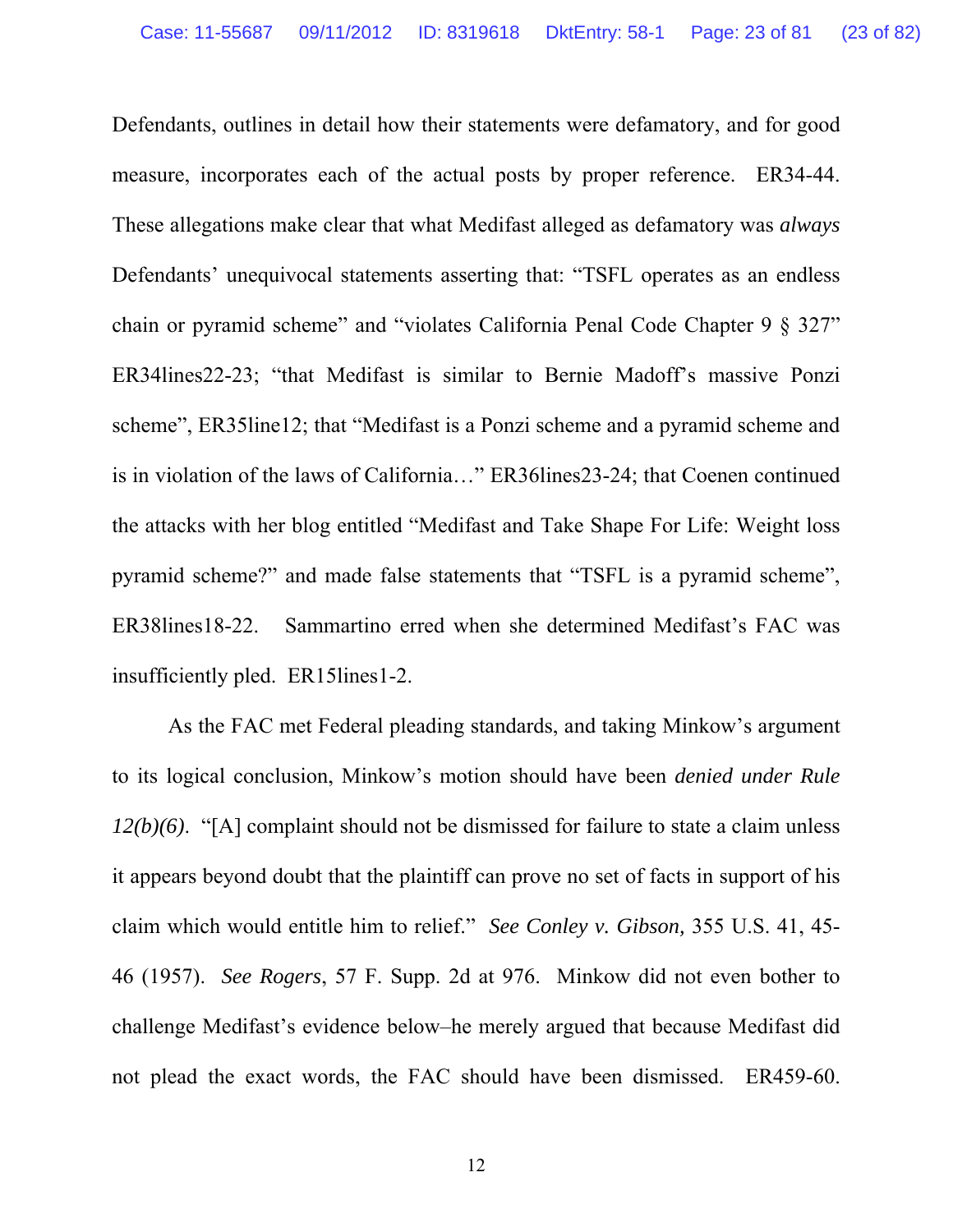Defendants, outlines in detail how their statements were defamatory, and for good measure, incorporates each of the actual posts by proper reference. ER34-44. These allegations make clear that what Medifast alleged as defamatory was *always* Defendants' unequivocal statements asserting that: "TSFL operates as an endless chain or pyramid scheme" and "violates California Penal Code Chapter 9 § 327" ER34lines22-23; "that Medifast is similar to Bernie Madoff's massive Ponzi scheme", ER35line12; that "Medifast is a Ponzi scheme and a pyramid scheme and is in violation of the laws of California…" ER36lines23-24; that Coenen continued the attacks with her blog entitled "Medifast and Take Shape For Life: Weight loss pyramid scheme?" and made false statements that "TSFL is a pyramid scheme", ER38lines18-22. Sammartino erred when she determined Medifast's FAC was insufficiently pled. ER15lines1-2.

As the FAC met Federal pleading standards, and taking Minkow's argument to its logical conclusion, Minkow's motion should have been *denied under Rule 12(b)(6)*. "[A] complaint should not be dismissed for failure to state a claim unless it appears beyond doubt that the plaintiff can prove no set of facts in support of his claim which would entitle him to relief." *See Conley v. Gibson,* 355 U.S. 41, 45-46 (1957). *See Rogers*, 57 F. Supp. 2d at 976. Minkow did not even bother to challenge Medifast's evidence below–he merely argued that because Medifast did not plead the exact words, the FAC should have been dismissed. ER459-60.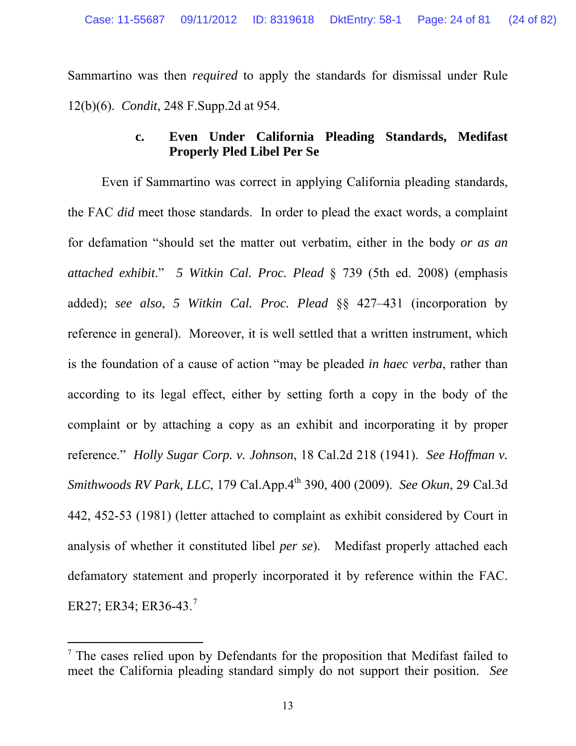Sammartino was then *required* to apply the standards for dismissal under Rule 12(b)(6). *Condit*, 248 F.Supp.2d at 954.

### c. Even Under California Pleading Standards, Medifast Properly Pled Libel Per Se

Even if Sammartino was correct in applying California pleading standards, the FAC *did* meet those standards. In order to plead the exact words, a complaint for defamation "should set the matter out verbatim, either in the body *or as an attached exhibit*." *5 Witkin Cal. Proc. Plead* § 739 (5th ed. 2008) (emphasis added); *see also*, *5 Witkin Cal. Proc. Plead* §§ 427–431 (incorporation by reference in general). Moreover, it is well settled that a written instrument, which is the foundation of a cause of action "may be pleaded *in haec verba*, rather than according to its legal effect, either by setting forth a copy in the body of the complaint or by attaching a copy as an exhibit and incorporating it by proper reference." *Holly Sugar Corp. v. Johnson*, 18 Cal.2d 218 (1941). *See Hoffman v. Smithwoods RV Park, LLC*, 179 Cal.App.4th 390, 400 (2009). *See Okun*, 29 Cal.3d 442, 452-53 (1981) (letter attached to complaint as exhibit considered by Court in analysis of whether it constituted libel *per se*). Medifast properly attached each defamatory statement and properly incorporated it by reference within the FAC. ER27; ER34; ER36-43.[7]

---

[7] The cases relied upon by Defendants for the proposition that Medifast failed to meet the California pleading standard simply do not support their position. *See*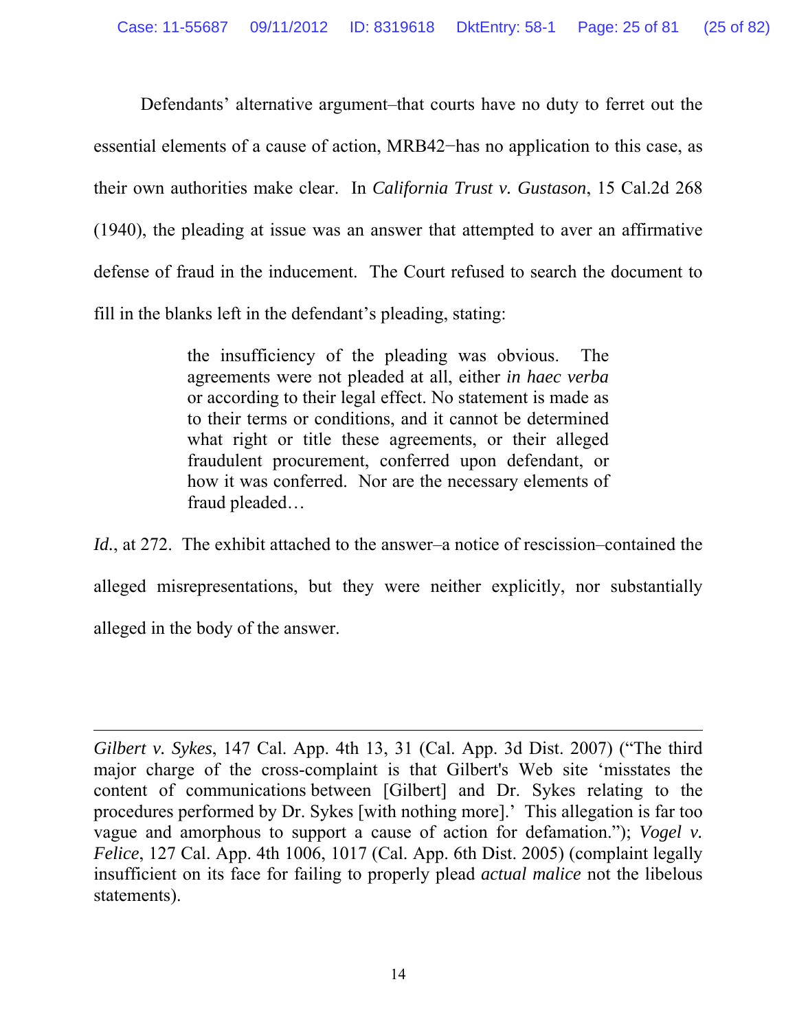Defendants' alternative argument–that courts have no duty to ferret out the essential elements of a cause of action, MRB42−has no application to this case, as their own authorities make clear. In *California Trust v. Gustason*, 15 Cal.2d 268 (1940), the pleading at issue was an answer that attempted to aver an affirmative defense of fraud in the inducement. The Court refused to search the document to fill in the blanks left in the defendant's pleading, stating:

> the insufficiency of the pleading was obvious. The agreements were not pleaded at all, either *in haec verba* or according to their legal effect. No statement is made as to their terms or conditions, and it cannot be determined what right or title these agreements, or their alleged fraudulent procurement, conferred upon defendant, or how it was conferred. Nor are the necessary elements of fraud pleaded…

*Id.*, at 272. The exhibit attached to the answer–a notice of rescission–contained the alleged misrepresentations, but they were neither explicitly, nor substantially alleged in the body of the answer.

---

*Gilbert v. Sykes*, 147 Cal. App. 4th 13, 31 (Cal. App. 3d Dist. 2007) ("The third major charge of the cross-complaint is that Gilbert's Web site 'misstates the content of communications between [Gilbert] and Dr. Sykes relating to the procedures performed by Dr. Sykes [with nothing more].' This allegation is far too vague and amorphous to support a cause of action for defamation."); *Vogel v. Felice*, 127 Cal. App. 4th 1006, 1017 (Cal. App. 6th Dist. 2005) (complaint legally insufficient on its face for failing to properly plead *actual malice* not the libelous statements).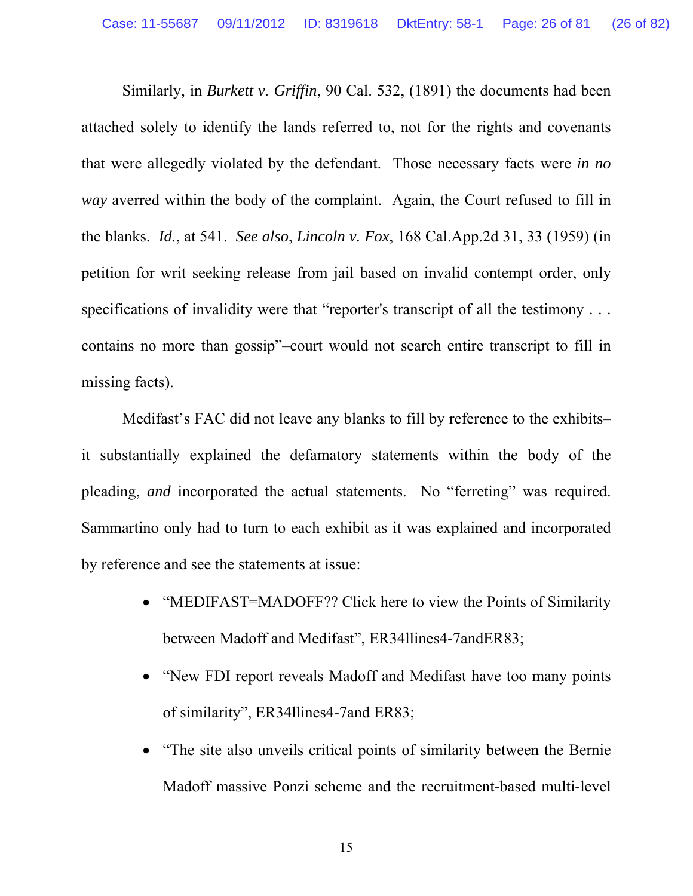Similarly, in *Burkett v. Griffin*, 90 Cal. 532, (1891) the documents had been attached solely to identify the lands referred to, not for the rights and covenants that were allegedly violated by the defendant. Those necessary facts were *in no way* averred within the body of the complaint. Again, the Court refused to fill in the blanks. *Id.*, at 541. *See also*, *Lincoln v. Fox*, 168 Cal.App.2d 31, 33 (1959) (in petition for writ seeking release from jail based on invalid contempt order, only specifications of invalidity were that "reporter's transcript of all the testimony . . . contains no more than gossip"–court would not search entire transcript to fill in missing facts).

Medifast's FAC did not leave any blanks to fill by reference to the exhibits– it substantially explained the defamatory statements within the body of the pleading, *and* incorporated the actual statements. No "ferreting" was required. Sammartino only had to turn to each exhibit as it was explained and incorporated by reference and see the statements at issue:

- "MEDIFAST=MADOFF?? Click here to view the Points of Similarity between Madoff and Medifast", ER34llines4-7andER83;
- "New FDI report reveals Madoff and Medifast have too many points of similarity", ER34llines4-7and ER83;
- "The site also unveils critical points of similarity between the Bernie Madoff massive Ponzi scheme and the recruitment-based multi-level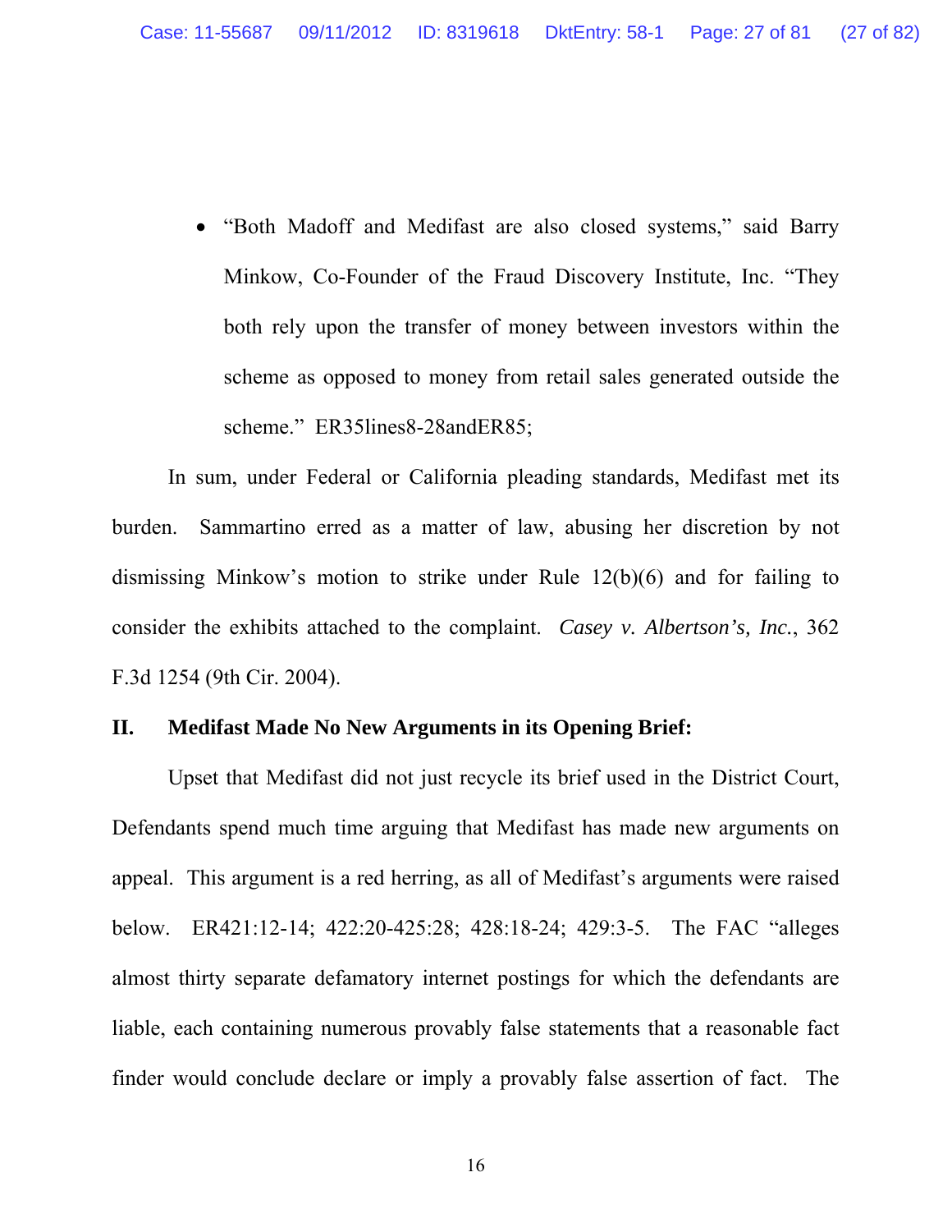- "Both Madoff and Medifast are also closed systems," said Barry Minkow, Co-Founder of the Fraud Discovery Institute, Inc. "They both rely upon the transfer of money between investors within the scheme as opposed to money from retail sales generated outside the scheme." ER35lines8-28andER85;

In sum, under Federal or California pleading standards, Medifast met its burden. Sammartino erred as a matter of law, abusing her discretion by not dismissing Minkow's motion to strike under Rule 12(b)(6) and for failing to consider the exhibits attached to the complaint. *Casey v. Albertson's, Inc.*, 362 F.3d 1254 (9th Cir. 2004).

## II. Medifast Made No New Arguments in its Opening Brief:

Upset that Medifast did not just recycle its brief used in the District Court, Defendants spend much time arguing that Medifast has made new arguments on appeal. This argument is a red herring, as all of Medifast's arguments were raised below. ER421:12-14; 422:20-425:28; 428:18-24; 429:3-5. The FAC "alleges almost thirty separate defamatory internet postings for which the defendants are liable, each containing numerous provably false statements that a reasonable fact finder would conclude declare or imply a provably false assertion of fact. The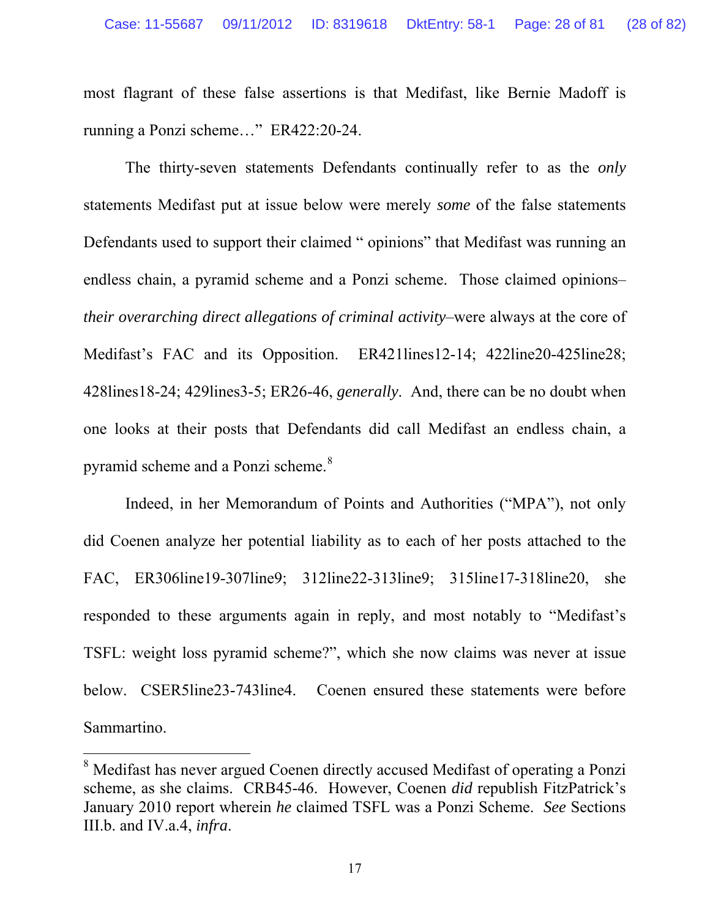most flagrant of these false assertions is that Medifast, like Bernie Madoff is running a Ponzi scheme…" ER422:20-24.

The thirty-seven statements Defendants continually refer to as the *only* statements Medifast put at issue below were merely *some* of the false statements Defendants used to support their claimed " opinions" that Medifast was running an endless chain, a pyramid scheme and a Ponzi scheme. Those claimed opinions–*their overarching direct allegations of criminal activity*–were always at the core of Medifast's FAC and its Opposition. ER421lines12-14; 422line20-425line28; 428lines18-24; 429lines3-5; ER26-46, *generally*. And, there can be no doubt when one looks at their posts that Defendants did call Medifast an endless chain, a pyramid scheme and a Ponzi scheme.[8]

Indeed, in her Memorandum of Points and Authorities ("MPA"), not only did Coenen analyze her potential liability as to each of her posts attached to the FAC, ER306line19-307line9; 312line22-313line9; 315line17-318line20, she responded to these arguments again in reply, and most notably to "Medifast's TSFL: weight loss pyramid scheme?", which she now claims was never at issue below. CSER5line23-743line4. Coenen ensured these statements were before Sammartino.

---

[8] Medifast has never argued Coenen directly accused Medifast of operating a Ponzi scheme, as she claims. CRB45-46. However, Coenen *did* republish FitzPatrick's January 2010 report wherein *he* claimed TSFL was a Ponzi Scheme. *See* Sections III.b. and IV.a.4, *infra*.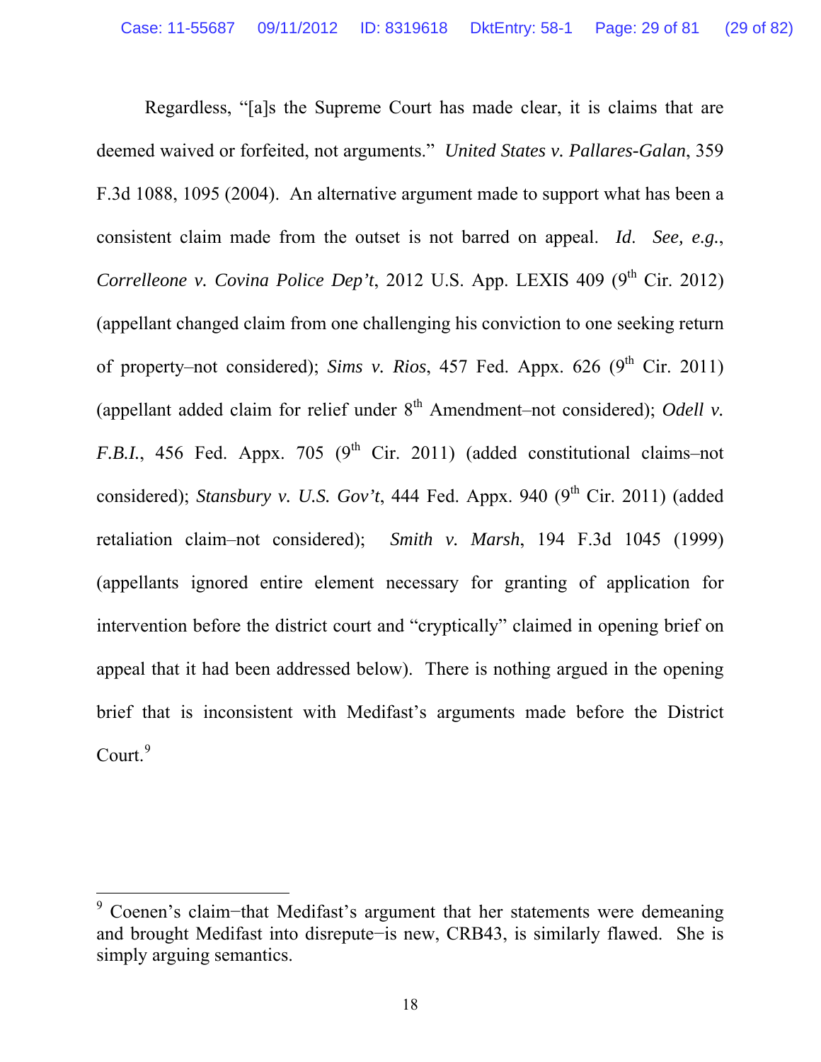Regardless, "[a]s the Supreme Court has made clear, it is claims that are deemed waived or forfeited, not arguments." *United States v. Pallares-Galan*, 359 F.3d 1088, 1095 (2004). An alternative argument made to support what has been a consistent claim made from the outset is not barred on appeal. *Id*. *See, e.g.*, *Correlleone v. Covina Police Dep't*, 2012 U.S. App. LEXIS 409 (9th Cir. 2012) (appellant changed claim from one challenging his conviction to one seeking return of property–not considered); *Sims v. Rios*, 457 Fed. Appx. 626 (9th Cir. 2011) (appellant added claim for relief under 8th Amendment–not considered); *Odell v. F.B.I.*, 456 Fed. Appx. 705 (9th Cir. 2011) (added constitutional claims–not considered); *Stansbury v. U.S. Gov't*, 444 Fed. Appx. 940 (9th Cir. 2011) (added retaliation claim–not considered); *Smith v. Marsh*, 194 F.3d 1045 (1999) (appellants ignored entire element necessary for granting of application for intervention before the district court and "cryptically" claimed in opening brief on appeal that it had been addressed below). There is nothing argued in the opening brief that is inconsistent with Medifast's arguments made before the District Court.[9]

[9] Coenen's claim−that Medifast's argument that her statements were demeaning and brought Medifast into disrepute−is new, CRB43, is similarly flawed. She is simply arguing semantics.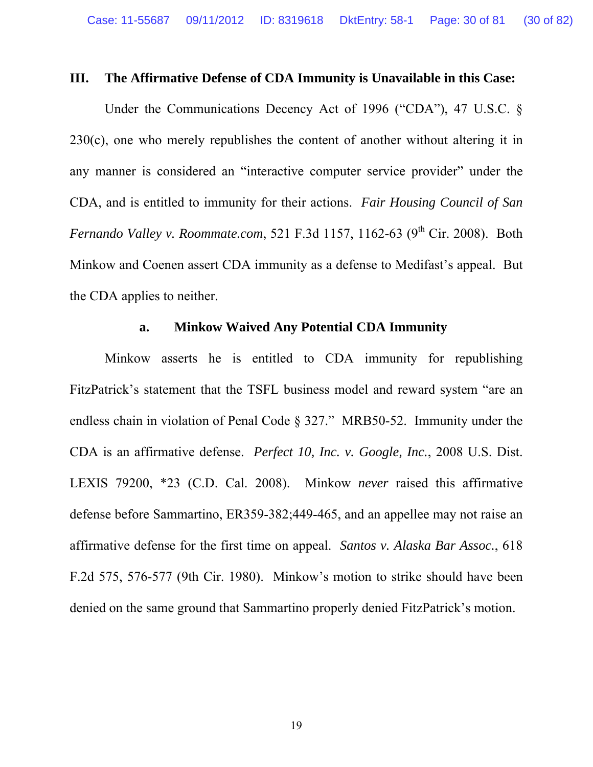## III. The Affirmative Defense of CDA Immunity is Unavailable in this Case:

Under the Communications Decency Act of 1996 ("CDA"), 47 U.S.C. § 230(c), one who merely republishes the content of another without altering it in any manner is considered an "interactive computer service provider" under the CDA, and is entitled to immunity for their actions. *Fair Housing Council of San Fernando Valley v. Roommate.com*, 521 F.3d 1157, 1162-63 (9th Cir. 2008). Both Minkow and Coenen assert CDA immunity as a defense to Medifast's appeal. But the CDA applies to neither.

### a. Minkow Waived Any Potential CDA Immunity

Minkow asserts he is entitled to CDA immunity for republishing FitzPatrick's statement that the TSFL business model and reward system "are an endless chain in violation of Penal Code § 327." MRB50-52. Immunity under the CDA is an affirmative defense. *Perfect 10, Inc. v. Google, Inc.*, 2008 U.S. Dist. LEXIS 79200, *23 (C.D. Cal. 2008). Minkow *never* raised this affirmative defense before Sammartino, ER359-382;449-465, and an appellee may not raise an affirmative defense for the first time on appeal. *Santos v. Alaska Bar Assoc.*, 618 F.2d 575, 576-577 (9th Cir. 1980). Minkow's motion to strike should have been denied on the same ground that Sammartino properly denied FitzPatrick's motion.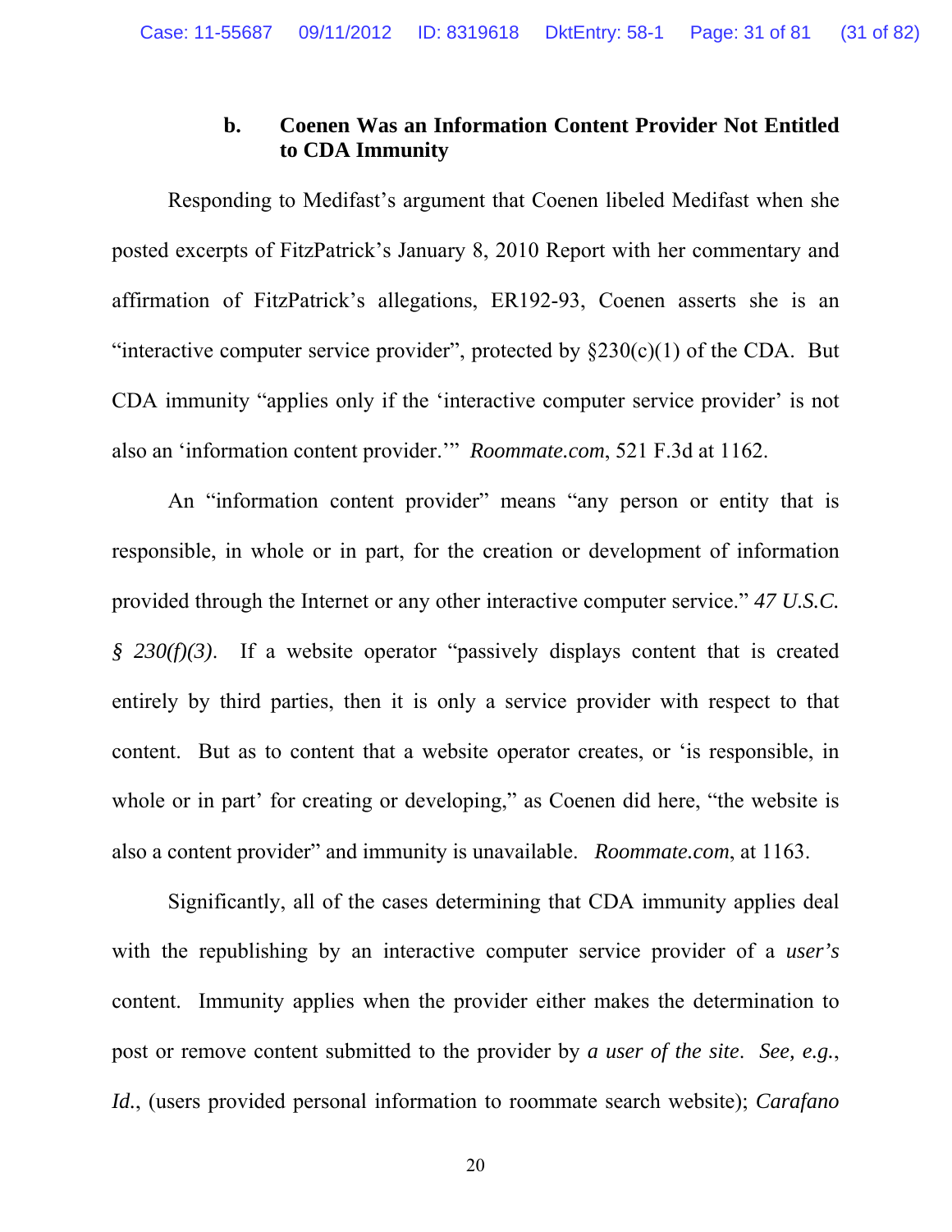### b. Coenen Was an Information Content Provider Not Entitled to CDA Immunity

Responding to Medifast's argument that Coenen libeled Medifast when she posted excerpts of FitzPatrick's January 8, 2010 Report with her commentary and affirmation of FitzPatrick's allegations, ER192-93, Coenen asserts she is an "interactive computer service provider", protected by §230(c)(1) of the CDA. But CDA immunity "applies only if the 'interactive computer service provider' is not also an 'information content provider.'" *Roommate.com*, 521 F.3d at 1162.

An "information content provider" means "any person or entity that is responsible, in whole or in part, for the creation or development of information provided through the Internet or any other interactive computer service." *47 U.S.C. § 230(f)(3)*. If a website operator "passively displays content that is created entirely by third parties, then it is only a service provider with respect to that content. But as to content that a website operator creates, or 'is responsible, in whole or in part' for creating or developing," as Coenen did here, "the website is also a content provider" and immunity is unavailable. *Roommate.com*, at 1163.

Significantly, all of the cases determining that CDA immunity applies deal with the republishing by an interactive computer service provider of a *user's* content. Immunity applies when the provider either makes the determination to post or remove content submitted to the provider by *a user of the site*. *See, e.g.*, *Id.*, (users provided personal information to roommate search website); *Carafano*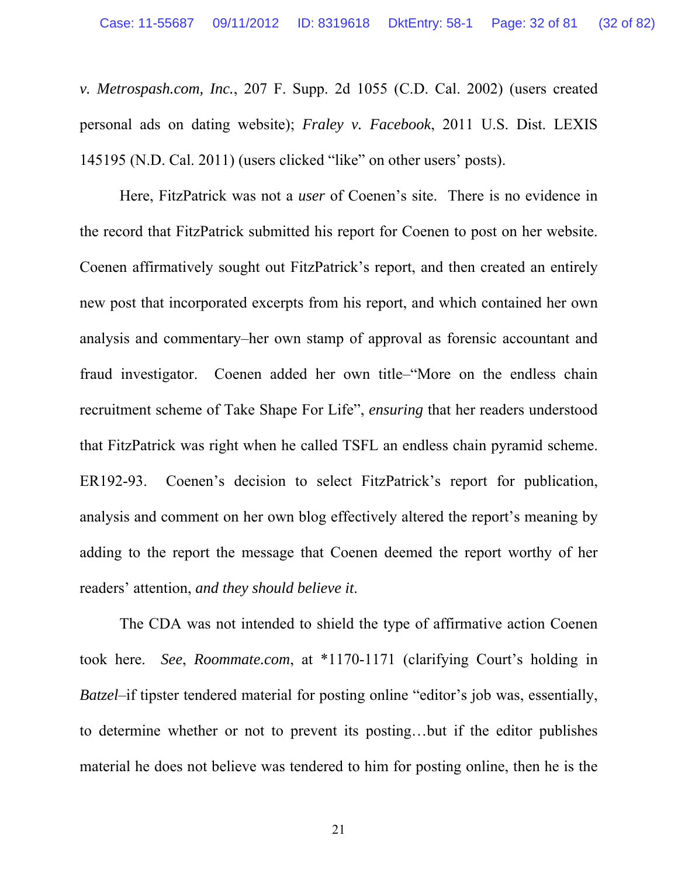*v. Metrospash.com, Inc.*, 207 F. Supp. 2d 1055 (C.D. Cal. 2002) (users created personal ads on dating website); *Fraley v. Facebook*, 2011 U.S. Dist. LEXIS 145195 (N.D. Cal. 2011) (users clicked "like" on other users' posts).

Here, FitzPatrick was not a *user* of Coenen's site. There is no evidence in the record that FitzPatrick submitted his report for Coenen to post on her website. Coenen affirmatively sought out FitzPatrick's report, and then created an entirely new post that incorporated excerpts from his report, and which contained her own analysis and commentary–her own stamp of approval as forensic accountant and fraud investigator. Coenen added her own title–"More on the endless chain recruitment scheme of Take Shape For Life", *ensuring* that her readers understood that FitzPatrick was right when he called TSFL an endless chain pyramid scheme. ER192-93. Coenen's decision to select FitzPatrick's report for publication, analysis and comment on her own blog effectively altered the report's meaning by adding to the report the message that Coenen deemed the report worthy of her readers' attention, *and they should believe it.*

The CDA was not intended to shield the type of affirmative action Coenen took here. *See*, *Roommate.com*, at \*1170-1171 (clarifying Court's holding in *Batzel*–if tipster tendered material for posting online "editor's job was, essentially, to determine whether or not to prevent its posting…but if the editor publishes material he does not believe was tendered to him for posting online, then he is the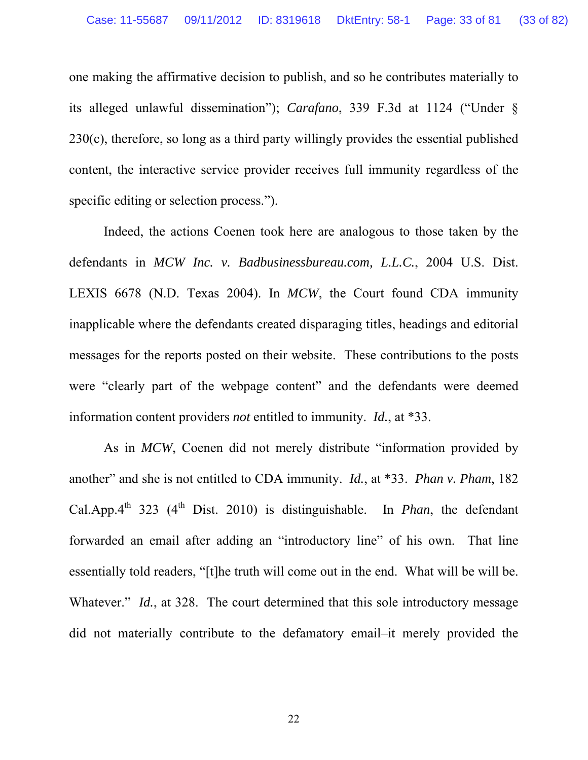one making the affirmative decision to publish, and so he contributes materially to its alleged unlawful dissemination"); *Carafano*, 339 F.3d at 1124 ("Under § 230(c), therefore, so long as a third party willingly provides the essential published content, the interactive service provider receives full immunity regardless of the specific editing or selection process.").

Indeed, the actions Coenen took here are analogous to those taken by the defendants in *MCW Inc. v. Badbusinessbureau.com, L.L.C.*, 2004 U.S. Dist. LEXIS 6678 (N.D. Texas 2004). In *MCW*, the Court found CDA immunity inapplicable where the defendants created disparaging titles, headings and editorial messages for the reports posted on their website. These contributions to the posts were "clearly part of the webpage content" and the defendants were deemed information content providers *not* entitled to immunity. *Id.*, at *33.

As in *MCW*, Coenen did not merely distribute "information provided by another" and she is not entitled to CDA immunity. *Id.*, at *33. *Phan v. Pham*, 182 Cal.App.4th 323 (4th Dist. 2010) is distinguishable. In *Phan*, the defendant forwarded an email after adding an "introductory line" of his own. That line essentially told readers, "[t]he truth will come out in the end. What will be will be. Whatever." *Id.*, at 328. The court determined that this sole introductory message did not materially contribute to the defamatory email–it merely provided the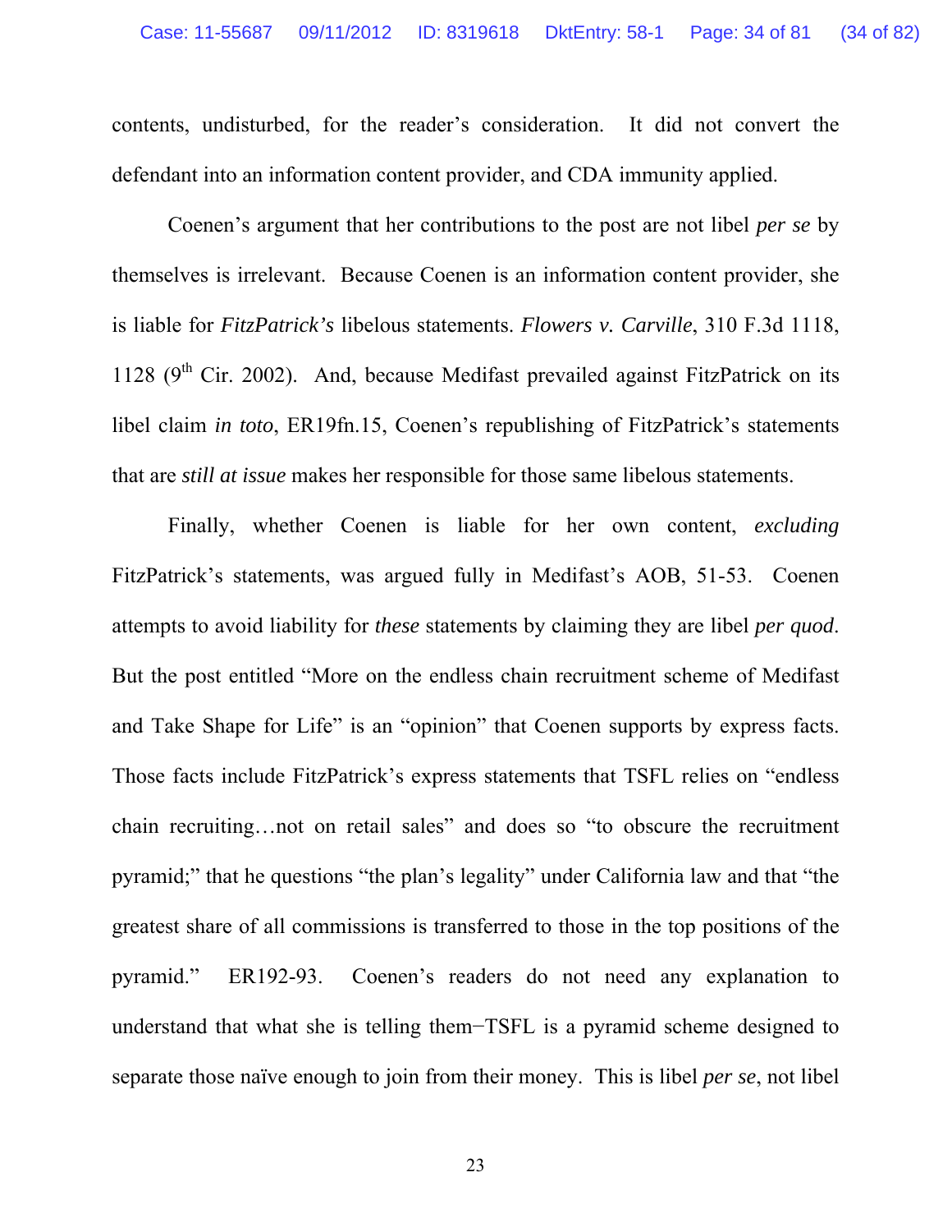contents, undisturbed, for the reader's consideration. It did not convert the defendant into an information content provider, and CDA immunity applied.

Coenen's argument that her contributions to the post are not libel *per se* by themselves is irrelevant. Because Coenen is an information content provider, she is liable for *FitzPatrick's* libelous statements. *Flowers v. Carville*, 310 F.3d 1118, 1128 (9th Cir. 2002). And, because Medifast prevailed against FitzPatrick on its libel claim *in toto*, ER19fn.15, Coenen's republishing of FitzPatrick's statements that are *still at issue* makes her responsible for those same libelous statements.

Finally, whether Coenen is liable for her own content, *excluding* FitzPatrick's statements, was argued fully in Medifast's AOB, 51-53. Coenen attempts to avoid liability for *these* statements by claiming they are libel *per quod*. But the post entitled "More on the endless chain recruitment scheme of Medifast and Take Shape for Life" is an "opinion" that Coenen supports by express facts. Those facts include FitzPatrick's express statements that TSFL relies on "endless chain recruiting…not on retail sales" and does so "to obscure the recruitment pyramid;" that he questions "the plan's legality" under California law and that "the greatest share of all commissions is transferred to those in the top positions of the pyramid." ER192-93. Coenen's readers do not need any explanation to understand that what she is telling them−TSFL is a pyramid scheme designed to separate those naïve enough to join from their money. This is libel *per se*, not libel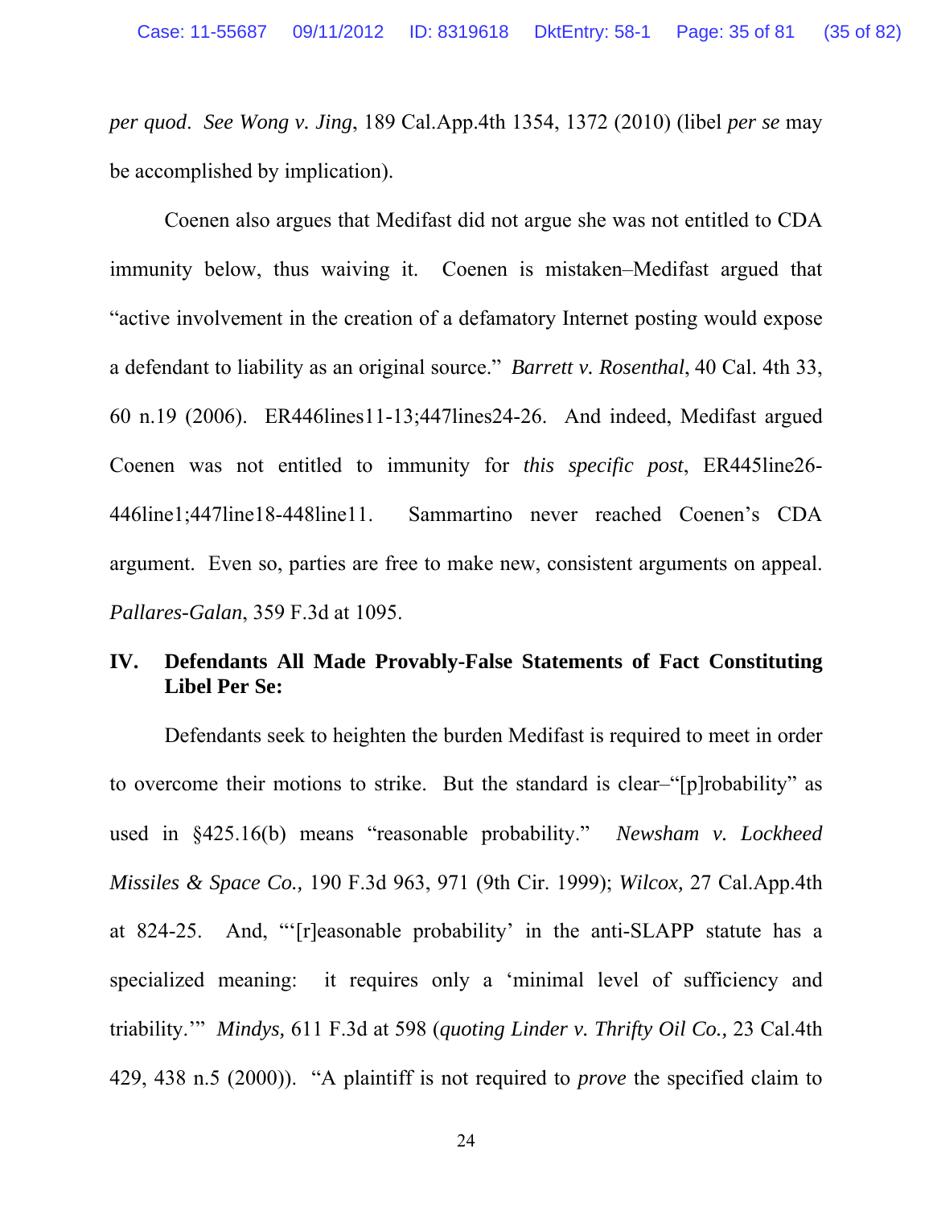*per quod*. *See Wong v. Jing*, 189 Cal.App.4th 1354, 1372 (2010) (libel *per se* may be accomplished by implication).

Coenen also argues that Medifast did not argue she was not entitled to CDA immunity below, thus waiving it. Coenen is mistaken–Medifast argued that "active involvement in the creation of a defamatory Internet posting would expose a defendant to liability as an original source." *Barrett v. Rosenthal*, 40 Cal. 4th 33, 60 n.19 (2006). ER446lines11-13;447lines24-26. And indeed, Medifast argued Coenen was not entitled to immunity for *this specific post*, ER445line26-446line1;447line18-448line11. Sammartino never reached Coenen's CDA argument. Even so, parties are free to make new, consistent arguments on appeal. *Pallares-Galan*, 359 F.3d at 1095.

## IV. Defendants All Made Provably-False Statements of Fact Constituting Libel Per Se:

Defendants seek to heighten the burden Medifast is required to meet in order to overcome their motions to strike. But the standard is clear–"[p]robability" as used in §425.16(b) means "reasonable probability." *Newsham v. Lockheed Missiles & Space Co.,* 190 F.3d 963, 971 (9th Cir. 1999); *Wilcox,* 27 Cal.App.4th at 824-25. And, "'[r]easonable probability' in the anti-SLAPP statute has a specialized meaning: it requires only a 'minimal level of sufficiency and triability.'" *Mindys,* 611 F.3d at 598 (*quoting Linder v. Thrifty Oil Co.,* 23 Cal.4th 429, 438 n.5 (2000)). "A plaintiff is not required to *prove* the specified claim to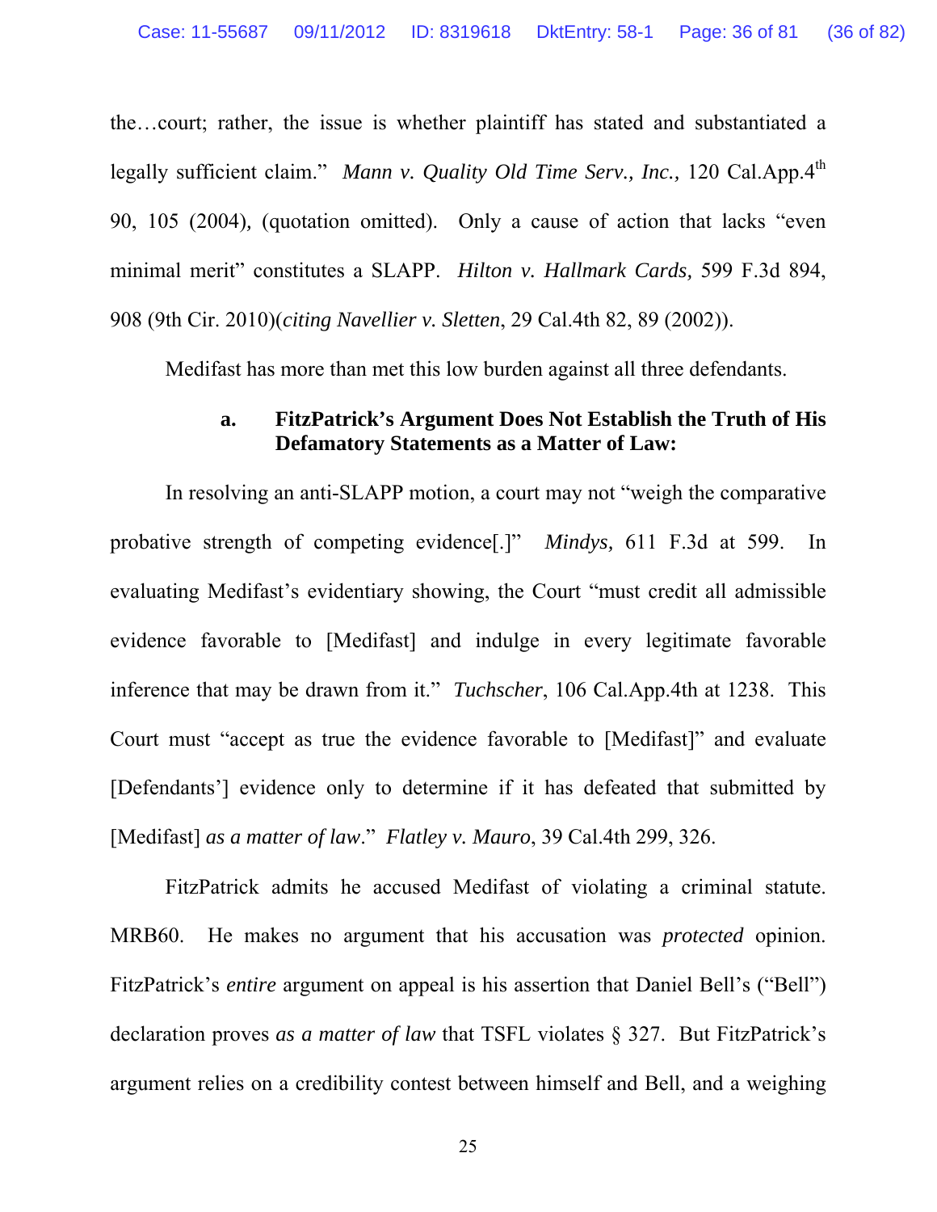the…court; rather, the issue is whether plaintiff has stated and substantiated a legally sufficient claim." *Mann v. Quality Old Time Serv., Inc.,* 120 Cal.App.4th 90, 105 (2004), (quotation omitted). Only a cause of action that lacks "even minimal merit" constitutes a SLAPP. *Hilton v. Hallmark Cards,* 599 F.3d 894, 908 (9th Cir. 2010)(*citing Navellier v. Sletten*, 29 Cal.4th 82, 89 (2002)).

Medifast has more than met this low burden against all three defendants.

#### a. FitzPatrick's Argument Does Not Establish the Truth of His Defamatory Statements as a Matter of Law:

In resolving an anti-SLAPP motion, a court may not "weigh the comparative probative strength of competing evidence[.]" *Mindys,* 611 F.3d at 599. In evaluating Medifast's evidentiary showing, the Court "must credit all admissible evidence favorable to [Medifast] and indulge in every legitimate favorable inference that may be drawn from it." *Tuchscher*, 106 Cal.App.4th at 1238. This Court must "accept as true the evidence favorable to [Medifast]" and evaluate [Defendants'] evidence only to determine if it has defeated that submitted by [Medifast] *as a matter of law*." *Flatley v. Mauro*, 39 Cal.4th 299, 326.

FitzPatrick admits he accused Medifast of violating a criminal statute. MRB60. He makes no argument that his accusation was *protected* opinion. FitzPatrick's *entire* argument on appeal is his assertion that Daniel Bell's ("Bell") declaration proves *as a matter of law* that TSFL violates § 327. But FitzPatrick's argument relies on a credibility contest between himself and Bell, and a weighing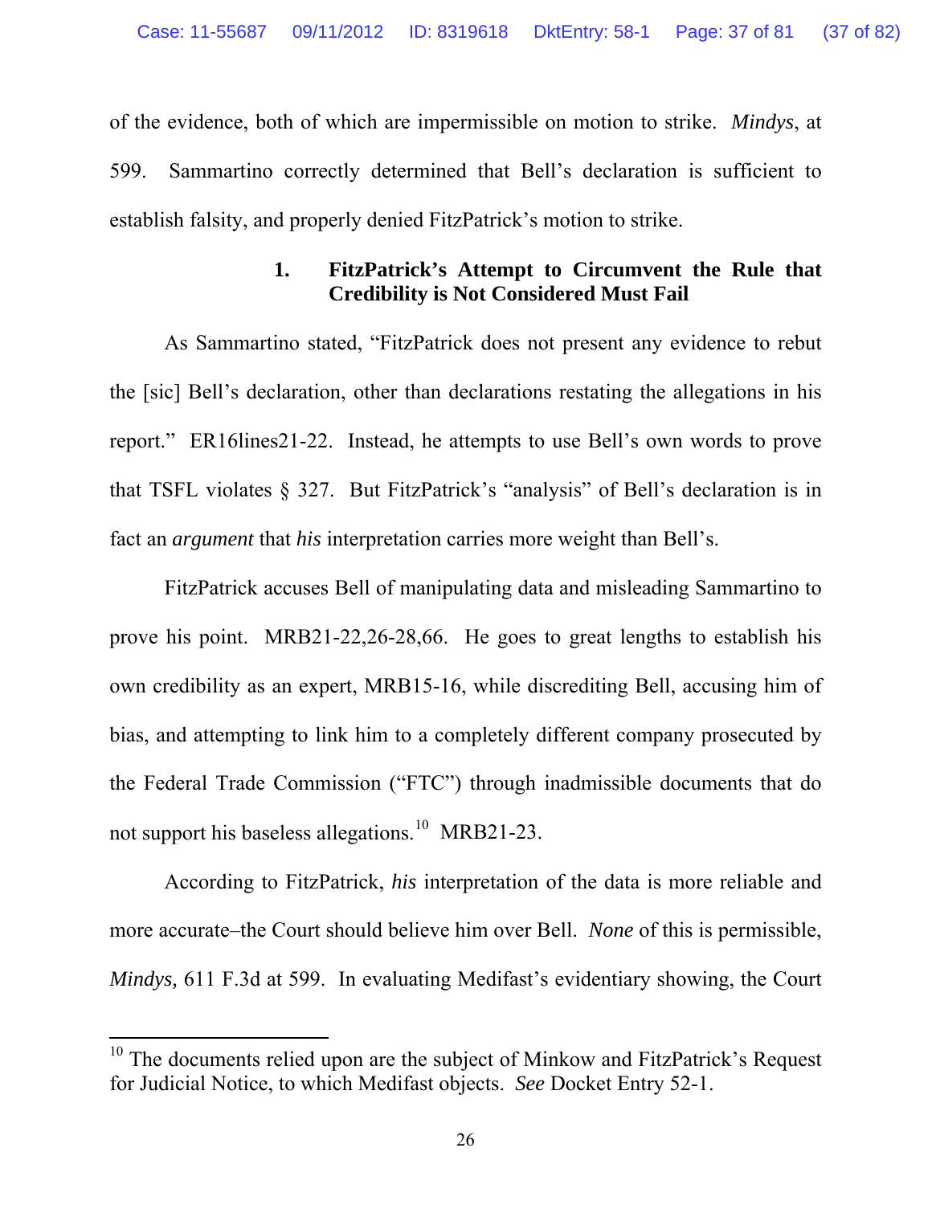of the evidence, both of which are impermissible on motion to strike. *Mindys*, at 599. Sammartino correctly determined that Bell's declaration is sufficient to establish falsity, and properly denied FitzPatrick's motion to strike.

### 1. FitzPatrick's Attempt to Circumvent the Rule that Credibility is Not Considered Must Fail

As Sammartino stated, "FitzPatrick does not present any evidence to rebut the [sic] Bell's declaration, other than declarations restating the allegations in his report." ER16lines21-22. Instead, he attempts to use Bell's own words to prove that TSFL violates § 327. But FitzPatrick's "analysis" of Bell's declaration is in fact an *argument* that *his* interpretation carries more weight than Bell's.

FitzPatrick accuses Bell of manipulating data and misleading Sammartino to prove his point. MRB21-22,26-28,66. He goes to great lengths to establish his own credibility as an expert, MRB15-16, while discrediting Bell, accusing him of bias, and attempting to link him to a completely different company prosecuted by the Federal Trade Commission ("FTC") through inadmissible documents that do not support his baseless allegations.[10] MRB21-23.

According to FitzPatrick, *his* interpretation of the data is more reliable and more accurate–the Court should believe him over Bell. *None* of this is permissible, *Mindys,* 611 F.3d at 599. In evaluating Medifast's evidentiary showing, the Court

[10] The documents relied upon are the subject of Minkow and FitzPatrick's Request for Judicial Notice, to which Medifast objects. *See* Docket Entry 52-1.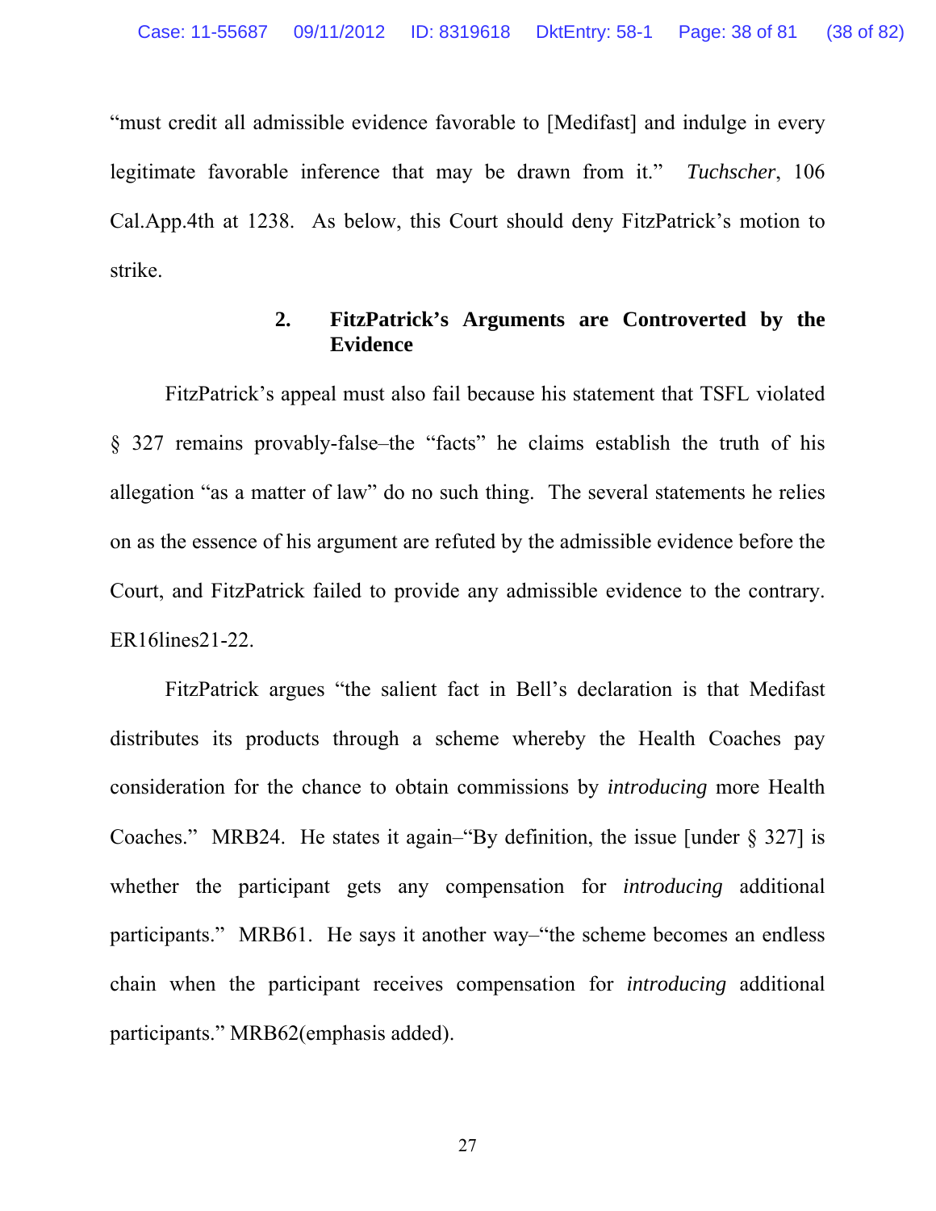"must credit all admissible evidence favorable to [Medifast] and indulge in every legitimate favorable inference that may be drawn from it." *Tuchscher*, 106 Cal.App.4th at 1238. As below, this Court should deny FitzPatrick's motion to strike.

### 2. FitzPatrick's Arguments are Controverted by the Evidence

FitzPatrick's appeal must also fail because his statement that TSFL violated § 327 remains provably-false–the "facts" he claims establish the truth of his allegation "as a matter of law" do no such thing. The several statements he relies on as the essence of his argument are refuted by the admissible evidence before the Court, and FitzPatrick failed to provide any admissible evidence to the contrary. ER16lines21-22.

FitzPatrick argues "the salient fact in Bell's declaration is that Medifast distributes its products through a scheme whereby the Health Coaches pay consideration for the chance to obtain commissions by *introducing* more Health Coaches." MRB24. He states it again–"By definition, the issue [under § 327] is whether the participant gets any compensation for *introducing* additional participants." MRB61. He says it another way–"the scheme becomes an endless chain when the participant receives compensation for *introducing* additional participants." MRB62(emphasis added).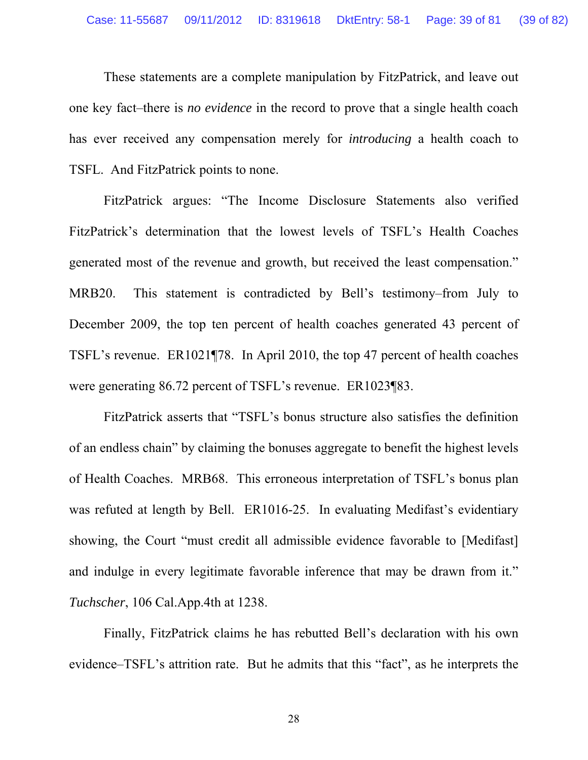These statements are a complete manipulation by FitzPatrick, and leave out one key fact–there is *no evidence* in the record to prove that a single health coach has ever received any compensation merely for *introducing* a health coach to TSFL. And FitzPatrick points to none.

FitzPatrick argues: "The Income Disclosure Statements also verified FitzPatrick's determination that the lowest levels of TSFL's Health Coaches generated most of the revenue and growth, but received the least compensation." MRB20. This statement is contradicted by Bell's testimony–from July to December 2009, the top ten percent of health coaches generated 43 percent of TSFL's revenue. ER1021¶78. In April 2010, the top 47 percent of health coaches were generating 86.72 percent of TSFL's revenue. ER1023¶83.

FitzPatrick asserts that "TSFL's bonus structure also satisfies the definition of an endless chain" by claiming the bonuses aggregate to benefit the highest levels of Health Coaches. MRB68. This erroneous interpretation of TSFL's bonus plan was refuted at length by Bell. ER1016-25. In evaluating Medifast's evidentiary showing, the Court "must credit all admissible evidence favorable to [Medifast] and indulge in every legitimate favorable inference that may be drawn from it." *Tuchscher*, 106 Cal.App.4th at 1238.

Finally, FitzPatrick claims he has rebutted Bell's declaration with his own evidence–TSFL's attrition rate. But he admits that this "fact", as he interprets the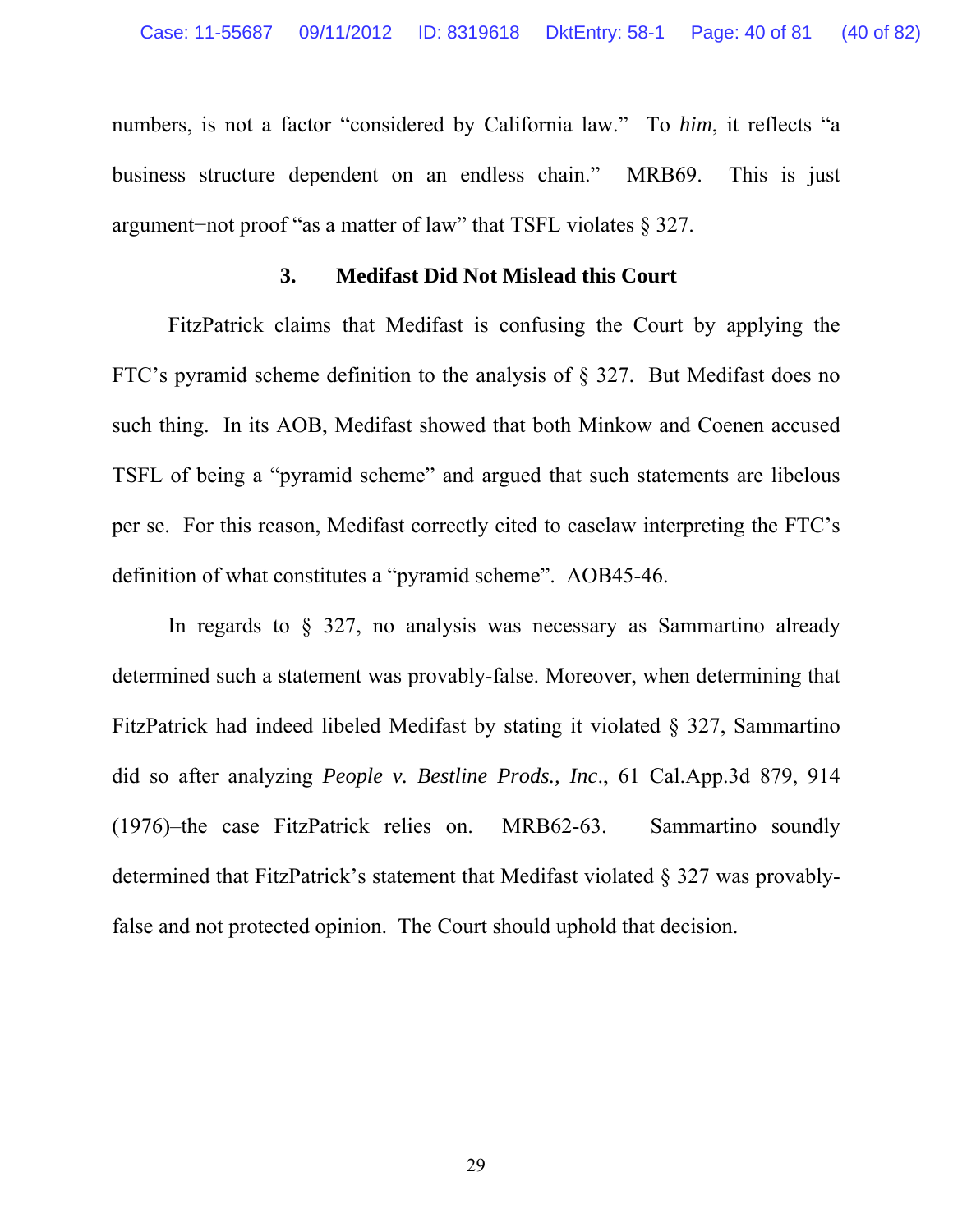numbers, is not a factor "considered by California law." To *him*, it reflects "a business structure dependent on an endless chain." MRB69. This is just argument−not proof "as a matter of law" that TSFL violates § 327.

### 3. Medifast Did Not Mislead this Court

FitzPatrick claims that Medifast is confusing the Court by applying the FTC's pyramid scheme definition to the analysis of § 327. But Medifast does no such thing. In its AOB, Medifast showed that both Minkow and Coenen accused TSFL of being a "pyramid scheme" and argued that such statements are libelous per se. For this reason, Medifast correctly cited to caselaw interpreting the FTC's definition of what constitutes a "pyramid scheme". AOB45-46.

In regards to § 327, no analysis was necessary as Sammartino already determined such a statement was provably-false. Moreover, when determining that FitzPatrick had indeed libeled Medifast by stating it violated § 327, Sammartino did so after analyzing *People v. Bestline Prods., Inc*., 61 Cal.App.3d 879, 914 (1976)–the case FitzPatrick relies on. MRB62-63. Sammartino soundly determined that FitzPatrick's statement that Medifast violated § 327 was provably-false and not protected opinion. The Court should uphold that decision.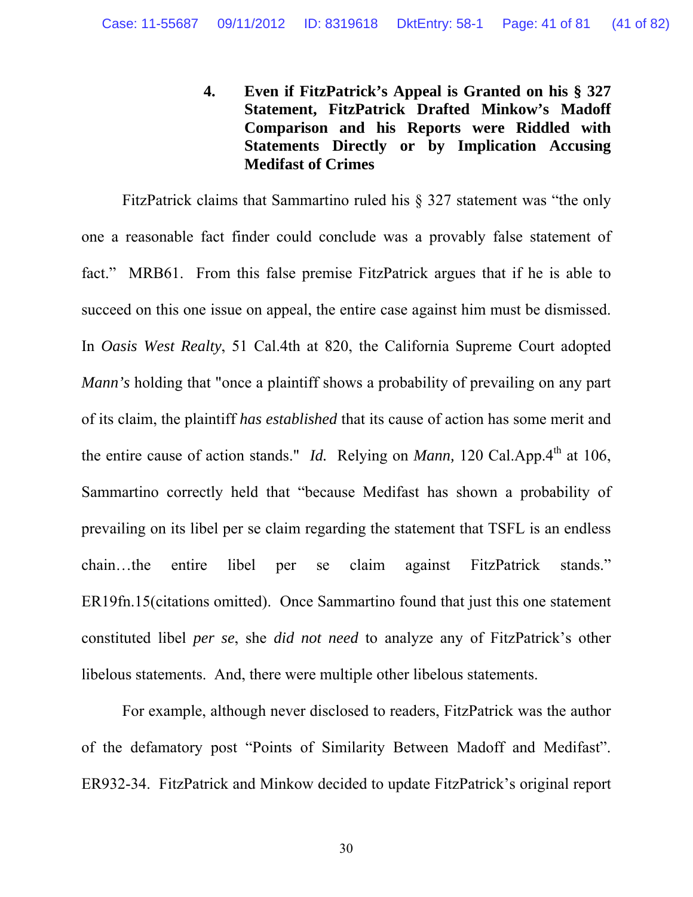#### 4. Even if FitzPatrick's Appeal is Granted on his § 327 Statement, FitzPatrick Drafted Minkow's Madoff Comparison and his Reports were Riddled with Statements Directly or by Implication Accusing Medifast of Crimes

FitzPatrick claims that Sammartino ruled his § 327 statement was "the only one a reasonable fact finder could conclude was a provably false statement of fact." MRB61. From this false premise FitzPatrick argues that if he is able to succeed on this one issue on appeal, the entire case against him must be dismissed. In *Oasis West Realty*, 51 Cal.4th at 820, the California Supreme Court adopted *Mann's* holding that "once a plaintiff shows a probability of prevailing on any part of its claim, the plaintiff *has established* that its cause of action has some merit and the entire cause of action stands." *Id.* Relying on *Mann,* 120 Cal.App.4th at 106, Sammartino correctly held that "because Medifast has shown a probability of prevailing on its libel per se claim regarding the statement that TSFL is an endless chain…the entire libel per se claim against FitzPatrick stands." ER19fn.15(citations omitted). Once Sammartino found that just this one statement constituted libel *per se*, she *did not need* to analyze any of FitzPatrick's other libelous statements. And, there were multiple other libelous statements.

For example, although never disclosed to readers, FitzPatrick was the author of the defamatory post "Points of Similarity Between Madoff and Medifast". ER932-34. FitzPatrick and Minkow decided to update FitzPatrick's original report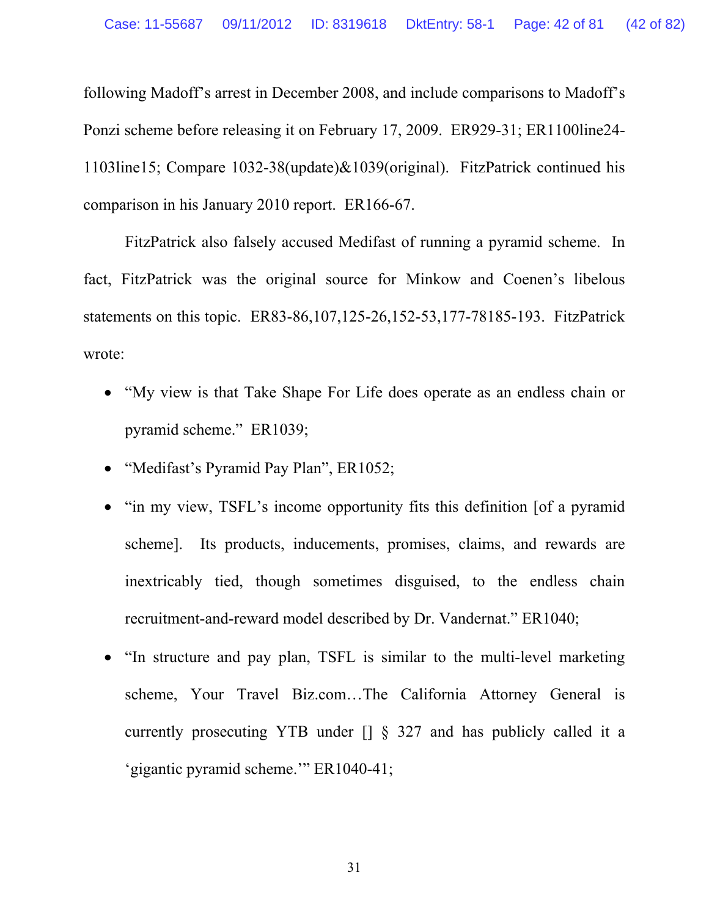following Madoff's arrest in December 2008, and include comparisons to Madoff's Ponzi scheme before releasing it on February 17, 2009. ER929-31; ER1100line24-1103line15; Compare 1032-38(update)&1039(original). FitzPatrick continued his comparison in his January 2010 report. ER166-67.

FitzPatrick also falsely accused Medifast of running a pyramid scheme. In fact, FitzPatrick was the original source for Minkow and Coenen's libelous statements on this topic. ER83-86,107,125-26,152-53,177-78185-193. FitzPatrick wrote:

- "My view is that Take Shape For Life does operate as an endless chain or pyramid scheme." ER1039;
- "Medifast's Pyramid Pay Plan", ER1052;
- "in my view, TSFL's income opportunity fits this definition [of a pyramid scheme]. Its products, inducements, promises, claims, and rewards are inextricably tied, though sometimes disguised, to the endless chain recruitment-and-reward model described by Dr. Vandernat." ER1040;
- "In structure and pay plan, TSFL is similar to the multi-level marketing scheme, Your Travel Biz.com…The California Attorney General is currently prosecuting YTB under [] § 327 and has publicly called it a 'gigantic pyramid scheme.'" ER1040-41;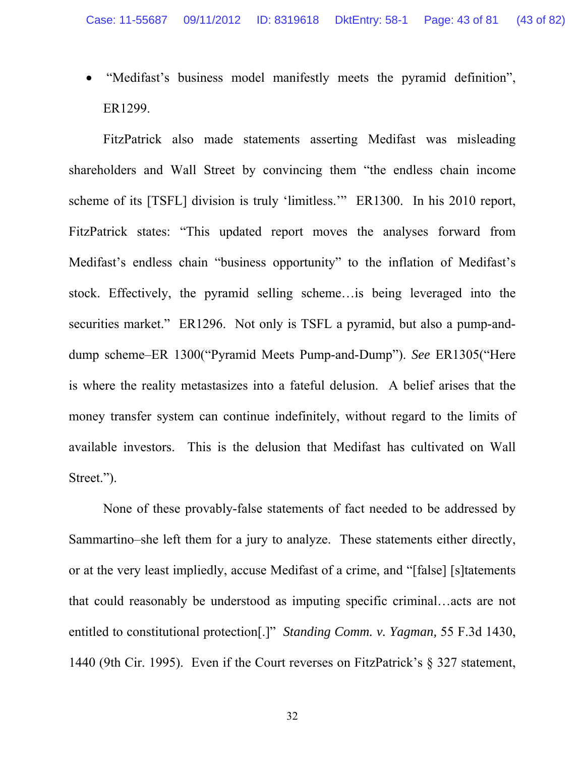- "Medifast's business model manifestly meets the pyramid definition", ER1299.

FitzPatrick also made statements asserting Medifast was misleading shareholders and Wall Street by convincing them "the endless chain income scheme of its [TSFL] division is truly 'limitless.'" ER1300. In his 2010 report, FitzPatrick states: "This updated report moves the analyses forward from Medifast's endless chain "business opportunity" to the inflation of Medifast's stock. Effectively, the pyramid selling scheme…is being leveraged into the securities market." ER1296. Not only is TSFL a pyramid, but also a pump-and-dump scheme–ER 1300("Pyramid Meets Pump-and-Dump"). *See* ER1305("Here is where the reality metastasizes into a fateful delusion. A belief arises that the money transfer system can continue indefinitely, without regard to the limits of available investors. This is the delusion that Medifast has cultivated on Wall Street.").

None of these provably-false statements of fact needed to be addressed by Sammartino–she left them for a jury to analyze. These statements either directly, or at the very least impliedly, accuse Medifast of a crime, and "[false] [s]tatements that could reasonably be understood as imputing specific criminal…acts are not entitled to constitutional protection[.]" *Standing Comm. v. Yagman,* 55 F.3d 1430, 1440 (9th Cir. 1995). Even if the Court reverses on FitzPatrick's § 327 statement,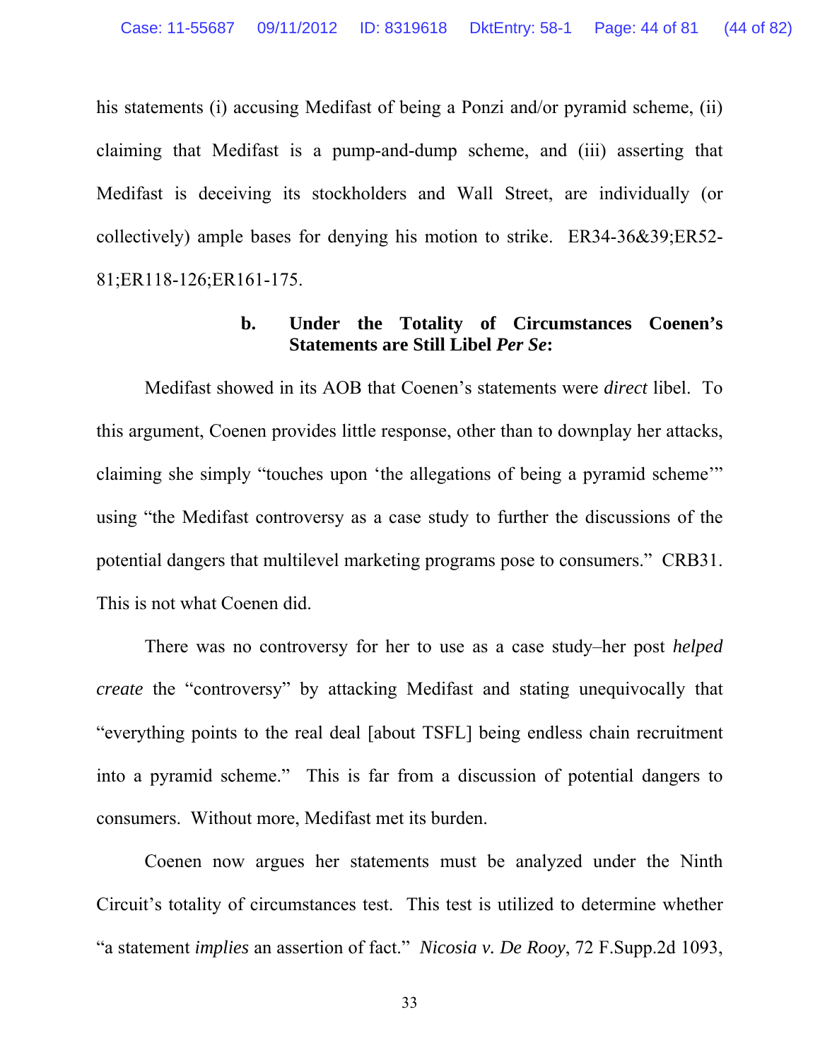his statements (i) accusing Medifast of being a Ponzi and/or pyramid scheme, (ii) claiming that Medifast is a pump-and-dump scheme, and (iii) asserting that Medifast is deceiving its stockholders and Wall Street, are individually (or collectively) ample bases for denying his motion to strike. ER34-36&39;ER52-81;ER118-126;ER161-175.

**b. Under the Totality of Circumstances Coenen's Statements are Still Libel *Per Se*:**

Medifast showed in its AOB that Coenen's statements were *direct* libel. To this argument, Coenen provides little response, other than to downplay her attacks, claiming she simply "touches upon 'the allegations of being a pyramid scheme'" using "the Medifast controversy as a case study to further the discussions of the potential dangers that multilevel marketing programs pose to consumers." CRB31. This is not what Coenen did.

There was no controversy for her to use as a case study–her post *helped create* the "controversy" by attacking Medifast and stating unequivocally that "everything points to the real deal [about TSFL] being endless chain recruitment into a pyramid scheme." This is far from a discussion of potential dangers to consumers. Without more, Medifast met its burden.

Coenen now argues her statements must be analyzed under the Ninth Circuit's totality of circumstances test. This test is utilized to determine whether "a statement *implies* an assertion of fact." *Nicosia v. De Rooy*, 72 F.Supp.2d 1093,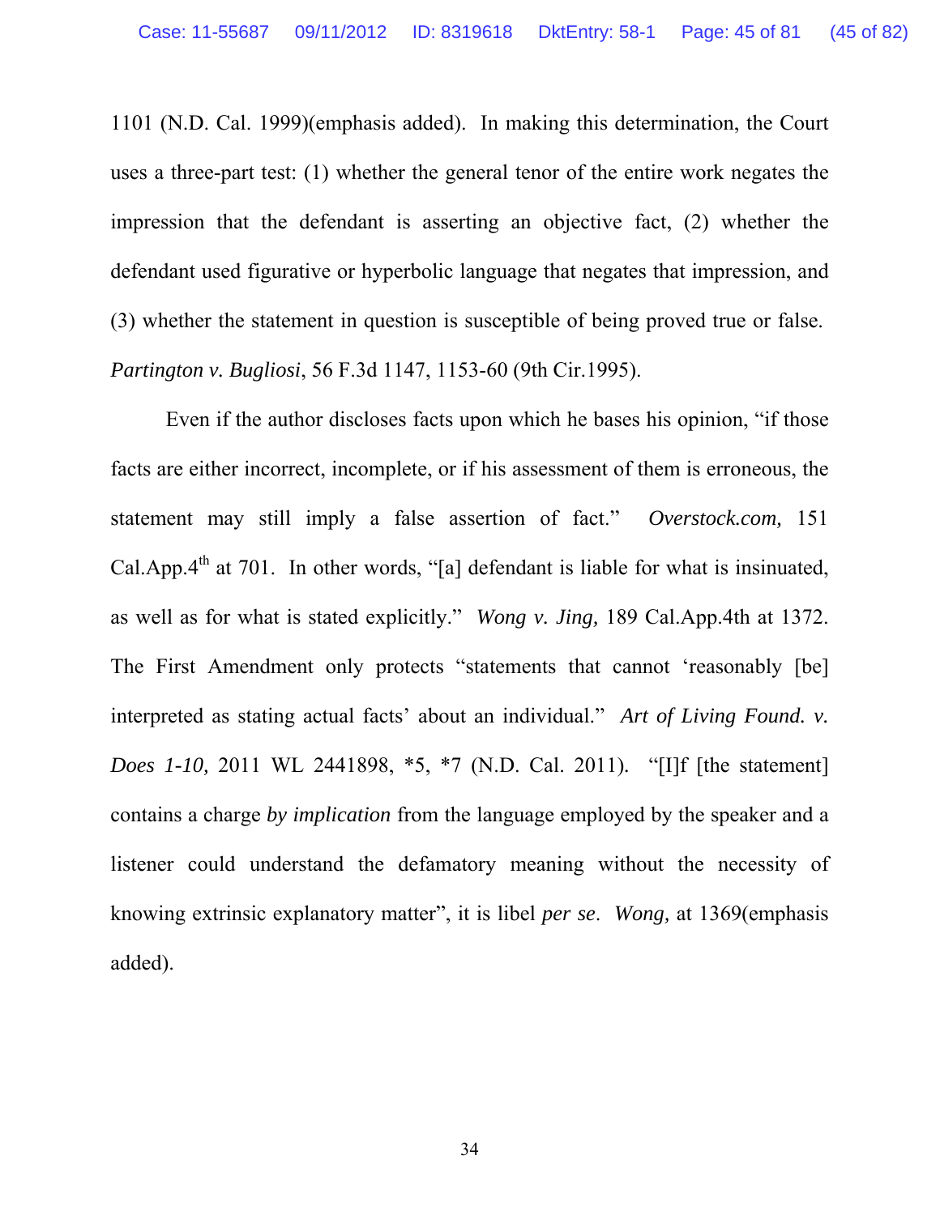1101 (N.D. Cal. 1999)(emphasis added). In making this determination, the Court uses a three-part test: (1) whether the general tenor of the entire work negates the impression that the defendant is asserting an objective fact, (2) whether the defendant used figurative or hyperbolic language that negates that impression, and (3) whether the statement in question is susceptible of being proved true or false. *Partington v. Bugliosi*, 56 F.3d 1147, 1153-60 (9th Cir.1995).

Even if the author discloses facts upon which he bases his opinion, "if those facts are either incorrect, incomplete, or if his assessment of them is erroneous, the statement may still imply a false assertion of fact." *Overstock.com,* 151 Cal.App.4th at 701. In other words, "[a] defendant is liable for what is insinuated, as well as for what is stated explicitly." *Wong v. Jing,* 189 Cal.App.4th at 1372. The First Amendment only protects "statements that cannot 'reasonably [be] interpreted as stating actual facts' about an individual." *Art of Living Found. v. Does 1-10,* 2011 WL 2441898, *5, *7 (N.D. Cal. 2011). "[I]f [the statement] contains a charge *by implication* from the language employed by the speaker and a listener could understand the defamatory meaning without the necessity of knowing extrinsic explanatory matter", it is libel *per se*. *Wong,* at 1369(emphasis added).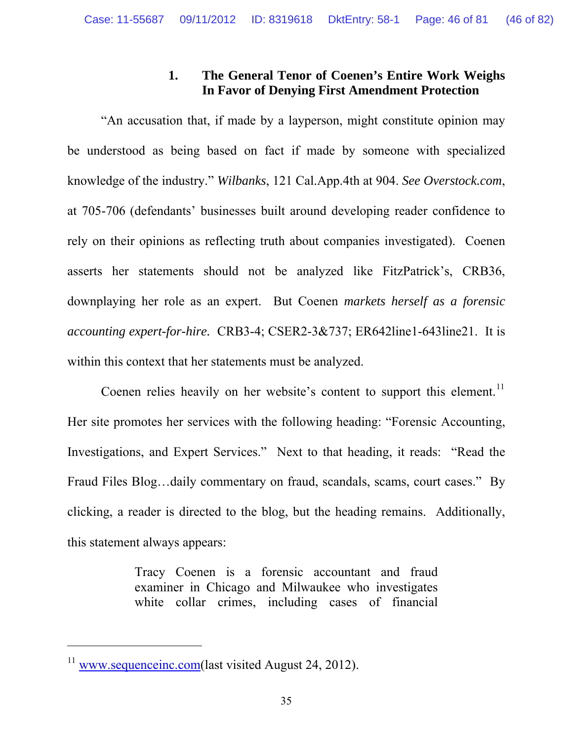### 1. The General Tenor of Coenen's Entire Work Weighs In Favor of Denying First Amendment Protection

"An accusation that, if made by a layperson, might constitute opinion may be understood as being based on fact if made by someone with specialized knowledge of the industry." *Wilbanks*, 121 Cal.App.4th at 904. *See Overstock.com*, at 705-706 (defendants' businesses built around developing reader confidence to rely on their opinions as reflecting truth about companies investigated). Coenen asserts her statements should not be analyzed like FitzPatrick's, CRB36, downplaying her role as an expert. But Coenen *markets herself as a forensic accounting expert-for-hire.* CRB3-4; CSER2-3&737; ER642line1-643line21. It is within this context that her statements must be analyzed.

Coenen relies heavily on her website's content to support this element.[11] Her site promotes her services with the following heading: "Forensic Accounting, Investigations, and Expert Services." Next to that heading, it reads: "Read the Fraud Files Blog…daily commentary on fraud, scandals, scams, court cases." By clicking, a reader is directed to the blog, but the heading remains. Additionally, this statement always appears:

> Tracy Coenen is a forensic accountant and fraud examiner in Chicago and Milwaukee who investigates white collar crimes, including cases of financial

[11] www.sequenceinc.com(last visited August 24, 2012).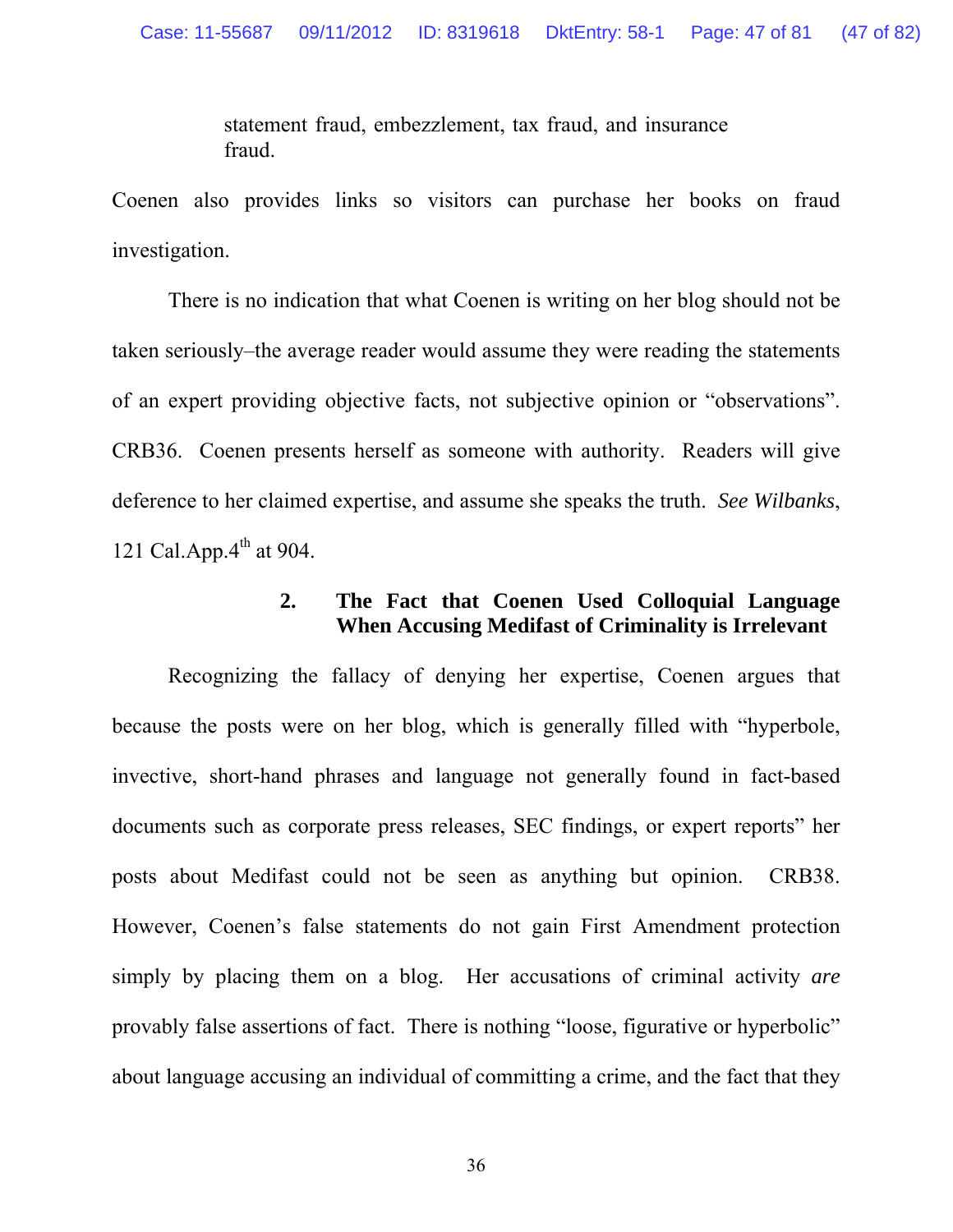statement fraud, embezzlement, tax fraud, and insurance fraud.

Coenen also provides links so visitors can purchase her books on fraud investigation.

There is no indication that what Coenen is writing on her blog should not be taken seriously–the average reader would assume they were reading the statements of an expert providing objective facts, not subjective opinion or "observations". CRB36. Coenen presents herself as someone with authority. Readers will give deference to her claimed expertise, and assume she speaks the truth. *See Wilbanks*, 121 Cal.App.4th at 904.

### 2. The Fact that Coenen Used Colloquial Language When Accusing Medifast of Criminality is Irrelevant

Recognizing the fallacy of denying her expertise, Coenen argues that because the posts were on her blog, which is generally filled with "hyperbole, invective, short-hand phrases and language not generally found in fact-based documents such as corporate press releases, SEC findings, or expert reports" her posts about Medifast could not be seen as anything but opinion. CRB38. However, Coenen's false statements do not gain First Amendment protection simply by placing them on a blog. Her accusations of criminal activity *are* provably false assertions of fact. There is nothing "loose, figurative or hyperbolic" about language accusing an individual of committing a crime, and the fact that they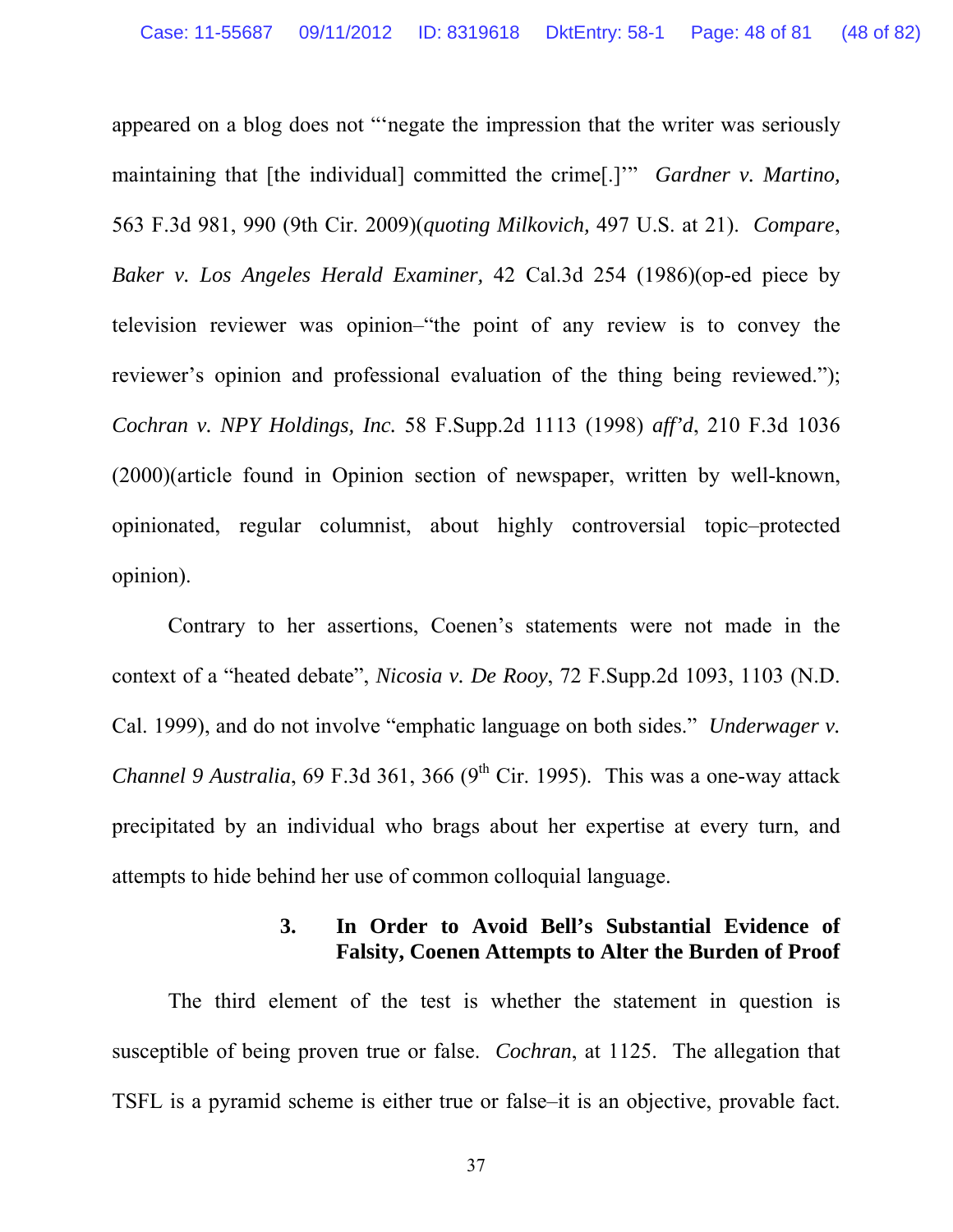appeared on a blog does not "'negate the impression that the writer was seriously maintaining that [the individual] committed the crime[.]'" *Gardner v. Martino,* 563 F.3d 981, 990 (9th Cir. 2009)(*quoting Milkovich,* 497 U.S. at 21). *Compare*, *Baker v. Los Angeles Herald Examiner,* 42 Cal.3d 254 (1986)(op-ed piece by television reviewer was opinion–"the point of any review is to convey the reviewer's opinion and professional evaluation of the thing being reviewed."); *Cochran v. NPY Holdings, Inc.* 58 F.Supp.2d 1113 (1998) *aff'd*, 210 F.3d 1036 (2000)(article found in Opinion section of newspaper, written by well-known, opinionated, regular columnist, about highly controversial topic–protected opinion).

Contrary to her assertions, Coenen's statements were not made in the context of a "heated debate", *Nicosia v. De Rooy*, 72 F.Supp.2d 1093, 1103 (N.D. Cal. 1999), and do not involve "emphatic language on both sides." *Underwager v. Channel 9 Australia*, 69 F.3d 361, 366 (9th Cir. 1995). This was a one-way attack precipitated by an individual who brags about her expertise at every turn, and attempts to hide behind her use of common colloquial language.

### 3. In Order to Avoid Bell's Substantial Evidence of Falsity, Coenen Attempts to Alter the Burden of Proof

The third element of the test is whether the statement in question is susceptible of being proven true or false. *Cochran*, at 1125. The allegation that TSFL is a pyramid scheme is either true or false–it is an objective, provable fact.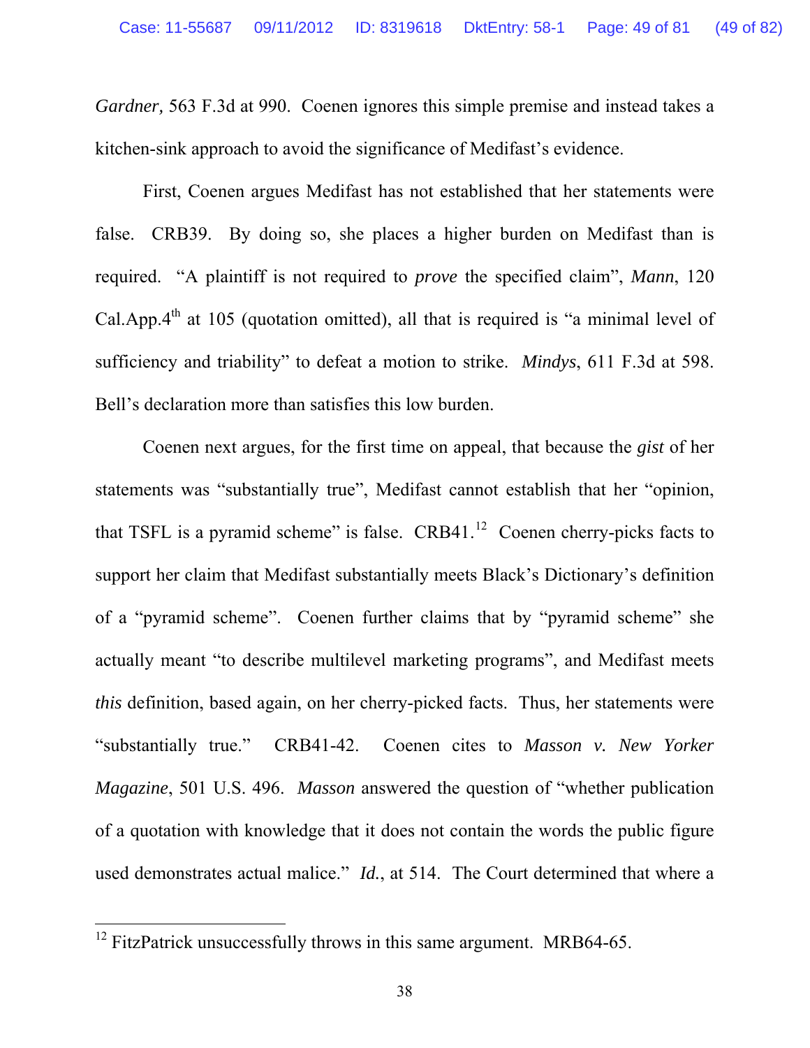*Gardner,* 563 F.3d at 990. Coenen ignores this simple premise and instead takes a kitchen-sink approach to avoid the significance of Medifast's evidence.

First, Coenen argues Medifast has not established that her statements were false. CRB39. By doing so, she places a higher burden on Medifast than is required. "A plaintiff is not required to *prove* the specified claim", *Mann*, 120 Cal.App.4th at 105 (quotation omitted), all that is required is "a minimal level of sufficiency and triability" to defeat a motion to strike. *Mindys*, 611 F.3d at 598. Bell's declaration more than satisfies this low burden.

Coenen next argues, for the first time on appeal, that because the *gist* of her statements was "substantially true", Medifast cannot establish that her "opinion, that TSFL is a pyramid scheme" is false. CRB41.[12] Coenen cherry-picks facts to support her claim that Medifast substantially meets Black's Dictionary's definition of a "pyramid scheme". Coenen further claims that by "pyramid scheme" she actually meant "to describe multilevel marketing programs", and Medifast meets *this* definition, based again, on her cherry-picked facts. Thus, her statements were "substantially true." CRB41-42. Coenen cites to *Masson v. New Yorker Magazine*, 501 U.S. 496. *Masson* answered the question of "whether publication of a quotation with knowledge that it does not contain the words the public figure used demonstrates actual malice." *Id.*, at 514. The Court determined that where a

[12] FitzPatrick unsuccessfully throws in this same argument. MRB64-65.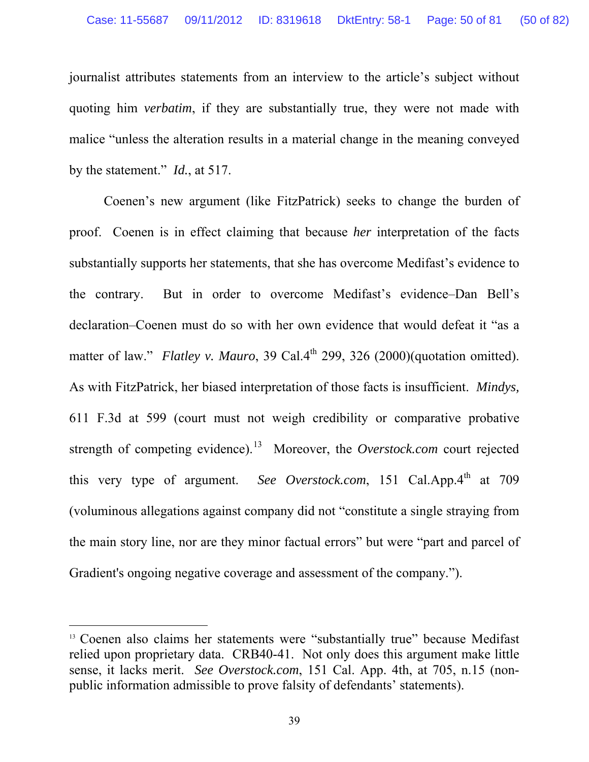journalist attributes statements from an interview to the article's subject without quoting him *verbatim*, if they are substantially true, they were not made with malice "unless the alteration results in a material change in the meaning conveyed by the statement." *Id.*, at 517.

Coenen's new argument (like FitzPatrick) seeks to change the burden of proof. Coenen is in effect claiming that because *her* interpretation of the facts substantially supports her statements, that she has overcome Medifast's evidence to the contrary. But in order to overcome Medifast's evidence–Dan Bell's declaration–Coenen must do so with her own evidence that would defeat it "as a matter of law." *Flatley v. Mauro*, 39 Cal.4th 299, 326 (2000)(quotation omitted). As with FitzPatrick, her biased interpretation of those facts is insufficient. *Mindys,* 611 F.3d at 599 (court must not weigh credibility or comparative probative strength of competing evidence).[13] Moreover, the *Overstock.com* court rejected this very type of argument. *See Overstock.com*, 151 Cal.App.4th at 709 (voluminous allegations against company did not "constitute a single straying from the main story line, nor are they minor factual errors" but were "part and parcel of Gradient's ongoing negative coverage and assessment of the company.").

---

[13] Coenen also claims her statements were "substantially true" because Medifast relied upon proprietary data. CRB40-41. Not only does this argument make little sense, it lacks merit. *See Overstock.com*, 151 Cal. App. 4th, at 705, n.15 (non-public information admissible to prove falsity of defendants' statements).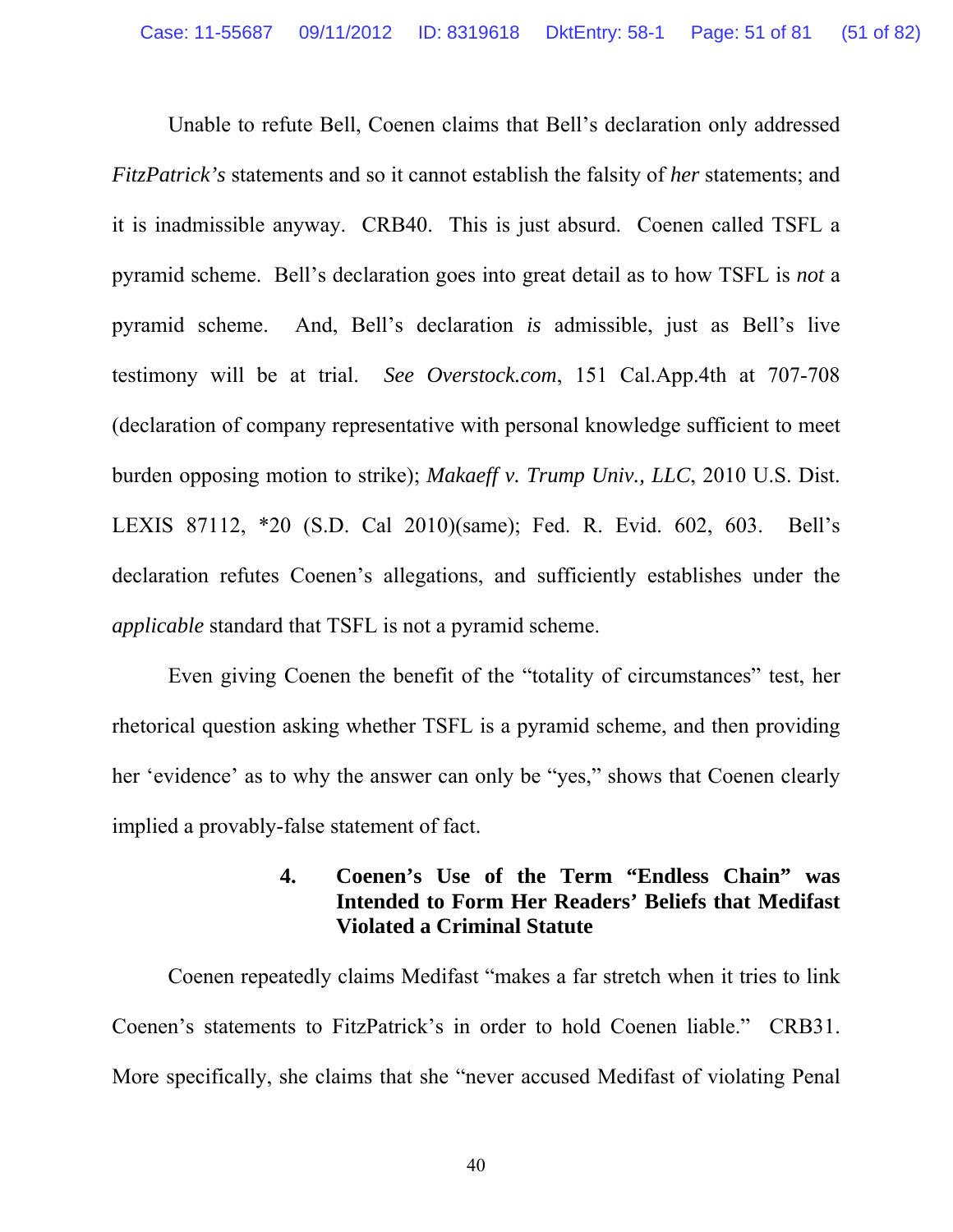Unable to refute Bell, Coenen claims that Bell's declaration only addressed *FitzPatrick's* statements and so it cannot establish the falsity of *her* statements; and it is inadmissible anyway. CRB40. This is just absurd. Coenen called TSFL a pyramid scheme. Bell's declaration goes into great detail as to how TSFL is *not* a pyramid scheme. And, Bell's declaration *is* admissible, just as Bell's live testimony will be at trial. *See Overstock.com*, 151 Cal.App.4th at 707-708 (declaration of company representative with personal knowledge sufficient to meet burden opposing motion to strike); *Makaeff v. Trump Univ., LLC*, 2010 U.S. Dist. LEXIS 87112, *20 (S.D. Cal 2010)(same); Fed. R. Evid. 602, 603. Bell's declaration refutes Coenen's allegations, and sufficiently establishes under the *applicable* standard that TSFL is not a pyramid scheme.

Even giving Coenen the benefit of the "totality of circumstances" test, her rhetorical question asking whether TSFL is a pyramid scheme, and then providing her 'evidence' as to why the answer can only be "yes," shows that Coenen clearly implied a provably-false statement of fact.

#### 4. Coenen's Use of the Term "Endless Chain" was Intended to Form Her Readers' Beliefs that Medifast Violated a Criminal Statute

Coenen repeatedly claims Medifast "makes a far stretch when it tries to link Coenen's statements to FitzPatrick's in order to hold Coenen liable." CRB31. More specifically, she claims that she "never accused Medifast of violating Penal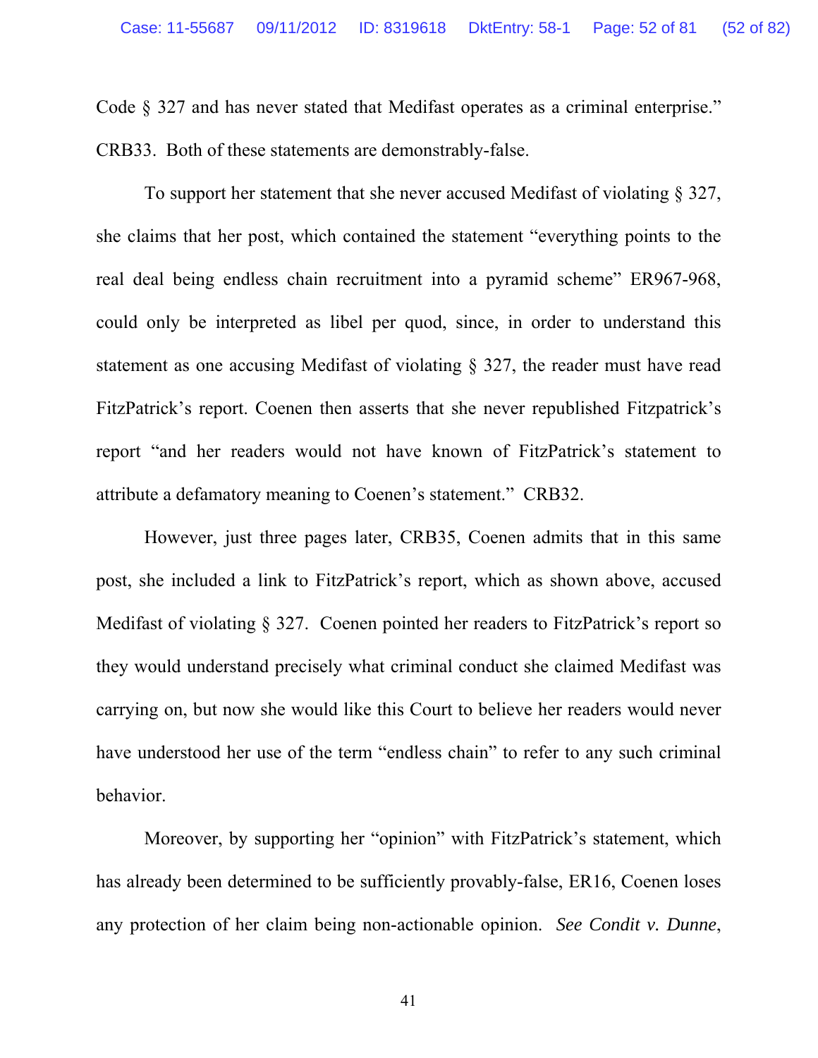Code § 327 and has never stated that Medifast operates as a criminal enterprise." CRB33. Both of these statements are demonstrably-false.

To support her statement that she never accused Medifast of violating § 327, she claims that her post, which contained the statement "everything points to the real deal being endless chain recruitment into a pyramid scheme" ER967-968, could only be interpreted as libel per quod, since, in order to understand this statement as one accusing Medifast of violating § 327, the reader must have read FitzPatrick's report. Coenen then asserts that she never republished Fitzpatrick's report "and her readers would not have known of FitzPatrick's statement to attribute a defamatory meaning to Coenen's statement." CRB32.

However, just three pages later, CRB35, Coenen admits that in this same post, she included a link to FitzPatrick's report, which as shown above, accused Medifast of violating § 327. Coenen pointed her readers to FitzPatrick's report so they would understand precisely what criminal conduct she claimed Medifast was carrying on, but now she would like this Court to believe her readers would never have understood her use of the term "endless chain" to refer to any such criminal behavior.

Moreover, by supporting her "opinion" with FitzPatrick's statement, which has already been determined to be sufficiently provably-false, ER16, Coenen loses any protection of her claim being non-actionable opinion. *See Condit v. Dunne*,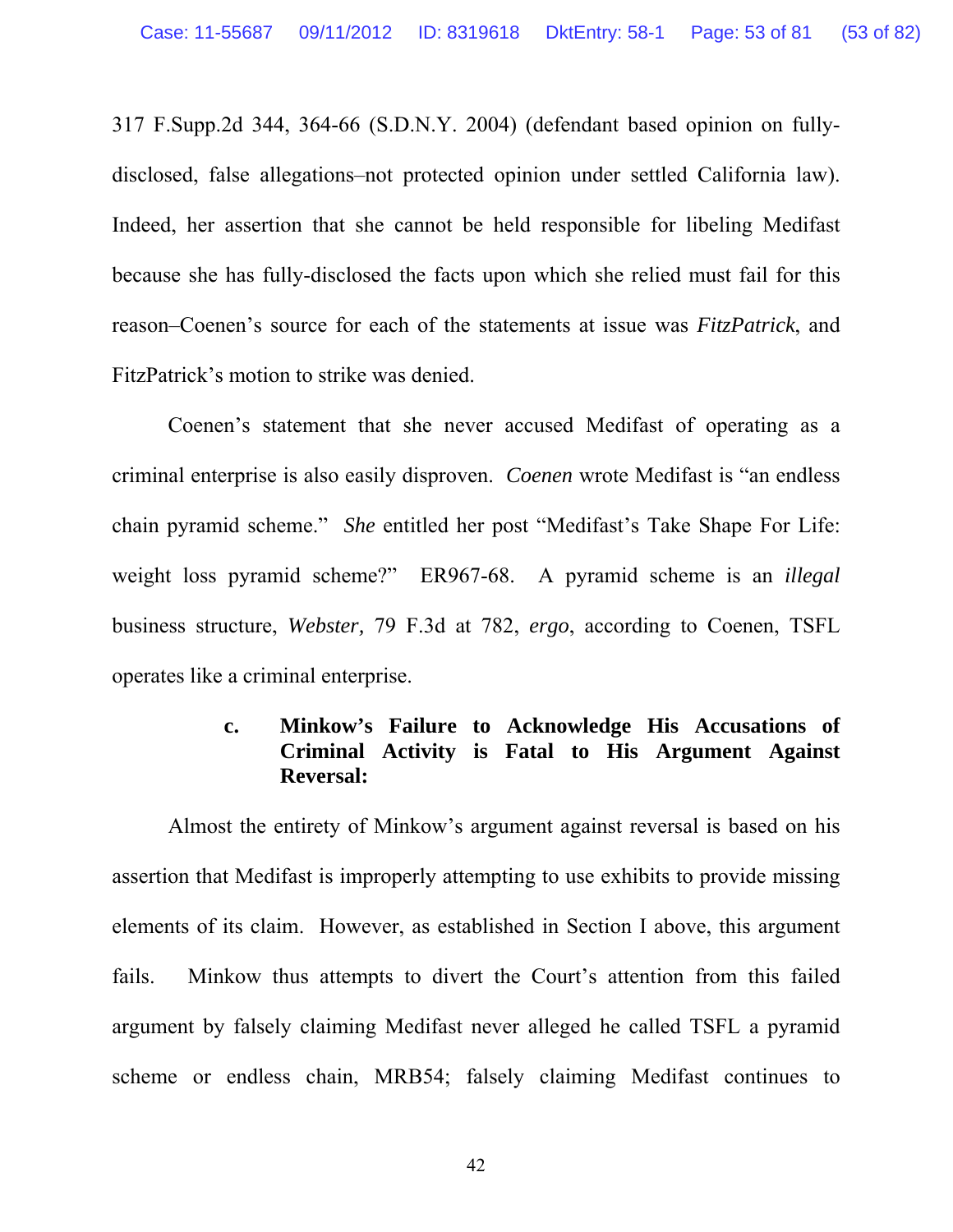317 F.Supp.2d 344, 364-66 (S.D.N.Y. 2004) (defendant based opinion on fully-disclosed, false allegations–not protected opinion under settled California law). Indeed, her assertion that she cannot be held responsible for libeling Medifast because she has fully-disclosed the facts upon which she relied must fail for this reason–Coenen's source for each of the statements at issue was *FitzPatrick*, and FitzPatrick's motion to strike was denied.

Coenen's statement that she never accused Medifast of operating as a criminal enterprise is also easily disproven. *Coenen* wrote Medifast is "an endless chain pyramid scheme." *She* entitled her post "Medifast's Take Shape For Life: weight loss pyramid scheme?" ER967-68. A pyramid scheme is an *illegal* business structure, *Webster,* 79 F.3d at 782, *ergo*, according to Coenen, TSFL operates like a criminal enterprise.

**c. Minkow's Failure to Acknowledge His Accusations of Criminal Activity is Fatal to His Argument Against Reversal:**

Almost the entirety of Minkow's argument against reversal is based on his assertion that Medifast is improperly attempting to use exhibits to provide missing elements of its claim. However, as established in Section I above, this argument fails. Minkow thus attempts to divert the Court's attention from this failed argument by falsely claiming Medifast never alleged he called TSFL a pyramid scheme or endless chain, MRB54; falsely claiming Medifast continues to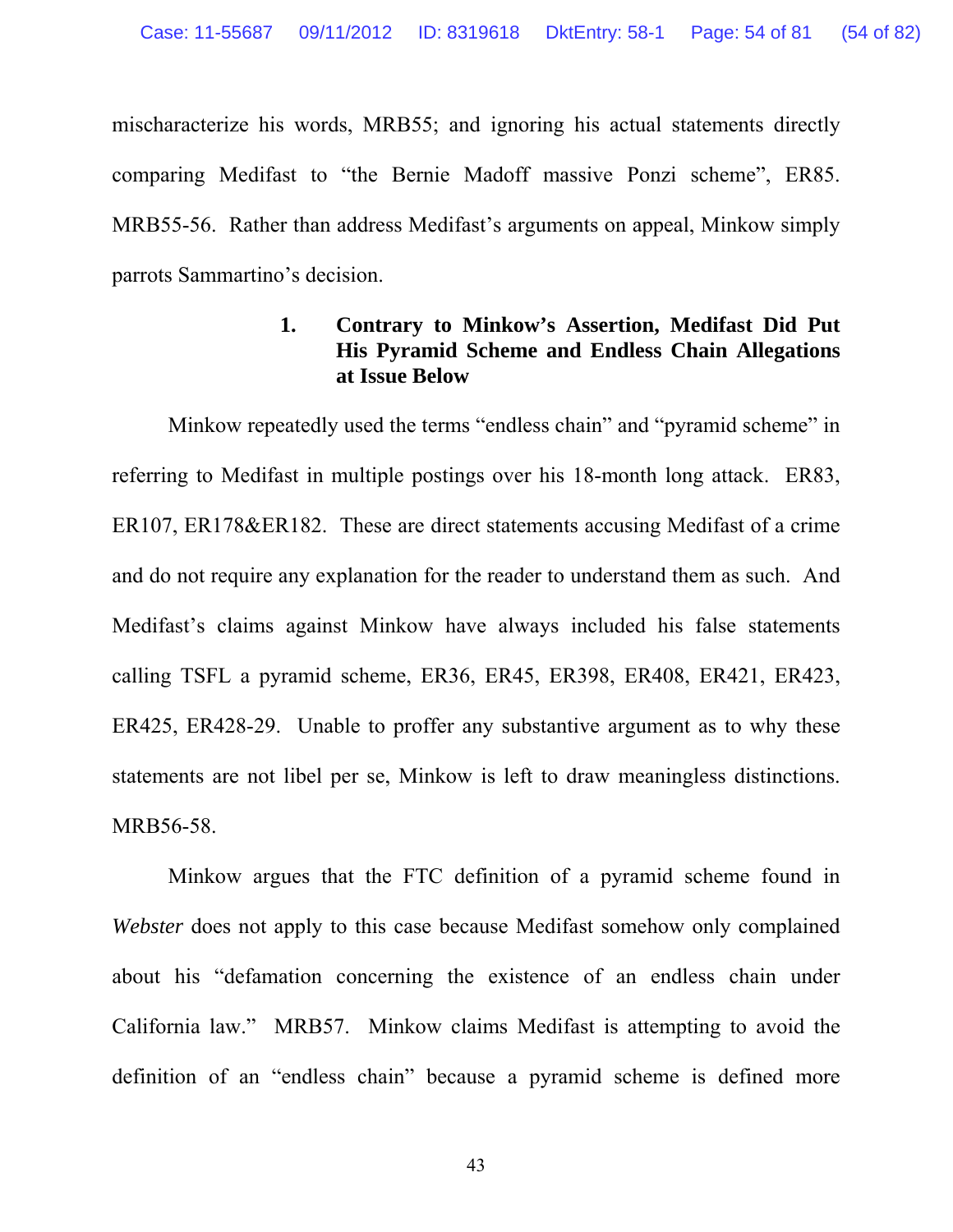mischaracterize his words, MRB55; and ignoring his actual statements directly comparing Medifast to "the Bernie Madoff massive Ponzi scheme", ER85. MRB55-56. Rather than address Medifast's arguments on appeal, Minkow simply parrots Sammartino's decision.

### 1. Contrary to Minkow's Assertion, Medifast Did Put His Pyramid Scheme and Endless Chain Allegations at Issue Below

Minkow repeatedly used the terms "endless chain" and "pyramid scheme" in referring to Medifast in multiple postings over his 18-month long attack. ER83, ER107, ER178&ER182. These are direct statements accusing Medifast of a crime and do not require any explanation for the reader to understand them as such. And Medifast's claims against Minkow have always included his false statements calling TSFL a pyramid scheme, ER36, ER45, ER398, ER408, ER421, ER423, ER425, ER428-29. Unable to proffer any substantive argument as to why these statements are not libel per se, Minkow is left to draw meaningless distinctions. MRB56-58.

Minkow argues that the FTC definition of a pyramid scheme found in *Webster* does not apply to this case because Medifast somehow only complained about his "defamation concerning the existence of an endless chain under California law." MRB57. Minkow claims Medifast is attempting to avoid the definition of an "endless chain" because a pyramid scheme is defined more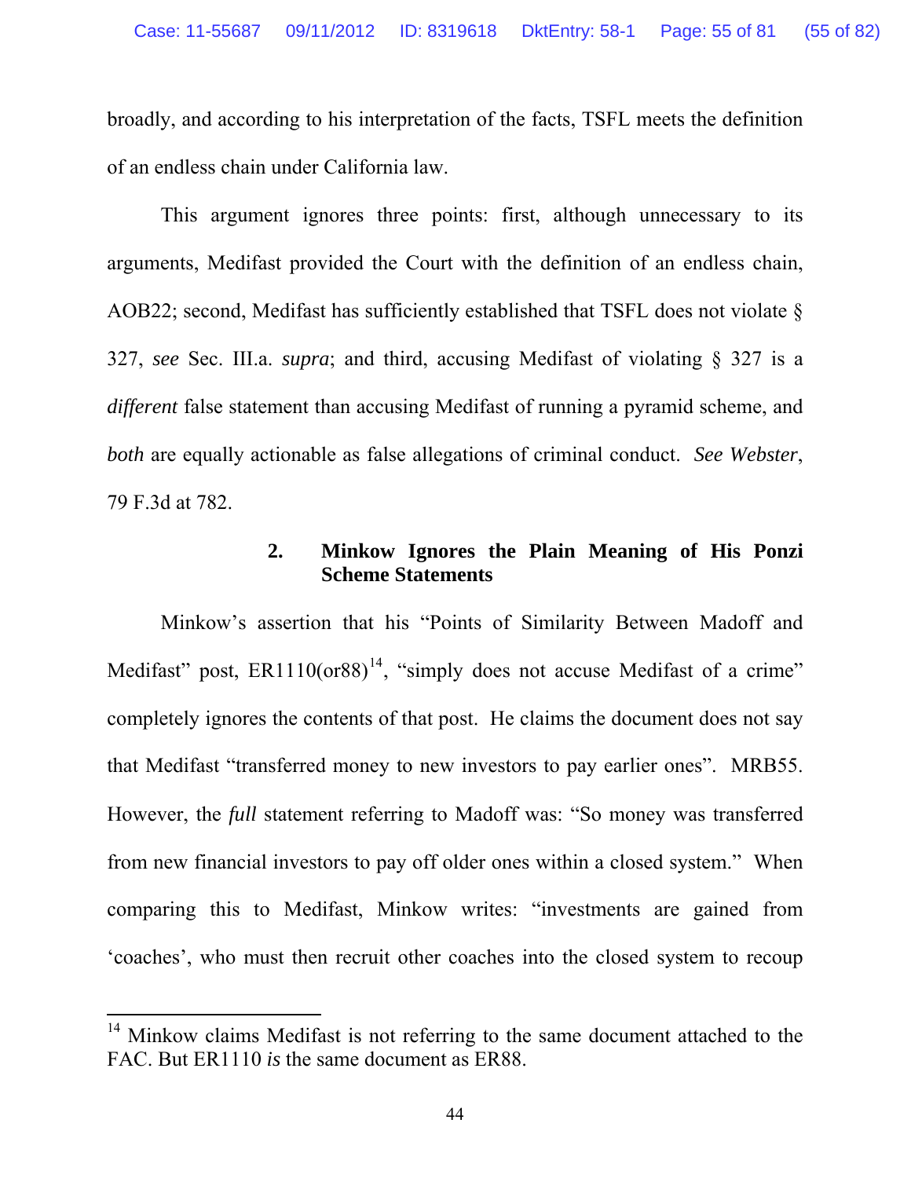broadly, and according to his interpretation of the facts, TSFL meets the definition of an endless chain under California law.

This argument ignores three points: first, although unnecessary to its arguments, Medifast provided the Court with the definition of an endless chain, AOB22; second, Medifast has sufficiently established that TSFL does not violate § 327, *see* Sec. III.a. *supra*; and third, accusing Medifast of violating § 327 is a *different* false statement than accusing Medifast of running a pyramid scheme, and *both* are equally actionable as false allegations of criminal conduct. *See Webster*, 79 F.3d at 782.

### 2. Minkow Ignores the Plain Meaning of His Ponzi Scheme Statements

Minkow's assertion that his "Points of Similarity Between Madoff and Medifast" post, ER1110(or88)[14], "simply does not accuse Medifast of a crime" completely ignores the contents of that post. He claims the document does not say that Medifast "transferred money to new investors to pay earlier ones". MRB55. However, the *full* statement referring to Madoff was: "So money was transferred from new financial investors to pay off older ones within a closed system." When comparing this to Medifast, Minkow writes: "investments are gained from 'coaches', who must then recruit other coaches into the closed system to recoup

---

[14] Minkow claims Medifast is not referring to the same document attached to the FAC. But ER1110 *is* the same document as ER88.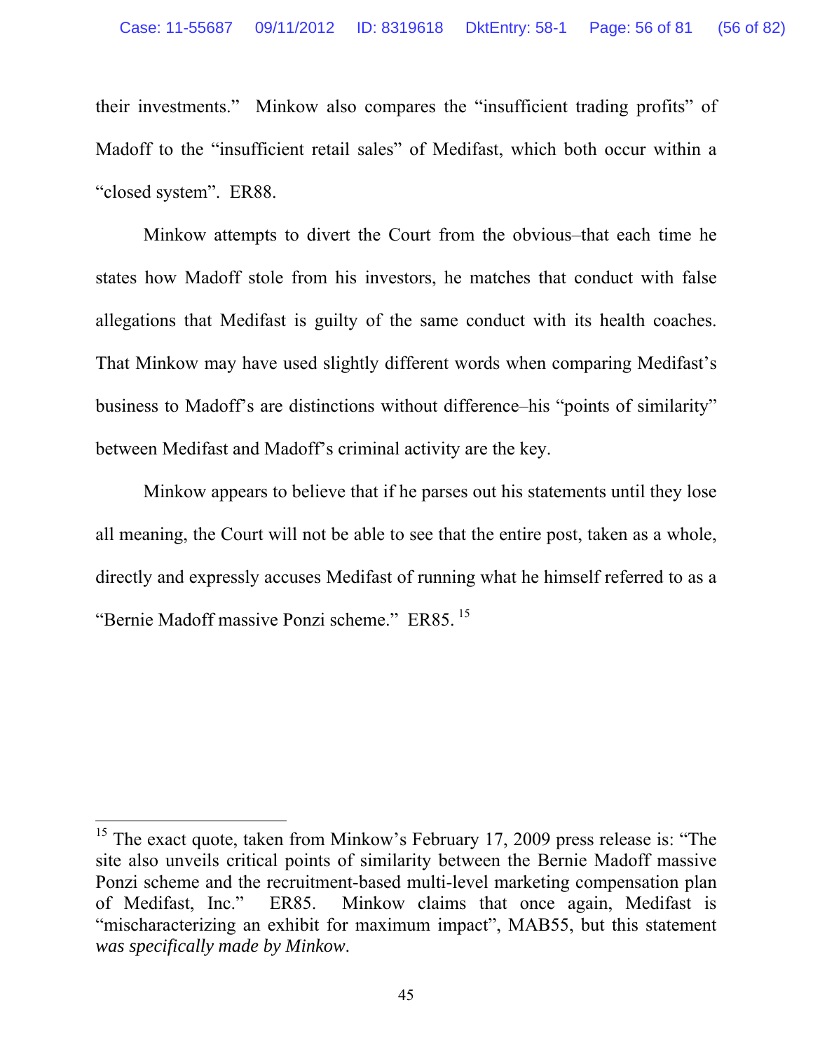their investments." Minkow also compares the "insufficient trading profits" of Madoff to the "insufficient retail sales" of Medifast, which both occur within a "closed system". ER88.

Minkow attempts to divert the Court from the obvious–that each time he states how Madoff stole from his investors, he matches that conduct with false allegations that Medifast is guilty of the same conduct with its health coaches. That Minkow may have used slightly different words when comparing Medifast's business to Madoff's are distinctions without difference–his "points of similarity" between Medifast and Madoff's criminal activity are the key.

Minkow appears to believe that if he parses out his statements until they lose all meaning, the Court will not be able to see that the entire post, taken as a whole, directly and expressly accuses Medifast of running what he himself referred to as a "Bernie Madoff massive Ponzi scheme." ER85. [15]

---

[15] The exact quote, taken from Minkow's February 17, 2009 press release is: "The site also unveils critical points of similarity between the Bernie Madoff massive Ponzi scheme and the recruitment-based multi-level marketing compensation plan of Medifast, Inc." ER85. Minkow claims that once again, Medifast is "mischaracterizing an exhibit for maximum impact", MAB55, but this statement *was specifically made by Minkow*.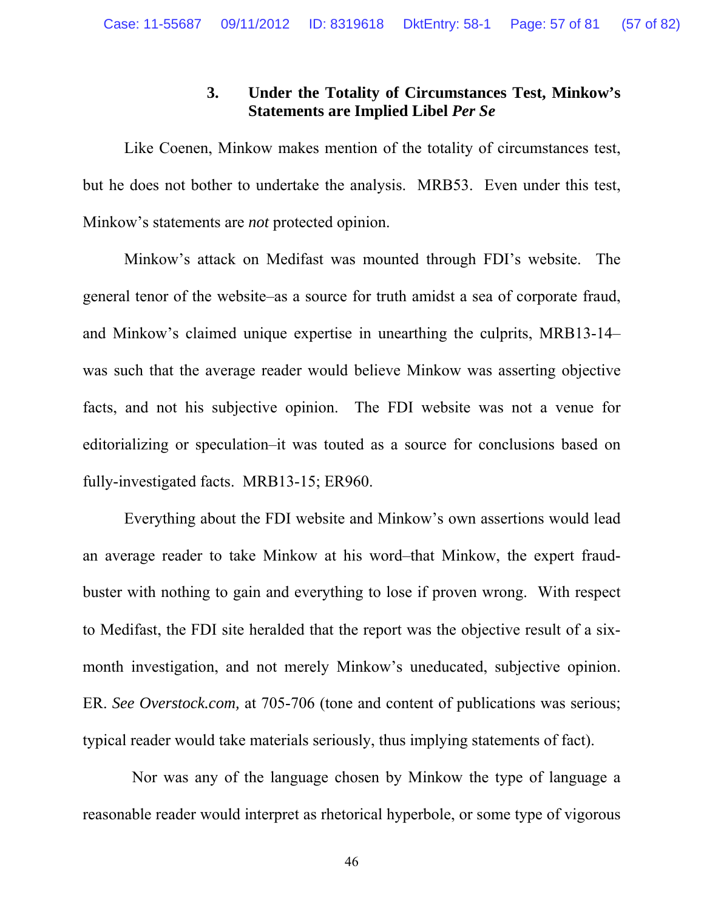### 3. Under the Totality of Circumstances Test, Minkow's Statements are Implied Libel *Per Se*

Like Coenen, Minkow makes mention of the totality of circumstances test, but he does not bother to undertake the analysis. MRB53. Even under this test, Minkow's statements are *not* protected opinion.

Minkow's attack on Medifast was mounted through FDI's website. The general tenor of the website–as a source for truth amidst a sea of corporate fraud, and Minkow's claimed unique expertise in unearthing the culprits, MRB13-14–was such that the average reader would believe Minkow was asserting objective facts, and not his subjective opinion. The FDI website was not a venue for editorializing or speculation–it was touted as a source for conclusions based on fully-investigated facts. MRB13-15; ER960.

Everything about the FDI website and Minkow's own assertions would lead an average reader to take Minkow at his word–that Minkow, the expert fraud-buster with nothing to gain and everything to lose if proven wrong. With respect to Medifast, the FDI site heralded that the report was the objective result of a six-month investigation, and not merely Minkow's uneducated, subjective opinion. ER. *See Overstock.com,* at 705-706 (tone and content of publications was serious; typical reader would take materials seriously, thus implying statements of fact).

Nor was any of the language chosen by Minkow the type of language a reasonable reader would interpret as rhetorical hyperbole, or some type of vigorous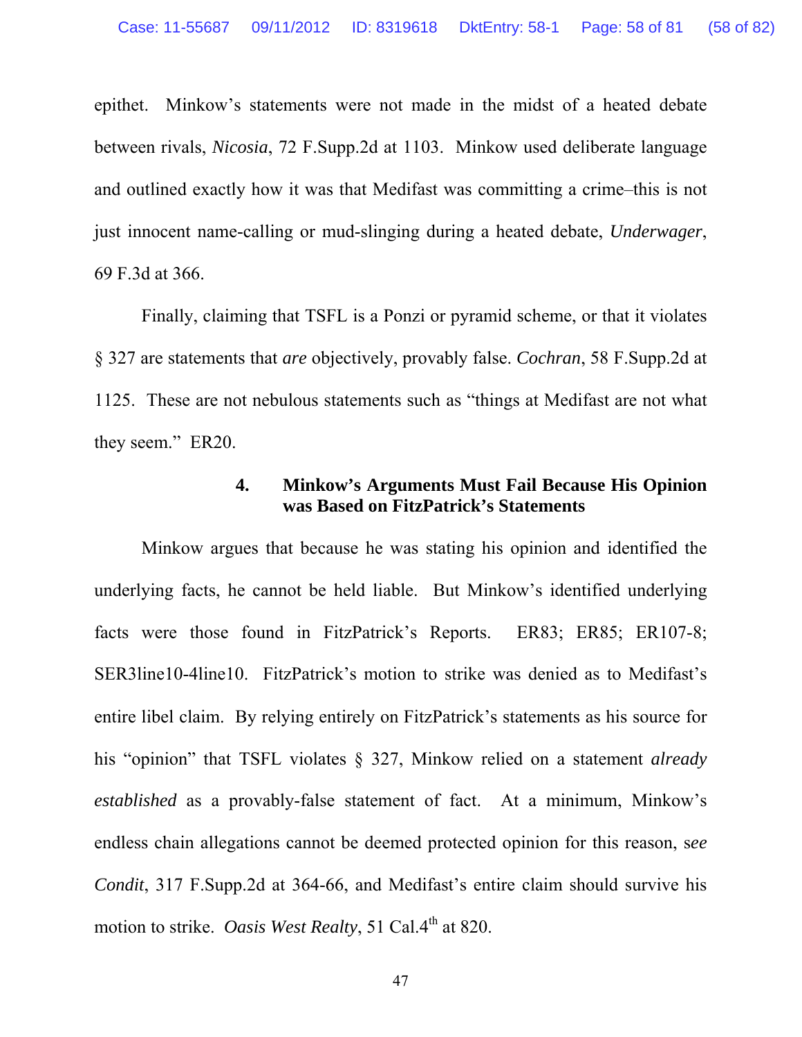epithet. Minkow's statements were not made in the midst of a heated debate between rivals, *Nicosia*, 72 F.Supp.2d at 1103. Minkow used deliberate language and outlined exactly how it was that Medifast was committing a crime–this is not just innocent name-calling or mud-slinging during a heated debate, *Underwager*, 69 F.3d at 366.

Finally, claiming that TSFL is a Ponzi or pyramid scheme, or that it violates § 327 are statements that *are* objectively, provably false. *Cochran*, 58 F.Supp.2d at 1125. These are not nebulous statements such as "things at Medifast are not what they seem." ER20.

#### 4. Minkow's Arguments Must Fail Because His Opinion was Based on FitzPatrick's Statements

Minkow argues that because he was stating his opinion and identified the underlying facts, he cannot be held liable. But Minkow's identified underlying facts were those found in FitzPatrick's Reports. ER83; ER85; ER107-8; SER3line10-4line10. FitzPatrick's motion to strike was denied as to Medifast's entire libel claim. By relying entirely on FitzPatrick's statements as his source for his "opinion" that TSFL violates § 327, Minkow relied on a statement *already established* as a provably-false statement of fact. At a minimum, Minkow's endless chain allegations cannot be deemed protected opinion for this reason, *see Condit*, 317 F.Supp.2d at 364-66, and Medifast's entire claim should survive his motion to strike. *Oasis West Realty*, 51 Cal.4th at 820.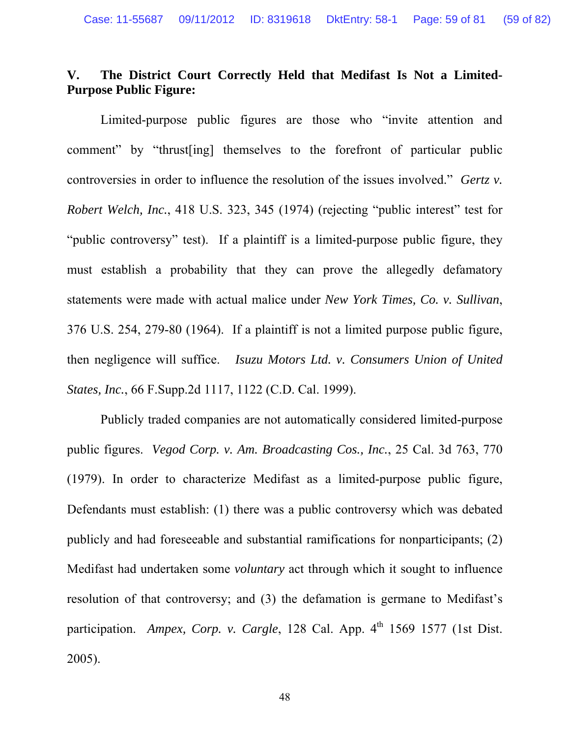## V. The District Court Correctly Held that Medifast Is Not a Limited-Purpose Public Figure:

Limited-purpose public figures are those who "invite attention and comment" by "thrust[ing] themselves to the forefront of particular public controversies in order to influence the resolution of the issues involved." *Gertz v. Robert Welch, Inc.*, 418 U.S. 323, 345 (1974) (rejecting "public interest" test for "public controversy" test). If a plaintiff is a limited-purpose public figure, they must establish a probability that they can prove the allegedly defamatory statements were made with actual malice under *New York Times, Co. v. Sullivan*, 376 U.S. 254, 279-80 (1964). If a plaintiff is not a limited purpose public figure, then negligence will suffice. *Isuzu Motors Ltd. v. Consumers Union of United States, Inc.*, 66 F.Supp.2d 1117, 1122 (C.D. Cal. 1999).

Publicly traded companies are not automatically considered limited-purpose public figures. *Vegod Corp. v. Am. Broadcasting Cos., Inc.*, 25 Cal. 3d 763, 770 (1979). In order to characterize Medifast as a limited-purpose public figure, Defendants must establish: (1) there was a public controversy which was debated publicly and had foreseeable and substantial ramifications for nonparticipants; (2) Medifast had undertaken some *voluntary* act through which it sought to influence resolution of that controversy; and (3) the defamation is germane to Medifast's participation. *Ampex, Corp. v. Cargle*, 128 Cal. App. 4th 1569 1577 (1st Dist. 2005).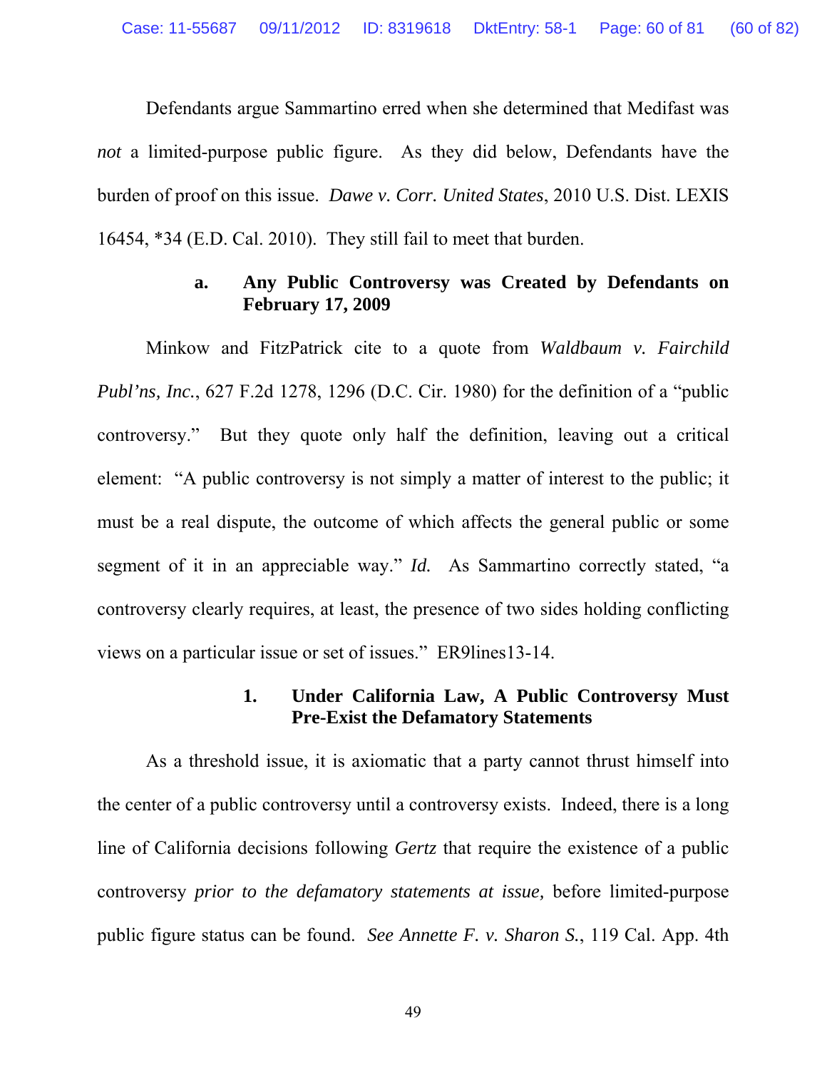Defendants argue Sammartino erred when she determined that Medifast was *not* a limited-purpose public figure. As they did below, Defendants have the burden of proof on this issue. *Dawe v. Corr. United States*, 2010 U.S. Dist. LEXIS 16454, *34 (E.D. Cal. 2010). They still fail to meet that burden.

### a. Any Public Controversy was Created by Defendants on February 17, 2009

Minkow and FitzPatrick cite to a quote from *Waldbaum v. Fairchild Publ'ns, Inc.*, 627 F.2d 1278, 1296 (D.C. Cir. 1980) for the definition of a "public controversy." But they quote only half the definition, leaving out a critical element: "A public controversy is not simply a matter of interest to the public; it must be a real dispute, the outcome of which affects the general public or some segment of it in an appreciable way." *Id.* As Sammartino correctly stated, "a controversy clearly requires, at least, the presence of two sides holding conflicting views on a particular issue or set of issues." ER9lines13-14.

#### 1. Under California Law, A Public Controversy Must Pre-Exist the Defamatory Statements

As a threshold issue, it is axiomatic that a party cannot thrust himself into the center of a public controversy until a controversy exists. Indeed, there is a long line of California decisions following *Gertz* that require the existence of a public controversy *prior to the defamatory statements at issue,* before limited-purpose public figure status can be found. *See Annette F. v. Sharon S.*, 119 Cal. App. 4th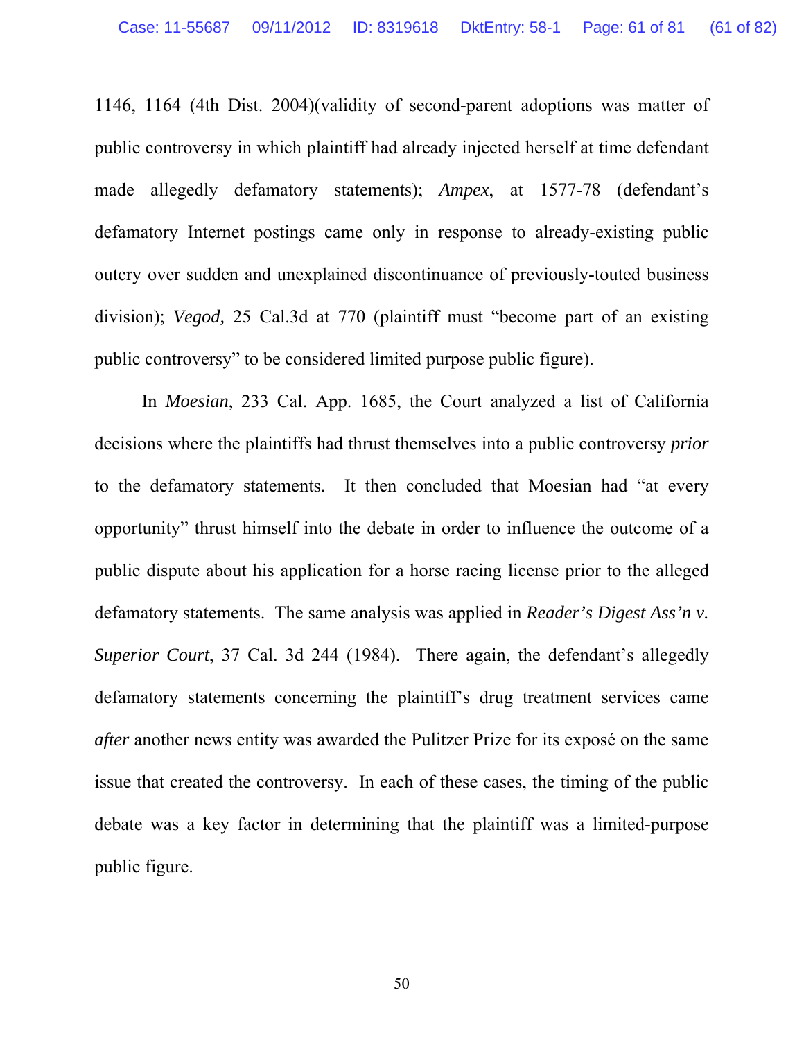1146, 1164 (4th Dist. 2004)(validity of second-parent adoptions was matter of public controversy in which plaintiff had already injected herself at time defendant made allegedly defamatory statements); *Ampex*, at 1577-78 (defendant's defamatory Internet postings came only in response to already-existing public outcry over sudden and unexplained discontinuance of previously-touted business division); *Vegod,* 25 Cal.3d at 770 (plaintiff must "become part of an existing public controversy" to be considered limited purpose public figure).

In *Moesian*, 233 Cal. App. 1685, the Court analyzed a list of California decisions where the plaintiffs had thrust themselves into a public controversy *prior* to the defamatory statements. It then concluded that Moesian had "at every opportunity" thrust himself into the debate in order to influence the outcome of a public dispute about his application for a horse racing license prior to the alleged defamatory statements. The same analysis was applied in *Reader's Digest Ass'n v. Superior Court*, 37 Cal. 3d 244 (1984). There again, the defendant's allegedly defamatory statements concerning the plaintiff's drug treatment services came *after* another news entity was awarded the Pulitzer Prize for its exposé on the same issue that created the controversy. In each of these cases, the timing of the public debate was a key factor in determining that the plaintiff was a limited-purpose public figure.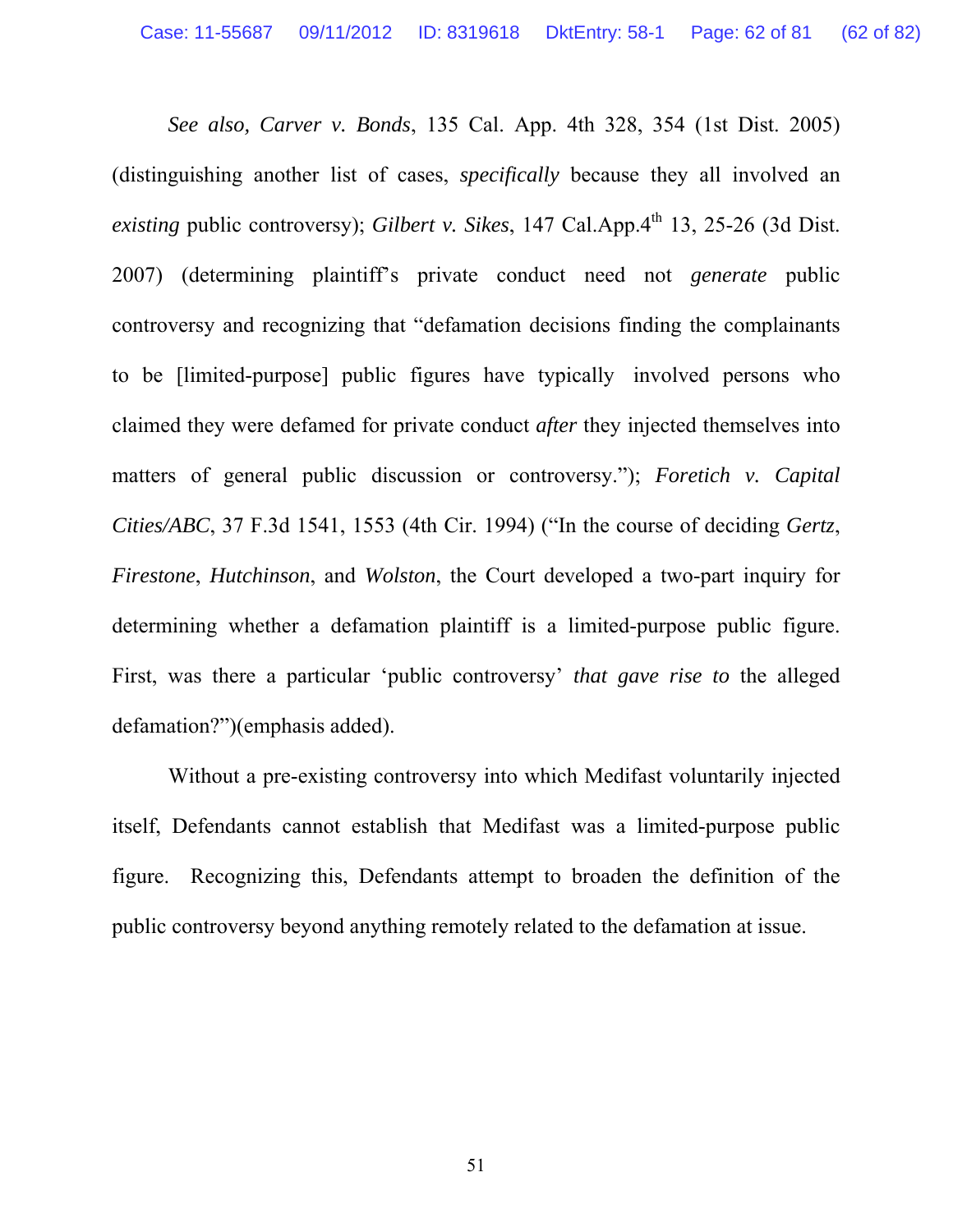*See also, Carver v. Bonds*, 135 Cal. App. 4th 328, 354 (1st Dist. 2005) (distinguishing another list of cases, *specifically* because they all involved an *existing* public controversy); *Gilbert v. Sikes*, 147 Cal.App.4th 13, 25-26 (3d Dist. 2007) (determining plaintiff's private conduct need not *generate* public controversy and recognizing that "defamation decisions finding the complainants to be [limited-purpose] public figures have typically involved persons who claimed they were defamed for private conduct *after* they injected themselves into matters of general public discussion or controversy."); *Foretich v. Capital Cities/ABC*, 37 F.3d 1541, 1553 (4th Cir. 1994) ("In the course of deciding *Gertz*, *Firestone*, *Hutchinson*, and *Wolston*, the Court developed a two-part inquiry for determining whether a defamation plaintiff is a limited-purpose public figure. First, was there a particular 'public controversy' *that gave rise to* the alleged defamation?")(emphasis added).

Without a pre-existing controversy into which Medifast voluntarily injected itself, Defendants cannot establish that Medifast was a limited-purpose public figure. Recognizing this, Defendants attempt to broaden the definition of the public controversy beyond anything remotely related to the defamation at issue.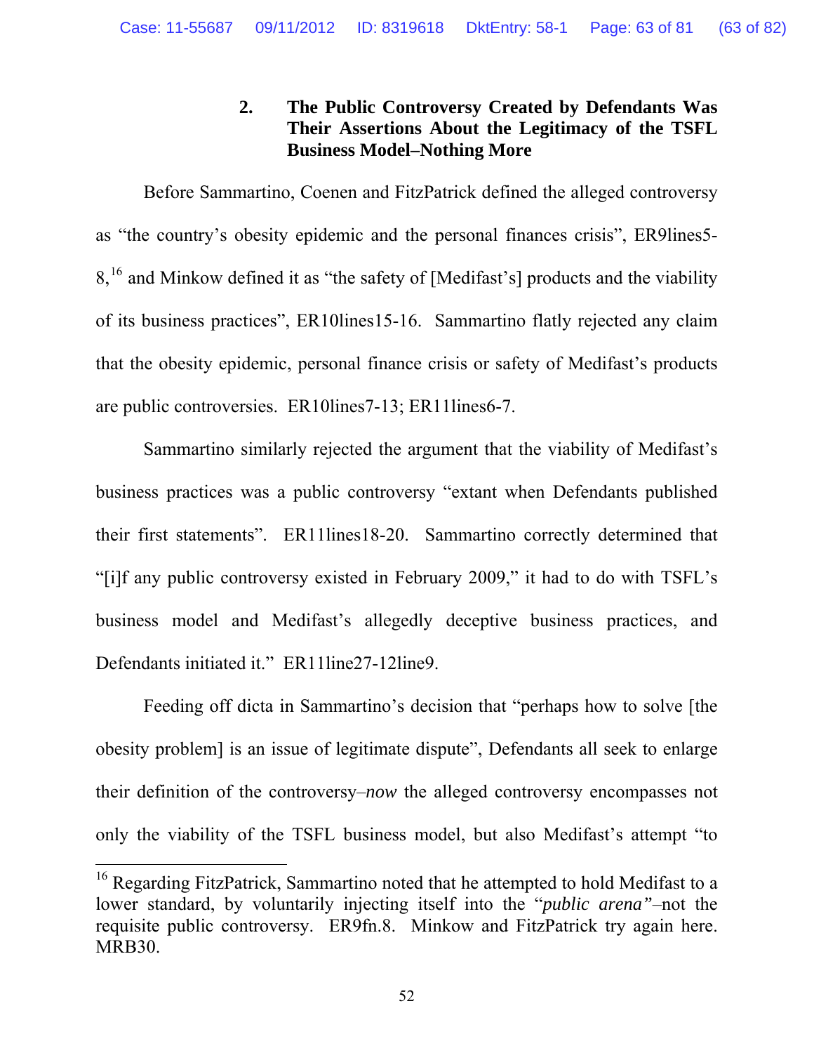### 2. The Public Controversy Created by Defendants Was Their Assertions About the Legitimacy of the TSFL Business Model–Nothing More

Before Sammartino, Coenen and FitzPatrick defined the alleged controversy as "the country's obesity epidemic and the personal finances crisis", ER9lines5-8,[16] and Minkow defined it as "the safety of [Medifast's] products and the viability of its business practices", ER10lines15-16. Sammartino flatly rejected any claim that the obesity epidemic, personal finance crisis or safety of Medifast's products are public controversies. ER10lines7-13; ER11lines6-7.

Sammartino similarly rejected the argument that the viability of Medifast's business practices was a public controversy "extant when Defendants published their first statements". ER11lines18-20. Sammartino correctly determined that "[i]f any public controversy existed in February 2009," it had to do with TSFL's business model and Medifast's allegedly deceptive business practices, and Defendants initiated it." ER11line27-12line9.

Feeding off dicta in Sammartino's decision that "perhaps how to solve [the obesity problem] is an issue of legitimate dispute", Defendants all seek to enlarge their definition of the controversy–*now* the alleged controversy encompasses not only the viability of the TSFL business model, but also Medifast's attempt "to

[16] Regarding FitzPatrick, Sammartino noted that he attempted to hold Medifast to a lower standard, by voluntarily injecting itself into the "*public arena*"–not the requisite public controversy. ER9fn.8. Minkow and FitzPatrick try again here. MRB30.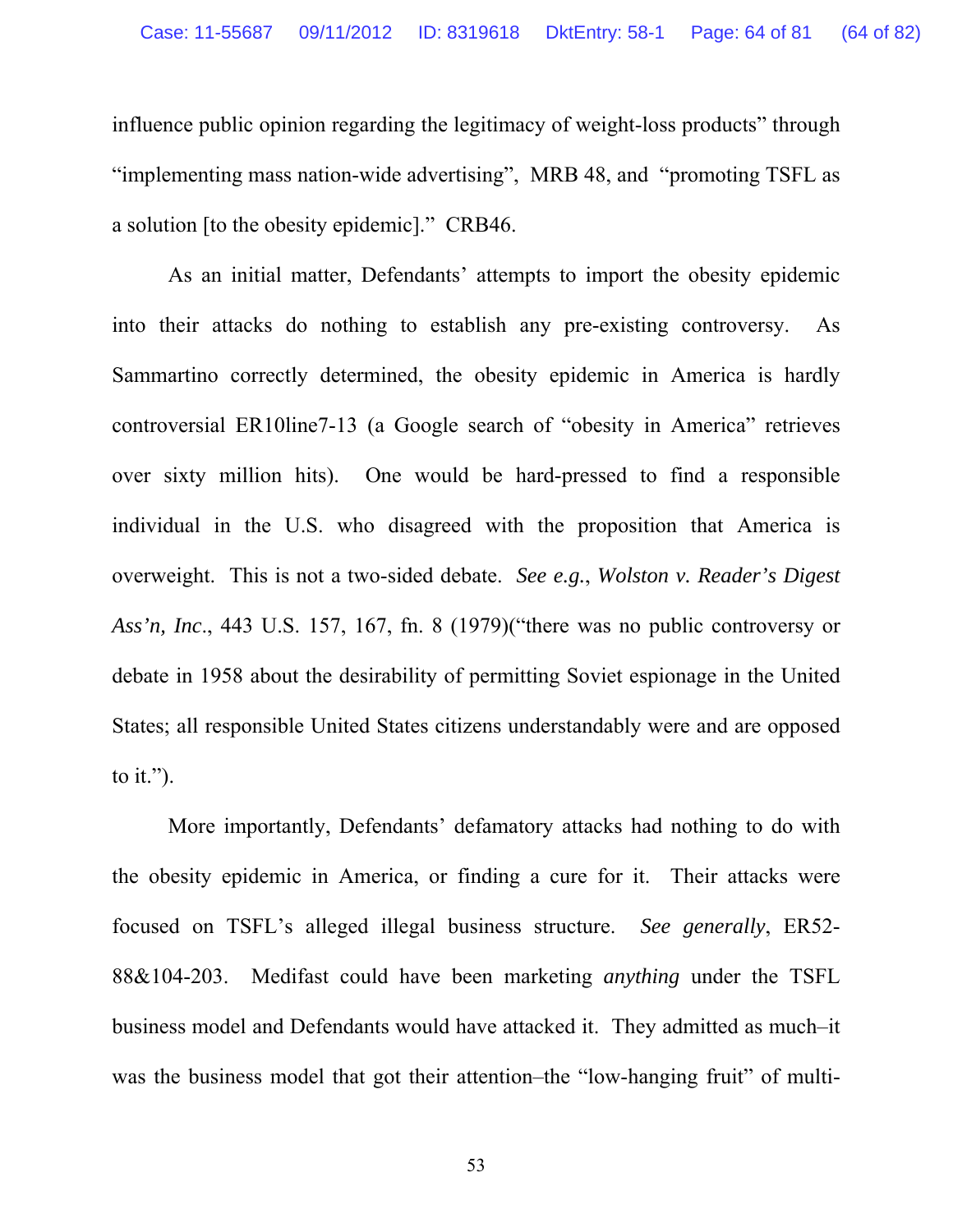influence public opinion regarding the legitimacy of weight-loss products" through "implementing mass nation-wide advertising", MRB 48, and "promoting TSFL as a solution [to the obesity epidemic]." CRB46.

As an initial matter, Defendants' attempts to import the obesity epidemic into their attacks do nothing to establish any pre-existing controversy. As Sammartino correctly determined, the obesity epidemic in America is hardly controversial ER10line7-13 (a Google search of "obesity in America" retrieves over sixty million hits). One would be hard-pressed to find a responsible individual in the U.S. who disagreed with the proposition that America is overweight. This is not a two-sided debate. *See e.g.*, *Wolston v. Reader's Digest Ass'n, Inc*., 443 U.S. 157, 167, fn. 8 (1979)("there was no public controversy or debate in 1958 about the desirability of permitting Soviet espionage in the United States; all responsible United States citizens understandably were and are opposed to it.").

More importantly, Defendants' defamatory attacks had nothing to do with the obesity epidemic in America, or finding a cure for it. Their attacks were focused on TSFL's alleged illegal business structure. *See generally*, ER52-88&104-203. Medifast could have been marketing *anything* under the TSFL business model and Defendants would have attacked it. They admitted as much–it was the business model that got their attention–the "low-hanging fruit" of multi-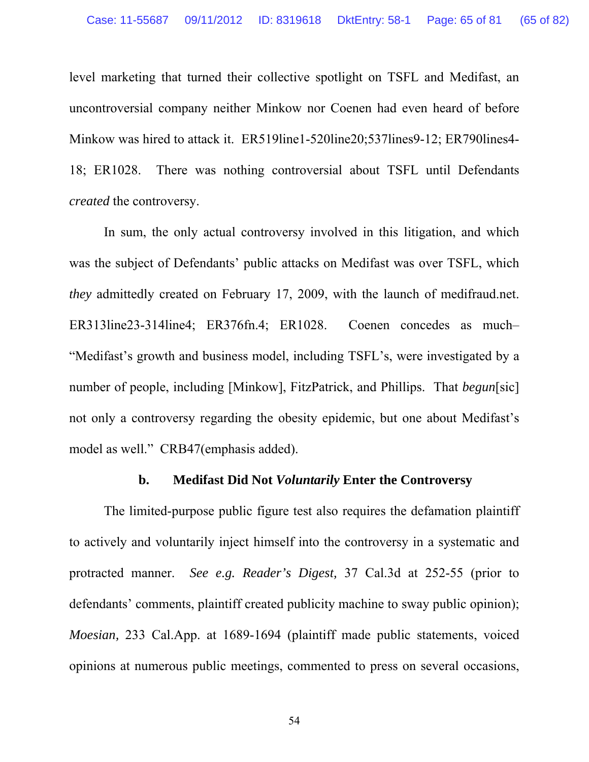level marketing that turned their collective spotlight on TSFL and Medifast, an uncontroversial company neither Minkow nor Coenen had even heard of before Minkow was hired to attack it. ER519line1-520line20;537lines9-12; ER790lines4-18; ER1028. There was nothing controversial about TSFL until Defendants *created* the controversy.

In sum, the only actual controversy involved in this litigation, and which was the subject of Defendants' public attacks on Medifast was over TSFL, which *they* admittedly created on February 17, 2009, with the launch of medifraud.net. ER313line23-314line4; ER376fn.4; ER1028. Coenen concedes as much– "Medifast's growth and business model, including TSFL's, were investigated by a number of people, including [Minkow], FitzPatrick, and Phillips. That *begun*[sic] not only a controversy regarding the obesity epidemic, but one about Medifast's model as well." CRB47(emphasis added).

**b. Medifast Did Not *Voluntarily* Enter the Controversy**

The limited-purpose public figure test also requires the defamation plaintiff to actively and voluntarily inject himself into the controversy in a systematic and protracted manner. *See e.g. Reader's Digest,* 37 Cal.3d at 252-55 (prior to defendants' comments, plaintiff created publicity machine to sway public opinion); *Moesian,* 233 Cal.App. at 1689-1694 (plaintiff made public statements, voiced opinions at numerous public meetings, commented to press on several occasions,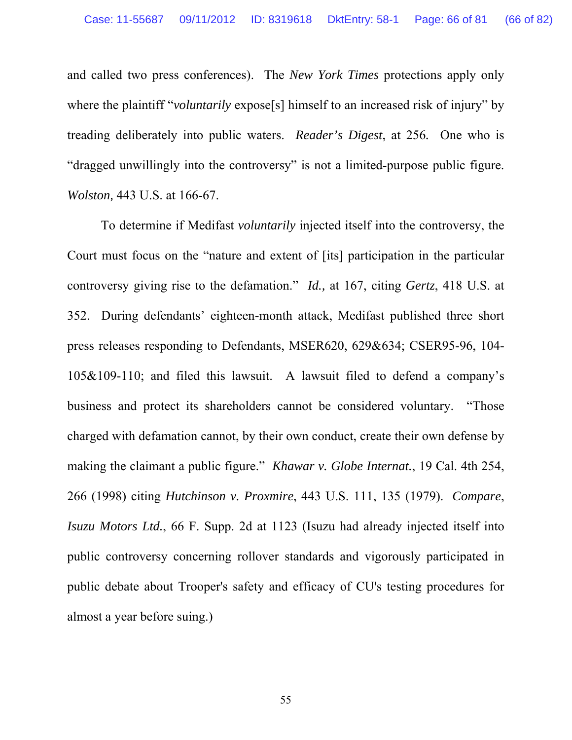and called two press conferences). The *New York Times* protections apply only where the plaintiff "*voluntarily* expose[s] himself to an increased risk of injury" by treading deliberately into public waters. *Reader's Digest*, at 256. One who is "dragged unwillingly into the controversy" is not a limited-purpose public figure. *Wolston*, 443 U.S. at 166-67.

To determine if Medifast *voluntarily* injected itself into the controversy, the Court must focus on the "nature and extent of [its] participation in the particular controversy giving rise to the defamation." *Id.*, at 167, citing *Gertz*, 418 U.S. at 352. During defendants' eighteen-month attack, Medifast published three short press releases responding to Defendants, MSER620, 629&634; CSER95-96, 104-105&109-110; and filed this lawsuit. A lawsuit filed to defend a company's business and protect its shareholders cannot be considered voluntary. "Those charged with defamation cannot, by their own conduct, create their own defense by making the claimant a public figure." *Khawar v. Globe Internat.*, 19 Cal. 4th 254, 266 (1998) citing *Hutchinson v. Proxmire*, 443 U.S. 111, 135 (1979). *Compare*, *Isuzu Motors Ltd.*, 66 F. Supp. 2d at 1123 (Isuzu had already injected itself into public controversy concerning rollover standards and vigorously participated in public debate about Trooper's safety and efficacy of CU's testing procedures for almost a year before suing.)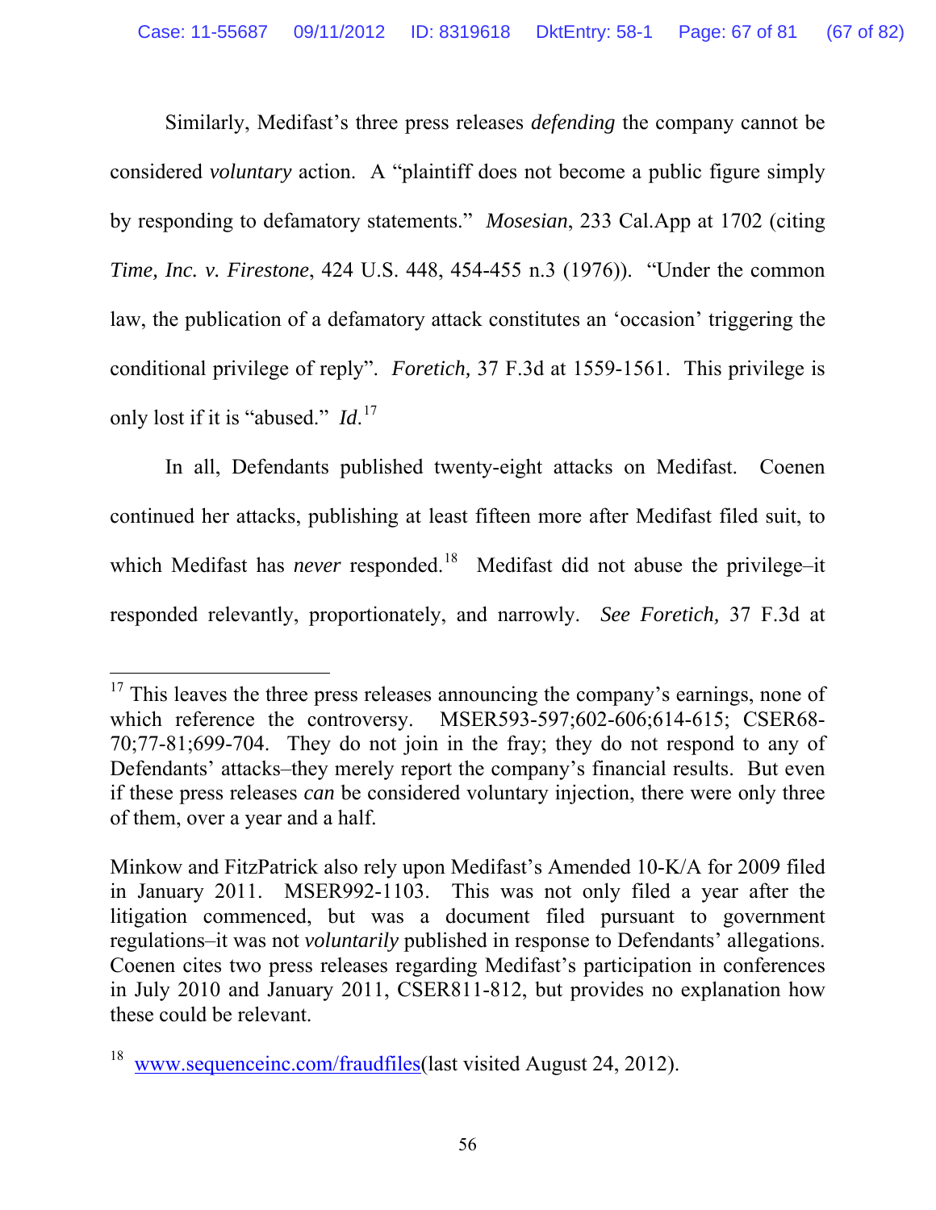Similarly, Medifast's three press releases *defending* the company cannot be considered *voluntary* action. A "plaintiff does not become a public figure simply by responding to defamatory statements." *Mosesian*, 233 Cal.App at 1702 (citing *Time, Inc. v. Firestone*, 424 U.S. 448, 454-455 n.3 (1976)). "Under the common law, the publication of a defamatory attack constitutes an 'occasion' triggering the conditional privilege of reply". *Foretich,* 37 F.3d at 1559-1561. This privilege is only lost if it is "abused." *Id.*[17]

In all, Defendants published twenty-eight attacks on Medifast. Coenen continued her attacks, publishing at least fifteen more after Medifast filed suit, to which Medifast has *never* responded.[18] Medifast did not abuse the privilege–it responded relevantly, proportionately, and narrowly. *See Foretich,* 37 F.3d at

---

[17] This leaves the three press releases announcing the company's earnings, none of which reference the controversy. MSER593-597;602-606;614-615; CSER68-70;77-81;699-704. They do not join in the fray; they do not respond to any of Defendants' attacks–they merely report the company's financial results. But even if these press releases *can* be considered voluntary injection, there were only three of them, over a year and a half.

Minkow and FitzPatrick also rely upon Medifast's Amended 10-K/A for 2009 filed in January 2011. MSER992-1103. This was not only filed a year after the litigation commenced, but was a document filed pursuant to government regulations–it was not *voluntarily* published in response to Defendants' allegations. Coenen cites two press releases regarding Medifast's participation in conferences in July 2010 and January 2011, CSER811-812, but provides no explanation how these could be relevant.

[18] www.sequenceinc.com/fraudfiles(last visited August 24, 2012).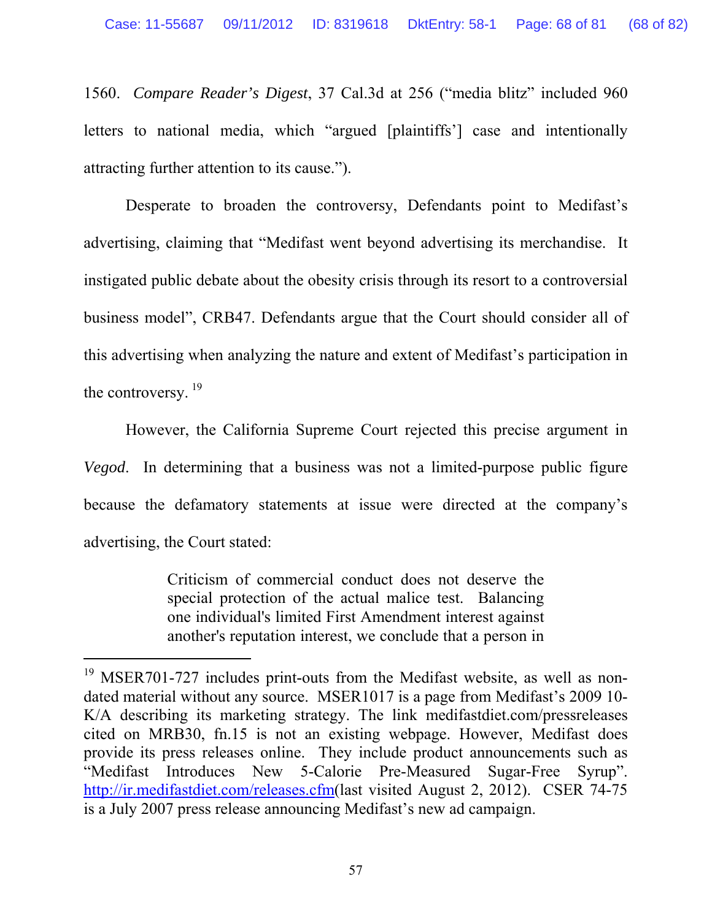1560. *Compare Reader's Digest*, 37 Cal.3d at 256 ("media blitz" included 960 letters to national media, which "argued [plaintiffs'] case and intentionally attracting further attention to its cause.").

Desperate to broaden the controversy, Defendants point to Medifast's advertising, claiming that "Medifast went beyond advertising its merchandise. It instigated public debate about the obesity crisis through its resort to a controversial business model", CRB47. Defendants argue that the Court should consider all of this advertising when analyzing the nature and extent of Medifast's participation in the controversy.[19]

However, the California Supreme Court rejected this precise argument in *Vegod*. In determining that a business was not a limited-purpose public figure because the defamatory statements at issue were directed at the company's advertising, the Court stated:

> Criticism of commercial conduct does not deserve the special protection of the actual malice test. Balancing one individual's limited First Amendment interest against another's reputation interest, we conclude that a person in

---

[19] MSER701-727 includes print-outs from the Medifast website, as well as non-dated material without any source. MSER1017 is a page from Medifast's 2009 10-K/A describing its marketing strategy. The link medifastdiet.com/pressreleases cited on MRB30, fn.15 is not an existing webpage. However, Medifast does provide its press releases online. They include product announcements such as "Medifast Introduces New 5-Calorie Pre-Measured Sugar-Free Syrup". http://ir.medifastdiet.com/releases.cfm(last visited August 2, 2012). CSER 74-75 is a July 2007 press release announcing Medifast's new ad campaign.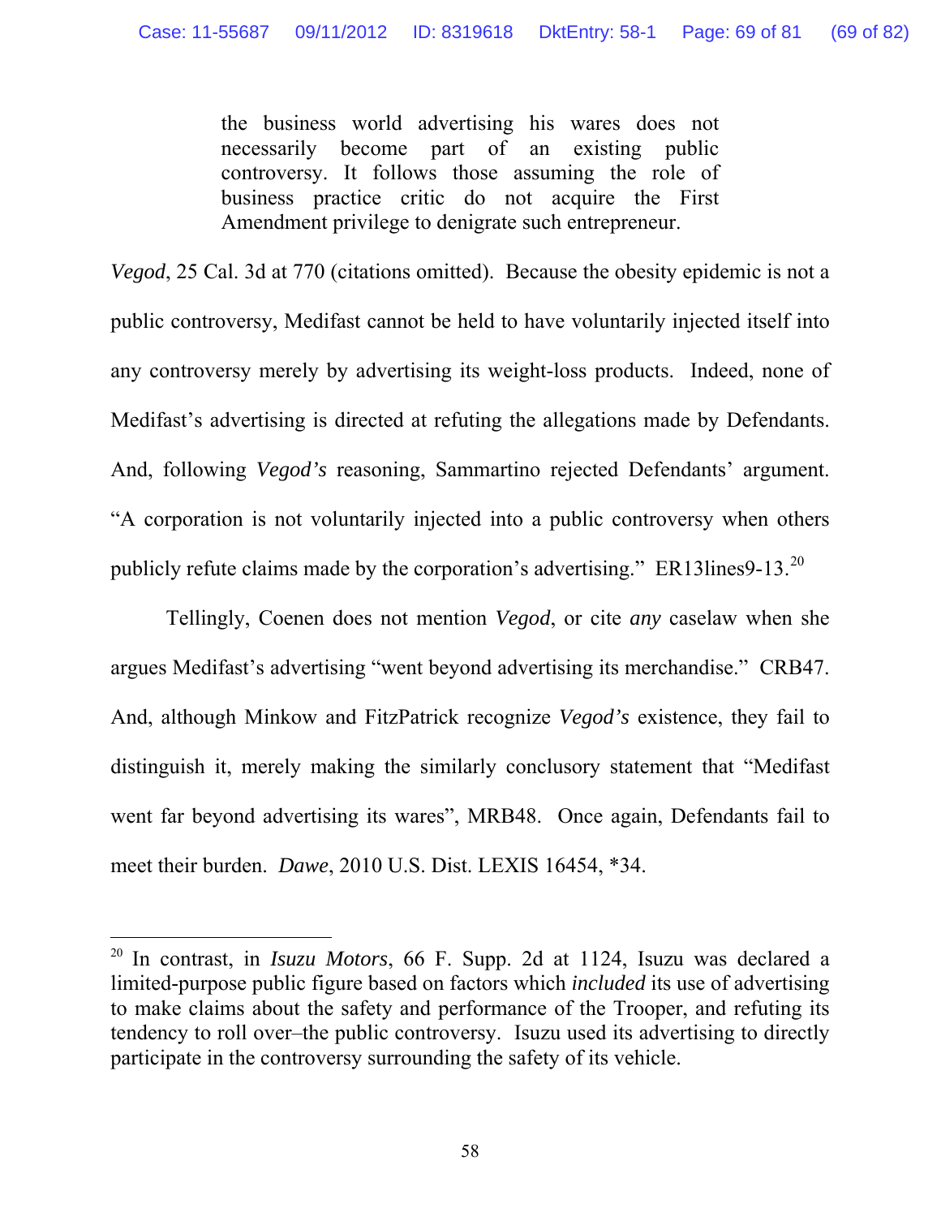> the business world advertising his wares does not necessarily become part of an existing public controversy. It follows those assuming the role of business practice critic do not acquire the First Amendment privilege to denigrate such entrepreneur.

*Vegod*, 25 Cal. 3d at 770 (citations omitted). Because the obesity epidemic is not a public controversy, Medifast cannot be held to have voluntarily injected itself into any controversy merely by advertising its weight-loss products. Indeed, none of Medifast's advertising is directed at refuting the allegations made by Defendants. And, following *Vegod's* reasoning, Sammartino rejected Defendants' argument. "A corporation is not voluntarily injected into a public controversy when others publicly refute claims made by the corporation's advertising." ER13lines9-13.[20]

Tellingly, Coenen does not mention *Vegod*, or cite *any* caselaw when she argues Medifast's advertising "went beyond advertising its merchandise." CRB47. And, although Minkow and FitzPatrick recognize *Vegod's* existence, they fail to distinguish it, merely making the similarly conclusory statement that "Medifast went far beyond advertising its wares", MRB48. Once again, Defendants fail to meet their burden. *Dawe*, 2010 U.S. Dist. LEXIS 16454, *34.

---

[20] In contrast, in *Isuzu Motors*, 66 F. Supp. 2d at 1124, Isuzu was declared a limited-purpose public figure based on factors which *included* its use of advertising to make claims about the safety and performance of the Trooper, and refuting its tendency to roll over–the public controversy. Isuzu used its advertising to directly participate in the controversy surrounding the safety of its vehicle.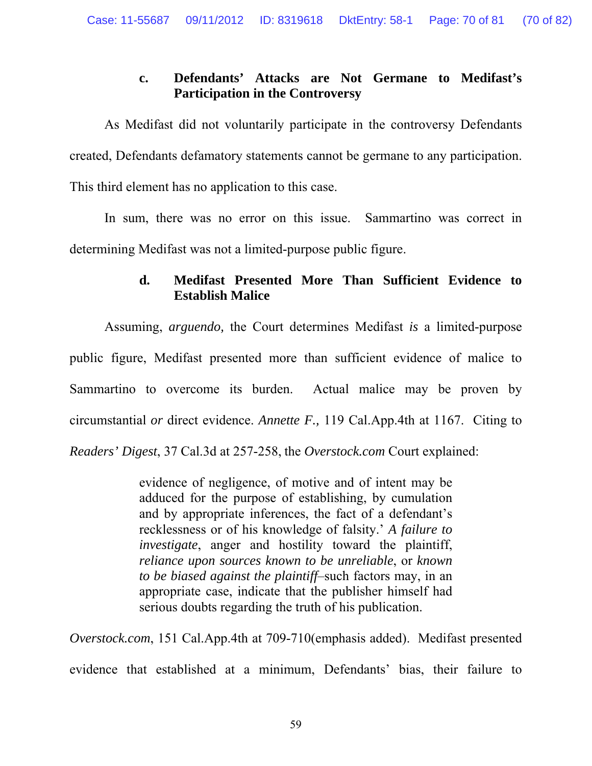#### c. Defendants' Attacks are Not Germane to Medifast's Participation in the Controversy

As Medifast did not voluntarily participate in the controversy Defendants created, Defendants defamatory statements cannot be germane to any participation. This third element has no application to this case.

In sum, there was no error on this issue. Sammartino was correct in determining Medifast was not a limited-purpose public figure.

#### d. Medifast Presented More Than Sufficient Evidence to Establish Malice

Assuming, *arguendo,* the Court determines Medifast *is* a limited-purpose public figure, Medifast presented more than sufficient evidence of malice to Sammartino to overcome its burden. Actual malice may be proven by circumstantial *or* direct evidence. *Annette F.,* 119 Cal.App.4th at 1167. Citing to *Readers' Digest*, 37 Cal.3d at 257-258, the *Overstock.com* Court explained:

> evidence of negligence, of motive and of intent may be adduced for the purpose of establishing, by cumulation and by appropriate inferences, the fact of a defendant's recklessness or of his knowledge of falsity.' *A failure to investigate*, anger and hostility toward the plaintiff, *reliance upon sources known to be unreliable*, or *known to be biased against the plaintiff*–such factors may, in an appropriate case, indicate that the publisher himself had serious doubts regarding the truth of his publication.

*Overstock.com*, 151 Cal.App.4th at 709-710(emphasis added). Medifast presented evidence that established at a minimum, Defendants' bias, their failure to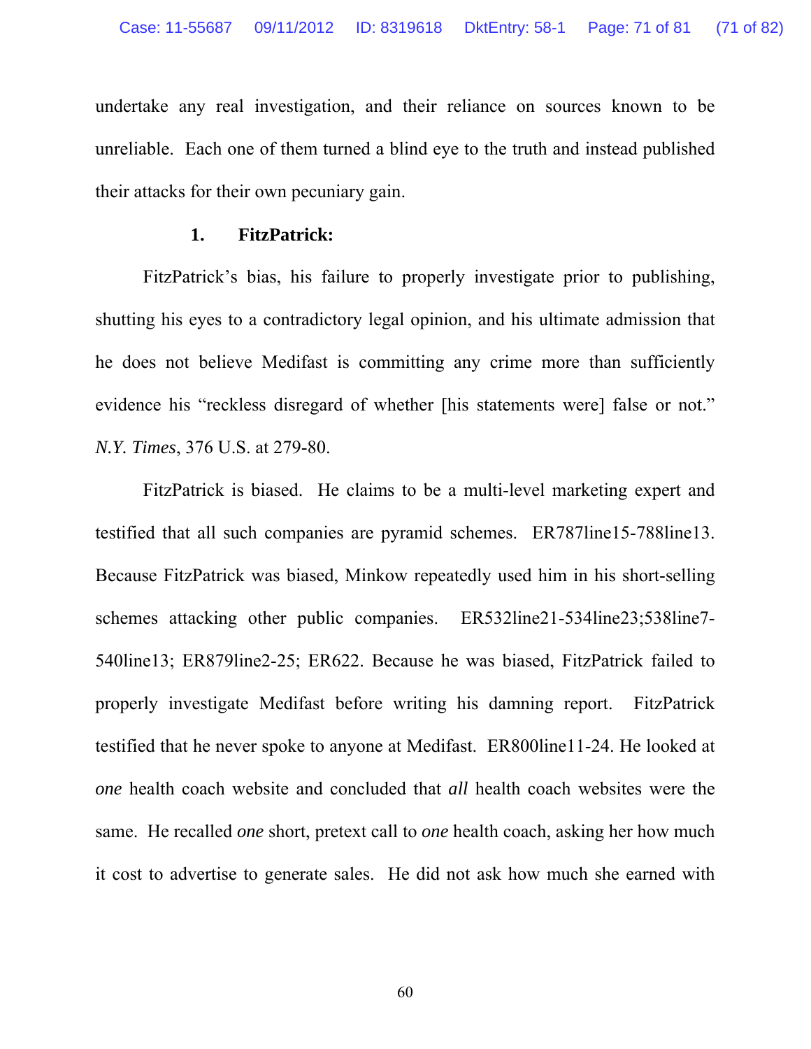undertake any real investigation, and their reliance on sources known to be unreliable. Each one of them turned a blind eye to the truth and instead published their attacks for their own pecuniary gain.

### 1. FitzPatrick:

FitzPatrick's bias, his failure to properly investigate prior to publishing, shutting his eyes to a contradictory legal opinion, and his ultimate admission that he does not believe Medifast is committing any crime more than sufficiently evidence his "reckless disregard of whether [his statements were] false or not." *N.Y. Times*, 376 U.S. at 279-80.

FitzPatrick is biased. He claims to be a multi-level marketing expert and testified that all such companies are pyramid schemes. ER787line15-788line13. Because FitzPatrick was biased, Minkow repeatedly used him in his short-selling schemes attacking other public companies. ER532line21-534line23;538line7-540line13; ER879line2-25; ER622. Because he was biased, FitzPatrick failed to properly investigate Medifast before writing his damning report. FitzPatrick testified that he never spoke to anyone at Medifast. ER800line11-24. He looked at *one* health coach website and concluded that *all* health coach websites were the same. He recalled *one* short, pretext call to *one* health coach, asking her how much it cost to advertise to generate sales. He did not ask how much she earned with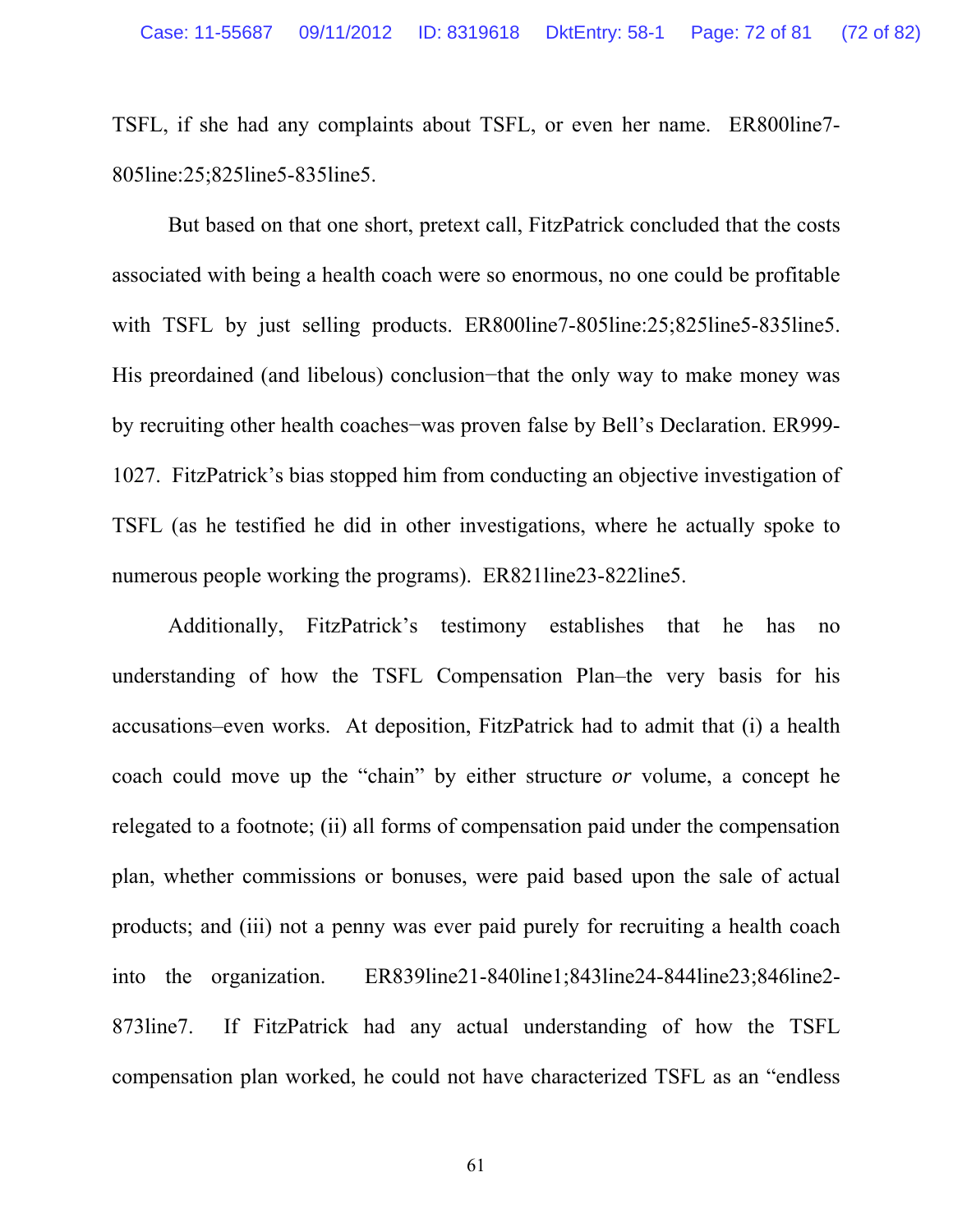TSFL, if she had any complaints about TSFL, or even her name. ER800line7-805line:25;825line5-835line5.

But based on that one short, pretext call, FitzPatrick concluded that the costs associated with being a health coach were so enormous, no one could be profitable with TSFL by just selling products. ER800line7-805line:25;825line5-835line5. His preordained (and libelous) conclusion−that the only way to make money was by recruiting other health coaches−was proven false by Bell's Declaration. ER999-1027. FitzPatrick's bias stopped him from conducting an objective investigation of TSFL (as he testified he did in other investigations, where he actually spoke to numerous people working the programs). ER821line23-822line5.

Additionally, FitzPatrick's testimony establishes that he has no understanding of how the TSFL Compensation Plan–the very basis for his accusations–even works. At deposition, FitzPatrick had to admit that (i) a health coach could move up the "chain" by either structure *or* volume, a concept he relegated to a footnote; (ii) all forms of compensation paid under the compensation plan, whether commissions or bonuses, were paid based upon the sale of actual products; and (iii) not a penny was ever paid purely for recruiting a health coach into the organization. ER839line21-840line1;843line24-844line23;846line2-873line7. If FitzPatrick had any actual understanding of how the TSFL compensation plan worked, he could not have characterized TSFL as an "endless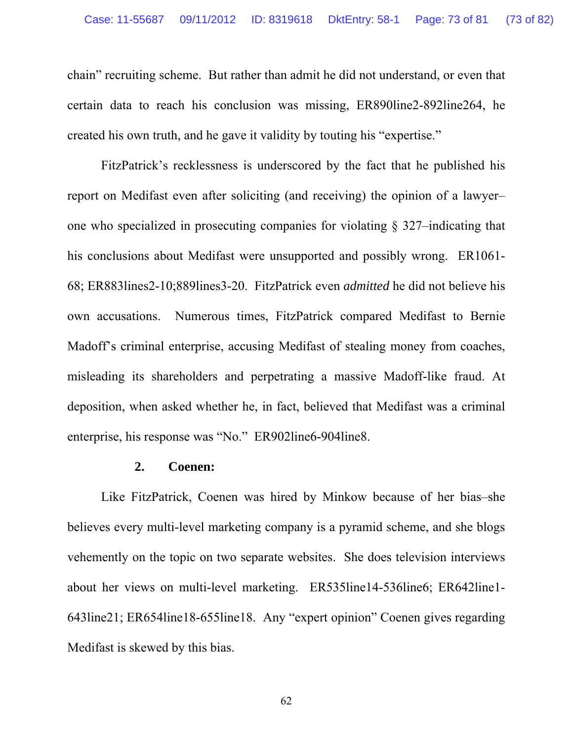chain" recruiting scheme. But rather than admit he did not understand, or even that certain data to reach his conclusion was missing, ER890line2-892line264, he created his own truth, and he gave it validity by touting his "expertise."

FitzPatrick's recklessness is underscored by the fact that he published his report on Medifast even after soliciting (and receiving) the opinion of a lawyer–one who specialized in prosecuting companies for violating § 327–indicating that his conclusions about Medifast were unsupported and possibly wrong. ER1061-68; ER883lines2-10;889lines3-20. FitzPatrick even *admitted* he did not believe his own accusations. Numerous times, FitzPatrick compared Medifast to Bernie Madoff's criminal enterprise, accusing Medifast of stealing money from coaches, misleading its shareholders and perpetrating a massive Madoff-like fraud. At deposition, when asked whether he, in fact, believed that Medifast was a criminal enterprise, his response was "No." ER902line6-904line8.

**2. Coenen:**

Like FitzPatrick, Coenen was hired by Minkow because of her bias–she believes every multi-level marketing company is a pyramid scheme, and she blogs vehemently on the topic on two separate websites. She does television interviews about her views on multi-level marketing. ER535line14-536line6; ER642line1-643line21; ER654line18-655line18. Any "expert opinion" Coenen gives regarding Medifast is skewed by this bias.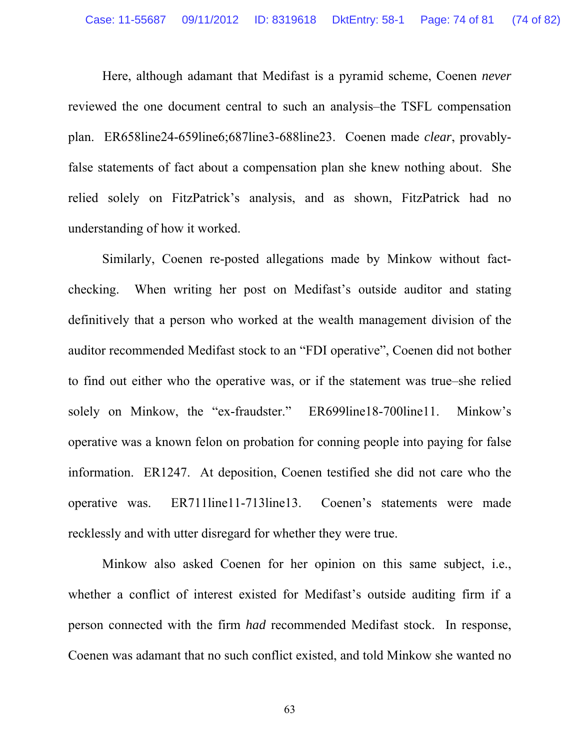Here, although adamant that Medifast is a pyramid scheme, Coenen *never* reviewed the one document central to such an analysis–the TSFL compensation plan. ER658line24-659line6;687line3-688line23. Coenen made *clear*, provably-false statements of fact about a compensation plan she knew nothing about. She relied solely on FitzPatrick's analysis, and as shown, FitzPatrick had no understanding of how it worked.

Similarly, Coenen re-posted allegations made by Minkow without fact-checking. When writing her post on Medifast's outside auditor and stating definitively that a person who worked at the wealth management division of the auditor recommended Medifast stock to an "FDI operative", Coenen did not bother to find out either who the operative was, or if the statement was true–she relied solely on Minkow, the "ex-fraudster." ER699line18-700line11. Minkow's operative was a known felon on probation for conning people into paying for false information. ER1247. At deposition, Coenen testified she did not care who the operative was. ER711line11-713line13. Coenen's statements were made recklessly and with utter disregard for whether they were true.

Minkow also asked Coenen for her opinion on this same subject, i.e., whether a conflict of interest existed for Medifast's outside auditing firm if a person connected with the firm *had* recommended Medifast stock. In response, Coenen was adamant that no such conflict existed, and told Minkow she wanted no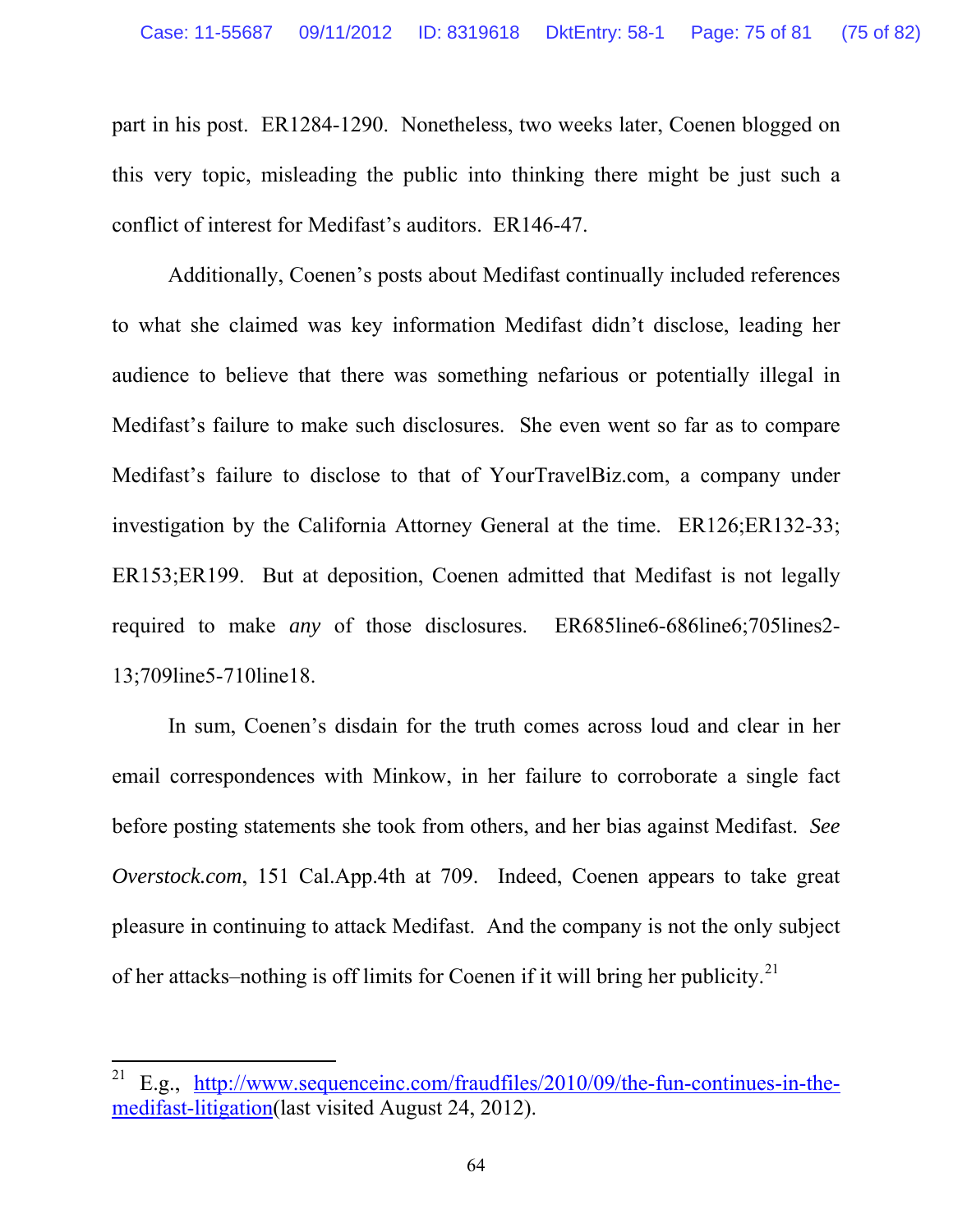part in his post. ER1284-1290. Nonetheless, two weeks later, Coenen blogged on this very topic, misleading the public into thinking there might be just such a conflict of interest for Medifast's auditors. ER146-47.

Additionally, Coenen's posts about Medifast continually included references to what she claimed was key information Medifast didn't disclose, leading her audience to believe that there was something nefarious or potentially illegal in Medifast's failure to make such disclosures. She even went so far as to compare Medifast's failure to disclose to that of YourTravelBiz.com, a company under investigation by the California Attorney General at the time. ER126;ER132-33; ER153;ER199. But at deposition, Coenen admitted that Medifast is not legally required to make *any* of those disclosures. ER685line6-686line6;705lines2-13;709line5-710line18.

In sum, Coenen's disdain for the truth comes across loud and clear in her email correspondences with Minkow, in her failure to corroborate a single fact before posting statements she took from others, and her bias against Medifast. *See Overstock.com*, 151 Cal.App.4th at 709. Indeed, Coenen appears to take great pleasure in continuing to attack Medifast. And the company is not the only subject of her attacks–nothing is off limits for Coenen if it will bring her publicity.[21]

---

[21] E.g., [http://www.sequenceinc.com/fraudfiles/2010/09/the-fun-continues-in-the-medifast-litigation](http://www.sequenceinc.com/fraudfiles/2010/09/the-fun-continues-in-the-medifast-litigation)(last visited August 24, 2012).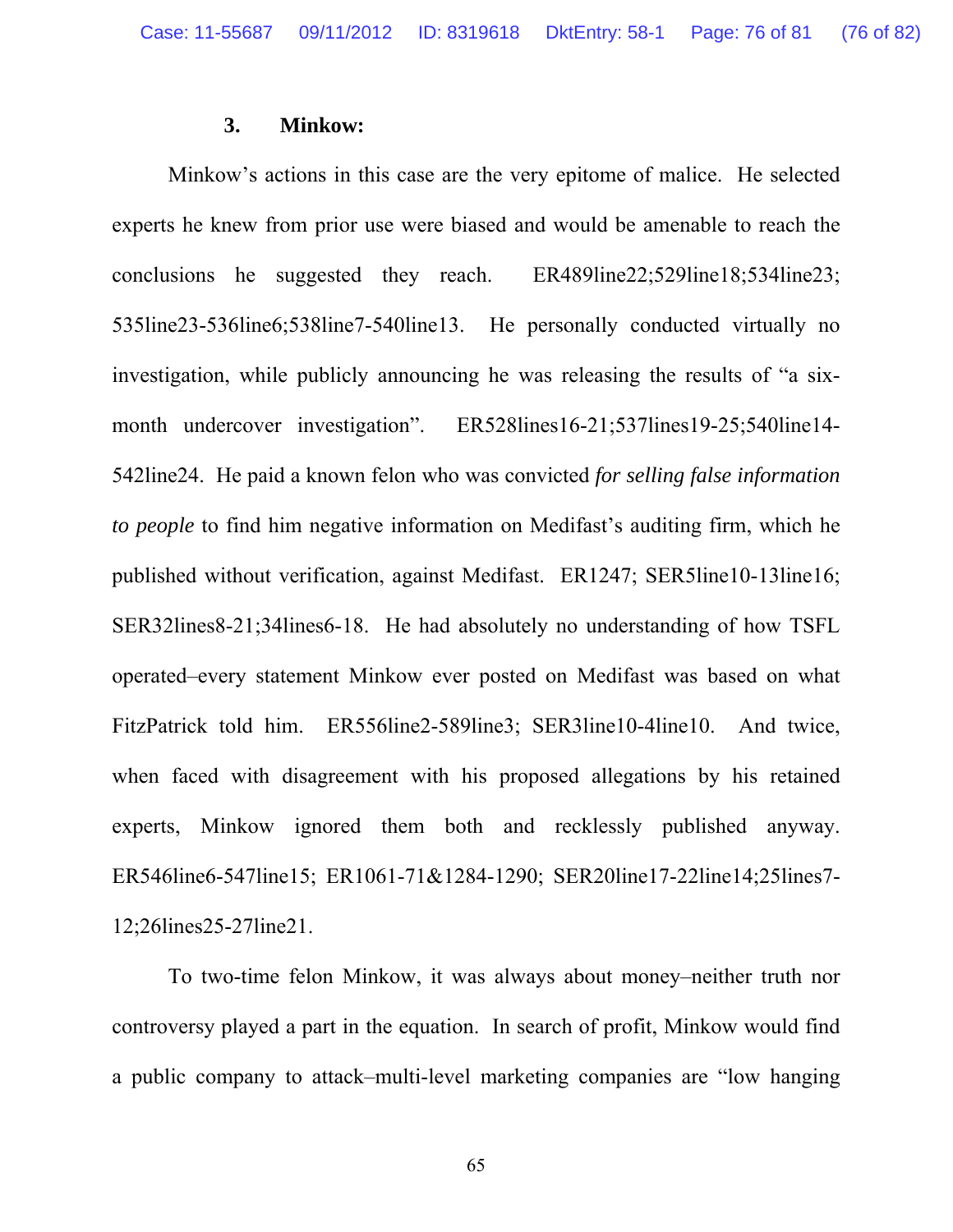### 3. Minkow:

Minkow's actions in this case are the very epitome of malice. He selected experts he knew from prior use were biased and would be amenable to reach the conclusions he suggested they reach. ER489line22;529line18;534line23; 535line23-536line6;538line7-540line13. He personally conducted virtually no investigation, while publicly announcing he was releasing the results of "a six-month undercover investigation". ER528lines16-21;537lines19-25;540line14-542line24. He paid a known felon who was convicted *for selling false information to people* to find him negative information on Medifast's auditing firm, which he published without verification, against Medifast. ER1247; SER5line10-13line16; SER32lines8-21;34lines6-18. He had absolutely no understanding of how TSFL operated–every statement Minkow ever posted on Medifast was based on what FitzPatrick told him. ER556line2-589line3; SER3line10-4line10. And twice, when faced with disagreement with his proposed allegations by his retained experts, Minkow ignored them both and recklessly published anyway. ER546line6-547line15; ER1061-71&1284-1290; SER20line17-22line14;25lines7-12;26lines25-27line21.

To two-time felon Minkow, it was always about money–neither truth nor controversy played a part in the equation. In search of profit, Minkow would find a public company to attack–multi-level marketing companies are "low hanging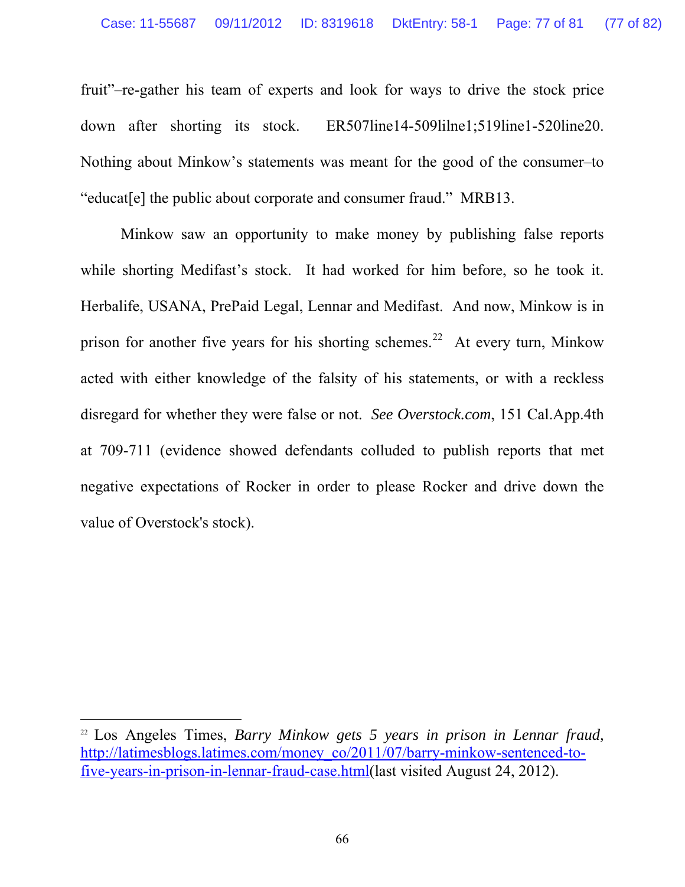fruit"–re-gather his team of experts and look for ways to drive the stock price down after shorting its stock. ER507line14-509lilne1;519line1-520line20. Nothing about Minkow's statements was meant for the good of the consumer–to "educat[e] the public about corporate and consumer fraud." MRB13.

Minkow saw an opportunity to make money by publishing false reports while shorting Medifast's stock. It had worked for him before, so he took it. Herbalife, USANA, PrePaid Legal, Lennar and Medifast. And now, Minkow is in prison for another five years for his shorting schemes.[22] At every turn, Minkow acted with either knowledge of the falsity of his statements, or with a reckless disregard for whether they were false or not. *See Overstock.com*, 151 Cal.App.4th at 709-711 (evidence showed defendants colluded to publish reports that met negative expectations of Rocker in order to please Rocker and drive down the value of Overstock's stock).

---

[22] Los Angeles Times, *Barry Minkow gets 5 years in prison in Lennar fraud,* http://latimesblogs.latimes.com/money_co/2011/07/barry-minkow-sentenced-to-five-years-in-prison-in-lennar-fraud-case.html(last visited August 24, 2012).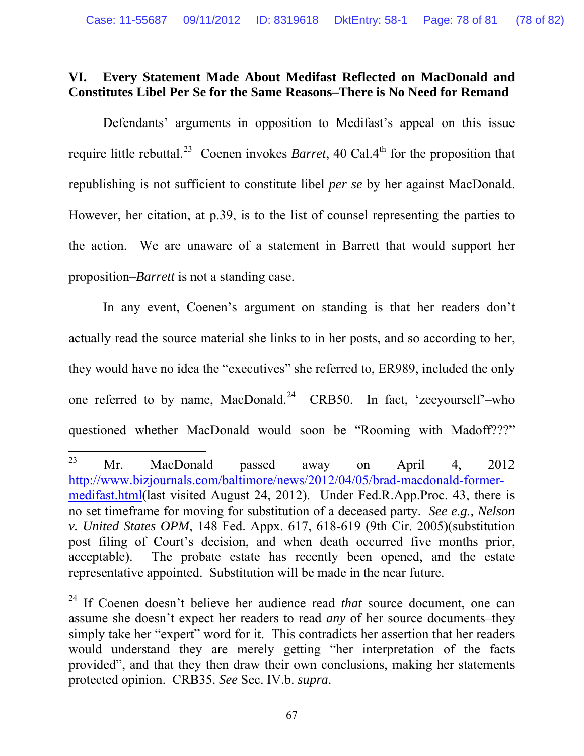## VI. Every Statement Made About Medifast Reflected on MacDonald and Constitutes Libel Per Se for the Same Reasons–There is No Need for Remand

Defendants' arguments in opposition to Medifast's appeal on this issue require little rebuttal.[23] Coenen invokes *Barret*, 40 Cal.4th for the proposition that republishing is not sufficient to constitute libel *per se* by her against MacDonald. However, her citation, at p.39, is to the list of counsel representing the parties to the action. We are unaware of a statement in Barrett that would support her proposition–*Barrett* is not a standing case.

In any event, Coenen's argument on standing is that her readers don't actually read the source material she links to in her posts, and so according to her, they would have no idea the "executives" she referred to, ER989, included the only one referred to by name, MacDonald.[24] CRB50. In fact, 'zeeyourself'–who questioned whether MacDonald would soon be "Rooming with Madoff???"

---

[23] Mr. MacDonald passed away on April 4, 2012 http://www.bizjournals.com/baltimore/news/2012/04/05/brad-macdonald-former-medifast.html(last visited August 24, 2012). Under Fed.R.App.Proc. 43, there is no set timeframe for moving for substitution of a deceased party. *See e.g., Nelson v. United States OPM*, 148 Fed. Appx. 617, 618-619 (9th Cir. 2005)(substitution post filing of Court's decision, and when death occurred five months prior, acceptable). The probate estate has recently been opened, and the estate representative appointed. Substitution will be made in the near future.

[24] If Coenen doesn't believe her audience read *that* source document, one can assume she doesn't expect her readers to read *any* of her source documents–they simply take her "expert" word for it. This contradicts her assertion that her readers would understand they are merely getting "her interpretation of the facts provided", and that they then draw their own conclusions, making her statements protected opinion. CRB35. *See* Sec. IV.b. *supra*.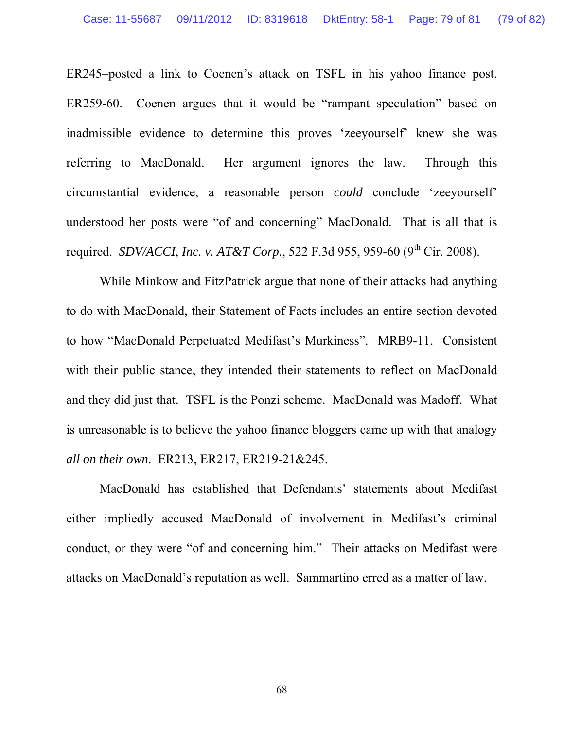ER245–posted a link to Coenen's attack on TSFL in his yahoo finance post. ER259-60. Coenen argues that it would be "rampant speculation" based on inadmissible evidence to determine this proves 'zeeyourself' knew she was referring to MacDonald. Her argument ignores the law. Through this circumstantial evidence, a reasonable person *could* conclude 'zeeyourself' understood her posts were "of and concerning" MacDonald. That is all that is required. *SDV/ACCI, Inc. v. AT&T Corp.*, 522 F.3d 955, 959-60 (9th Cir. 2008).

While Minkow and FitzPatrick argue that none of their attacks had anything to do with MacDonald, their Statement of Facts includes an entire section devoted to how "MacDonald Perpetuated Medifast's Murkiness". MRB9-11. Consistent with their public stance, they intended their statements to reflect on MacDonald and they did just that. TSFL is the Ponzi scheme. MacDonald was Madoff. What is unreasonable is to believe the yahoo finance bloggers came up with that analogy *all on their own*. ER213, ER217, ER219-21&245.

MacDonald has established that Defendants' statements about Medifast either impliedly accused MacDonald of involvement in Medifast's criminal conduct, or they were "of and concerning him." Their attacks on Medifast were attacks on MacDonald's reputation as well. Sammartino erred as a matter of law.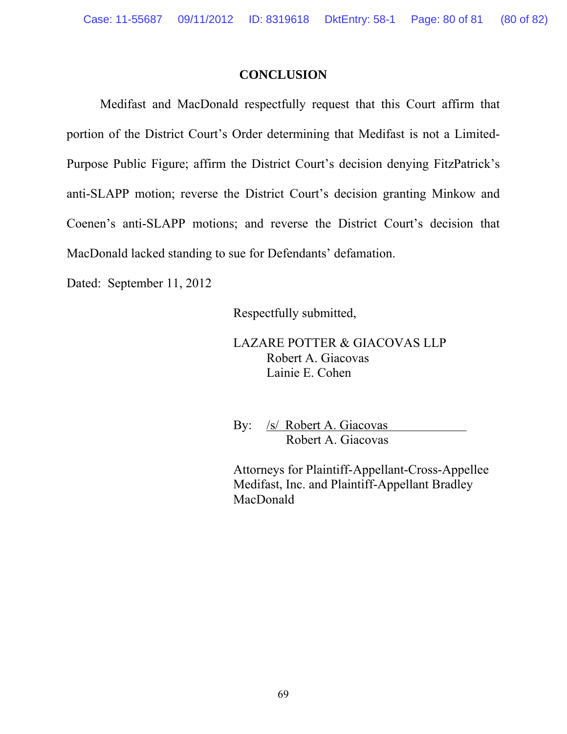## CONCLUSION

Medifast and MacDonald respectfully request that this Court affirm that portion of the District Court's Order determining that Medifast is not a Limited-Purpose Public Figure; affirm the District Court's decision denying FitzPatrick's anti-SLAPP motion; reverse the District Court's decision granting Minkow and Coenen's anti-SLAPP motions; and reverse the District Court's decision that MacDonald lacked standing to sue for Defendants' defamation.

Dated: September 11, 2012

Respectfully submitted,

LAZARE POTTER & GIACOVAS LLP
Robert A. Giacovas
Lainie E. Cohen

By: /s/ Robert A. Giacovas
Robert A. Giacovas

Attorneys for Plaintiff-Appellant-Cross-Appellee Medifast, Inc. and Plaintiff-Appellant Bradley MacDonald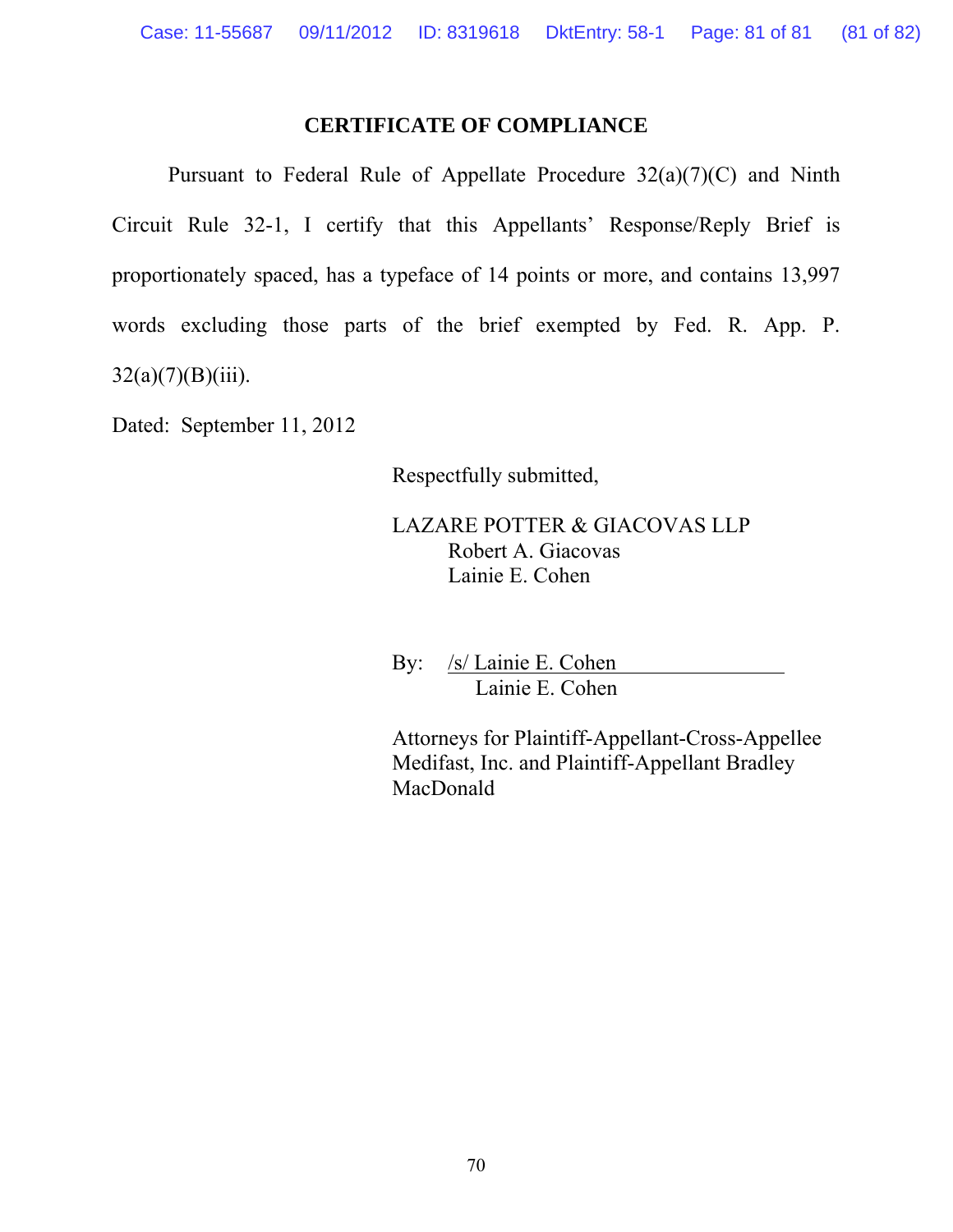## CERTIFICATE OF COMPLIANCE

Pursuant to Federal Rule of Appellate Procedure 32(a)(7)(C) and Ninth Circuit Rule 32-1, I certify that this Appellants' Response/Reply Brief is proportionately spaced, has a typeface of 14 points or more, and contains 13,997 words excluding those parts of the brief exempted by Fed. R. App. P. 32(a)(7)(B)(iii).

Dated: September 11, 2012

Respectfully submitted,

LAZARE POTTER & GIACOVAS LLP
Robert A. Giacovas
Lainie E. Cohen

By: /s/ Lainie E. Cohen
Lainie E. Cohen

Attorneys for Plaintiff-Appellant-Cross-Appellee Medifast, Inc. and Plaintiff-Appellant Bradley MacDonald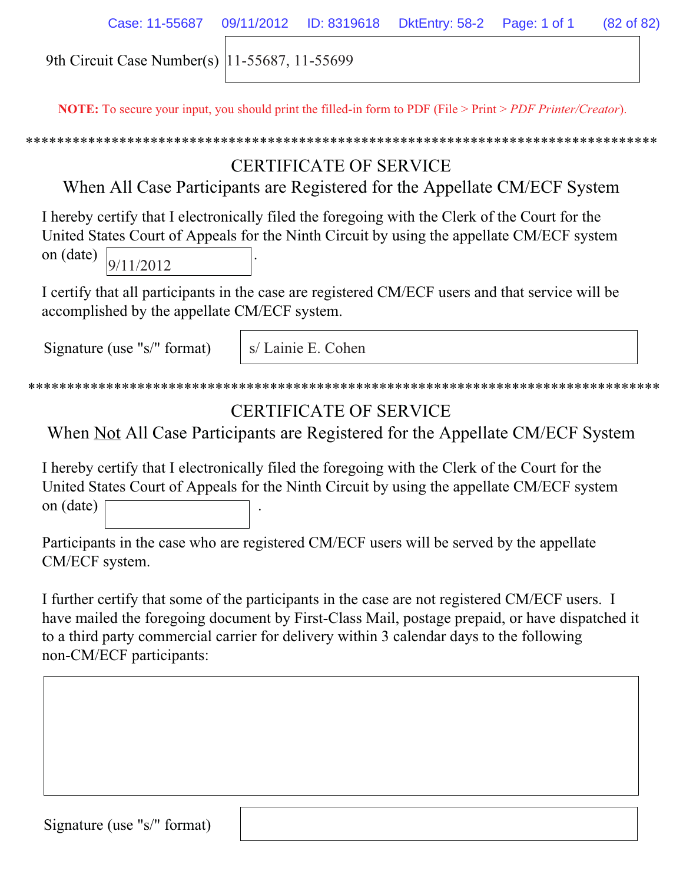9th Circuit Case Number(s) 11-55687, 11-55699

**NOTE:** To secure your input, you should print the filled-in form to PDF (File > Print > *PDF Printer/Creator*).

*********************************************************************************

## CERTIFICATE OF SERVICE
## When All Case Participants are Registered for the Appellate CM/ECF System

I hereby certify that I electronically filed the foregoing with the Clerk of the Court for the United States Court of Appeals for the Ninth Circuit by using the appellate CM/ECF system on (date) 9/11/2012 .

I certify that all participants in the case are registered CM/ECF users and that service will be accomplished by the appellate CM/ECF system.

Signature (use "s/" format) s/ Lainie E. Cohen

*********************************************************************************

## CERTIFICATE OF SERVICE
## When Not All Case Participants are Registered for the Appellate CM/ECF System

I hereby certify that I electronically filed the foregoing with the Clerk of the Court for the United States Court of Appeals for the Ninth Circuit by using the appellate CM/ECF system on (date) .

Participants in the case who are registered CM/ECF users will be served by the appellate CM/ECF system.

I further certify that some of the participants in the case are not registered CM/ECF users. I have mailed the foregoing document by First-Class Mail, postage prepaid, or have dispatched it to a third party commercial carrier for delivery within 3 calendar days to the following non-CM/ECF participants:

Signature (use "s/" format)